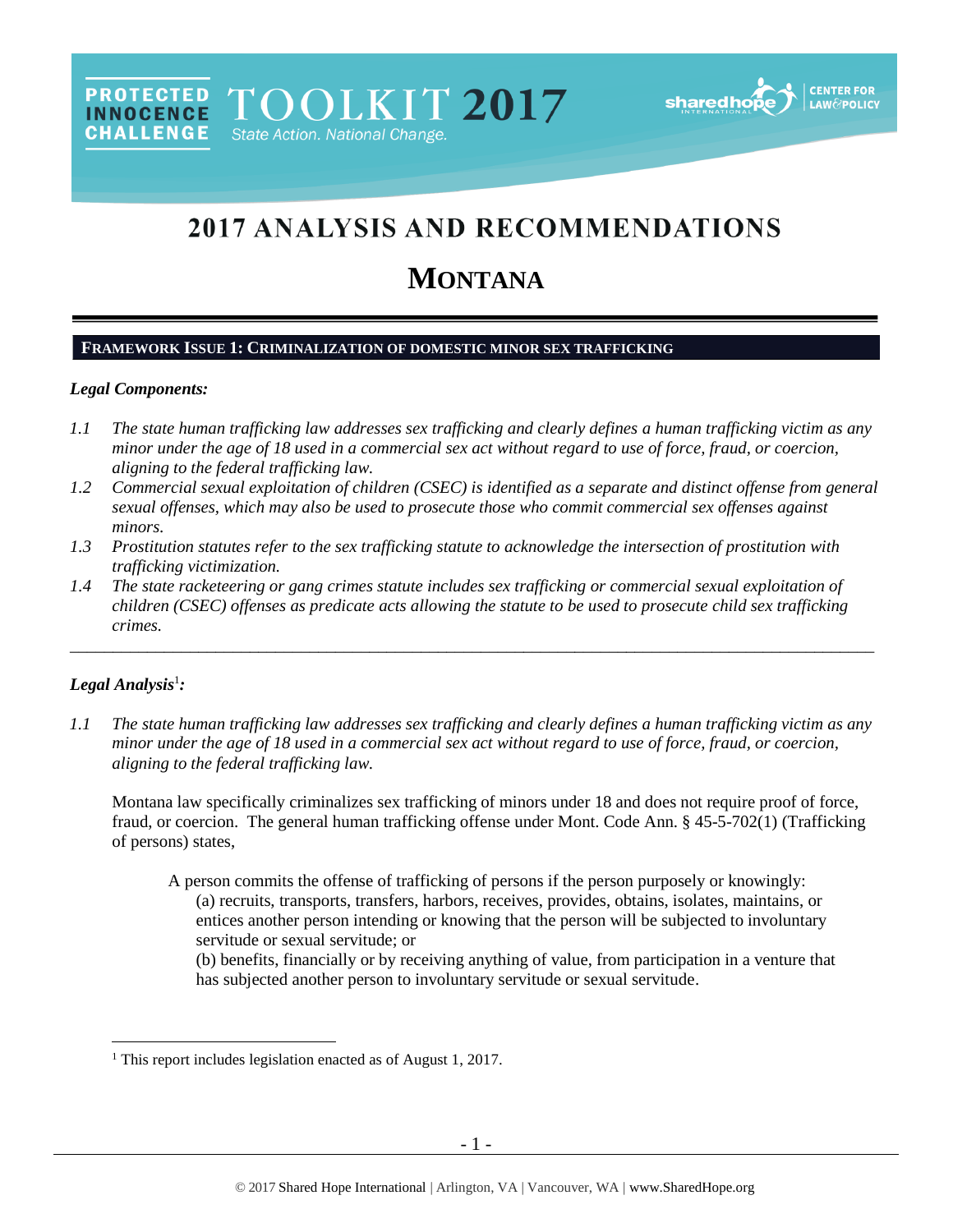PROTECTED INNOCENCE CHALLENGE TOOLKIT 2017 State Action. National Change.

# 2017 ANALYSIS AND RECOMMENDATIONS

# MONTANA

## FRAMEWORK ISSUE 1: CRIMINALIZATION OF DOMESTIC MINOR SEX TRAFFICKING

### *Legal Components:*

*1.1 The state human trafficking law addresses sex trafficking and clearly defines a human trafficking victim as any minor under the age of 18 used in a commercial sex act without regard to use of force, fraud, or coercion, aligning to the federal trafficking law.*

*1.2 Commercial sexual exploitation of children (CSEC) is identified as a separate and distinct offense from general sexual offenses, which may also be used to prosecute those who commit commercial sex offenses against minors.*

*1.3 Prostitution statutes refer to the sex trafficking statute to acknowledge the intersection of prostitution with trafficking victimization.*

*1.4 The state racketeering or gang crimes statute includes sex trafficking or commercial sexual exploitation of children (CSEC) offenses as predicate acts allowing the statute to be used to prosecute child sex trafficking crimes.*

---

### *Legal Analysis*[1]*:*

*1.1 The state human trafficking law addresses sex trafficking and clearly defines a human trafficking victim as any minor under the age of 18 used in a commercial sex act without regard to use of force, fraud, or coercion, aligning to the federal trafficking law.*

Montana law specifically criminalizes sex trafficking of minors under 18 and does not require proof of force, fraud, or coercion. The general human trafficking offense under Mont. Code Ann. § 45-5-702(1) (Trafficking of persons) states,

> A person commits the offense of trafficking of persons if the person purposely or knowingly:
> (a) recruits, transports, transfers, harbors, receives, provides, obtains, isolates, maintains, or entices another person intending or knowing that the person will be subjected to involuntary servitude or sexual servitude; or
> (b) benefits, financially or by receiving anything of value, from participation in a venture that has subjected another person to involuntary servitude or sexual servitude.

[1] This report includes legislation enacted as of August 1, 2017.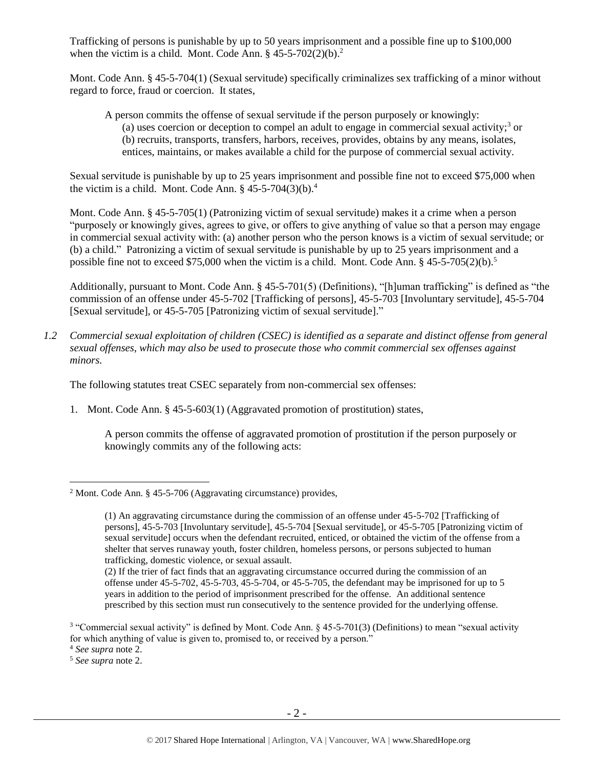Trafficking of persons is punishable by up to 50 years imprisonment and a possible fine up to $100,000 when the victim is a child. Mont. Code Ann. § 45-5-702(2)(b).[2]

Mont. Code Ann. § 45-5-704(1) (Sexual servitude) specifically criminalizes sex trafficking of a minor without regard to force, fraud or coercion. It states,

> A person commits the offense of sexual servitude if the person purposely or knowingly:
> (a) uses coercion or deception to compel an adult to engage in commercial sexual activity;[3] or
> (b) recruits, transports, transfers, harbors, receives, provides, obtains by any means, isolates, entices, maintains, or makes available a child for the purpose of commercial sexual activity.

Sexual servitude is punishable by up to 25 years imprisonment and possible fine not to exceed $75,000 when the victim is a child. Mont. Code Ann. § 45-5-704(3)(b).[4]

Mont. Code Ann. § 45-5-705(1) (Patronizing victim of sexual servitude) makes it a crime when a person "purposely or knowingly gives, agrees to give, or offers to give anything of value so that a person may engage in commercial sexual activity with: (a) another person who the person knows is a victim of sexual servitude; or (b) a child." Patronizing a victim of sexual servitude is punishable by up to 25 years imprisonment and a possible fine not to exceed $75,000 when the victim is a child. Mont. Code Ann. § 45-5-705(2)(b).[5]

Additionally, pursuant to Mont. Code Ann. § 45-5-701(5) (Definitions), "[h]uman trafficking" is defined as "the commission of an offense under 45-5-702 [Trafficking of persons], 45-5-703 [Involuntary servitude], 45-5-704 [Sexual servitude], or 45-5-705 [Patronizing victim of sexual servitude]."

*1.2 Commercial sexual exploitation of children (CSEC) is identified as a separate and distinct offense from general sexual offenses, which may also be used to prosecute those who commit commercial sex offenses against minors.*

The following statutes treat CSEC separately from non-commercial sex offenses:

1. Mont. Code Ann. § 45-5-603(1) (Aggravated promotion of prostitution) states,

   > A person commits the offense of aggravated promotion of prostitution if the person purposely or knowingly commits any of the following acts:

---

[2] Mont. Code Ann. § 45-5-706 (Aggravating circumstance) provides,

> (1) An aggravating circumstance during the commission of an offense under 45-5-702 [Trafficking of persons], 45-5-703 [Involuntary servitude], 45-5-704 [Sexual servitude], or 45-5-705 [Patronizing victim of sexual servitude] occurs when the defendant recruited, enticed, or obtained the victim of the offense from a shelter that serves runaway youth, foster children, homeless persons, or persons subjected to human trafficking, domestic violence, or sexual assault.
> (2) If the trier of fact finds that an aggravating circumstance occurred during the commission of an offense under 45-5-702, 45-5-703, 45-5-704, or 45-5-705, the defendant may be imprisoned for up to 5 years in addition to the period of imprisonment prescribed for the offense. An additional sentence prescribed by this section must run consecutively to the sentence provided for the underlying offense.

[3] "Commercial sexual activity" is defined by Mont. Code Ann. § 45-5-701(3) (Definitions) to mean "sexual activity for which anything of value is given to, promised to, or received by a person."

[4] *See supra* note 2.

[5] *See supra* note 2.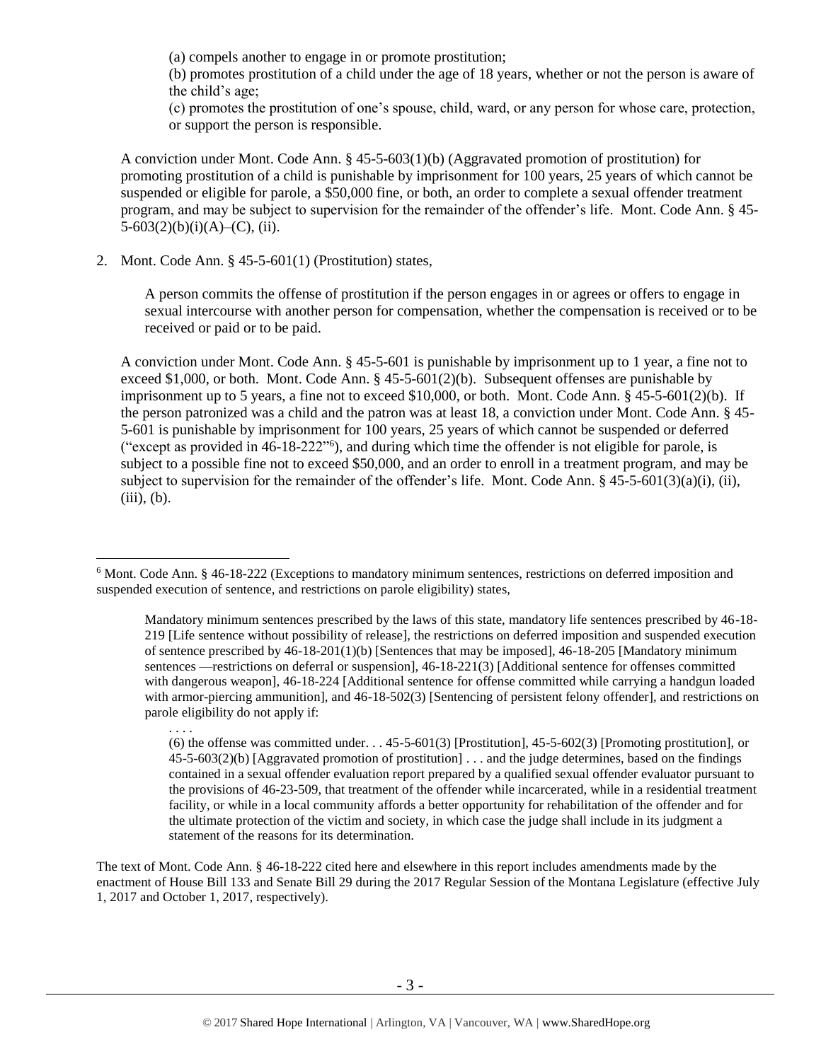(a) compels another to engage in or promote prostitution;

(b) promotes prostitution of a child under the age of 18 years, whether or not the person is aware of the child's age;

(c) promotes the prostitution of one's spouse, child, ward, or any person for whose care, protection, or support the person is responsible.

A conviction under Mont. Code Ann. § 45-5-603(1)(b) (Aggravated promotion of prostitution) for promoting prostitution of a child is punishable by imprisonment for 100 years, 25 years of which cannot be suspended or eligible for parole, a $50,000 fine, or both, an order to complete a sexual offender treatment program, and may be subject to supervision for the remainder of the offender's life. Mont. Code Ann. § 45-5-603(2)(b)(i)(A)–(C), (ii).

2. Mont. Code Ann. § 45-5-601(1) (Prostitution) states,

   A person commits the offense of prostitution if the person engages in or agrees or offers to engage in sexual intercourse with another person for compensation, whether the compensation is received or to be received or paid or to be paid.

   A conviction under Mont. Code Ann. § 45-5-601 is punishable by imprisonment up to 1 year, a fine not to exceed $1,000, or both. Mont. Code Ann. § 45-5-601(2)(b). Subsequent offenses are punishable by imprisonment up to 5 years, a fine not to exceed $10,000, or both. Mont. Code Ann. § 45-5-601(2)(b). If the person patronized was a child and the patron was at least 18, a conviction under Mont. Code Ann. § 45-5-601 is punishable by imprisonment for 100 years, 25 years of which cannot be suspended or deferred ("except as provided in 46-18-222"[6]), and during which time the offender is not eligible for parole, is subject to a possible fine not to exceed $50,000, and an order to enroll in a treatment program, and may be subject to supervision for the remainder of the offender's life. Mont. Code Ann. § 45-5-601(3)(a)(i), (ii), (iii), (b).

---

[6] Mont. Code Ann. § 46-18-222 (Exceptions to mandatory minimum sentences, restrictions on deferred imposition and suspended execution of sentence, and restrictions on parole eligibility) states,

> Mandatory minimum sentences prescribed by the laws of this state, mandatory life sentences prescribed by 46-18-219 [Life sentence without possibility of release], the restrictions on deferred imposition and suspended execution of sentence prescribed by 46-18-201(1)(b) [Sentences that may be imposed], 46-18-205 [Mandatory minimum sentences —restrictions on deferral or suspension], 46-18-221(3) [Additional sentence for offenses committed with dangerous weapon], 46-18-224 [Additional sentence for offense committed while carrying a handgun loaded with armor-piercing ammunition], and 46-18-502(3) [Sentencing of persistent felony offender], and restrictions on parole eligibility do not apply if:
>
> . . . .
>
> (6) the offense was committed under. . . 45-5-601(3) [Prostitution], 45-5-602(3) [Promoting prostitution], or 45-5-603(2)(b) [Aggravated promotion of prostitution] . . . and the judge determines, based on the findings contained in a sexual offender evaluation report prepared by a qualified sexual offender evaluator pursuant to the provisions of 46-23-509, that treatment of the offender while incarcerated, while in a residential treatment facility, or while in a local community affords a better opportunity for rehabilitation of the offender and for the ultimate protection of the victim and society, in which case the judge shall include in its judgment a statement of the reasons for its determination.

The text of Mont. Code Ann. § 46-18-222 cited here and elsewhere in this report includes amendments made by the enactment of House Bill 133 and Senate Bill 29 during the 2017 Regular Session of the Montana Legislature (effective July 1, 2017 and October 1, 2017, respectively).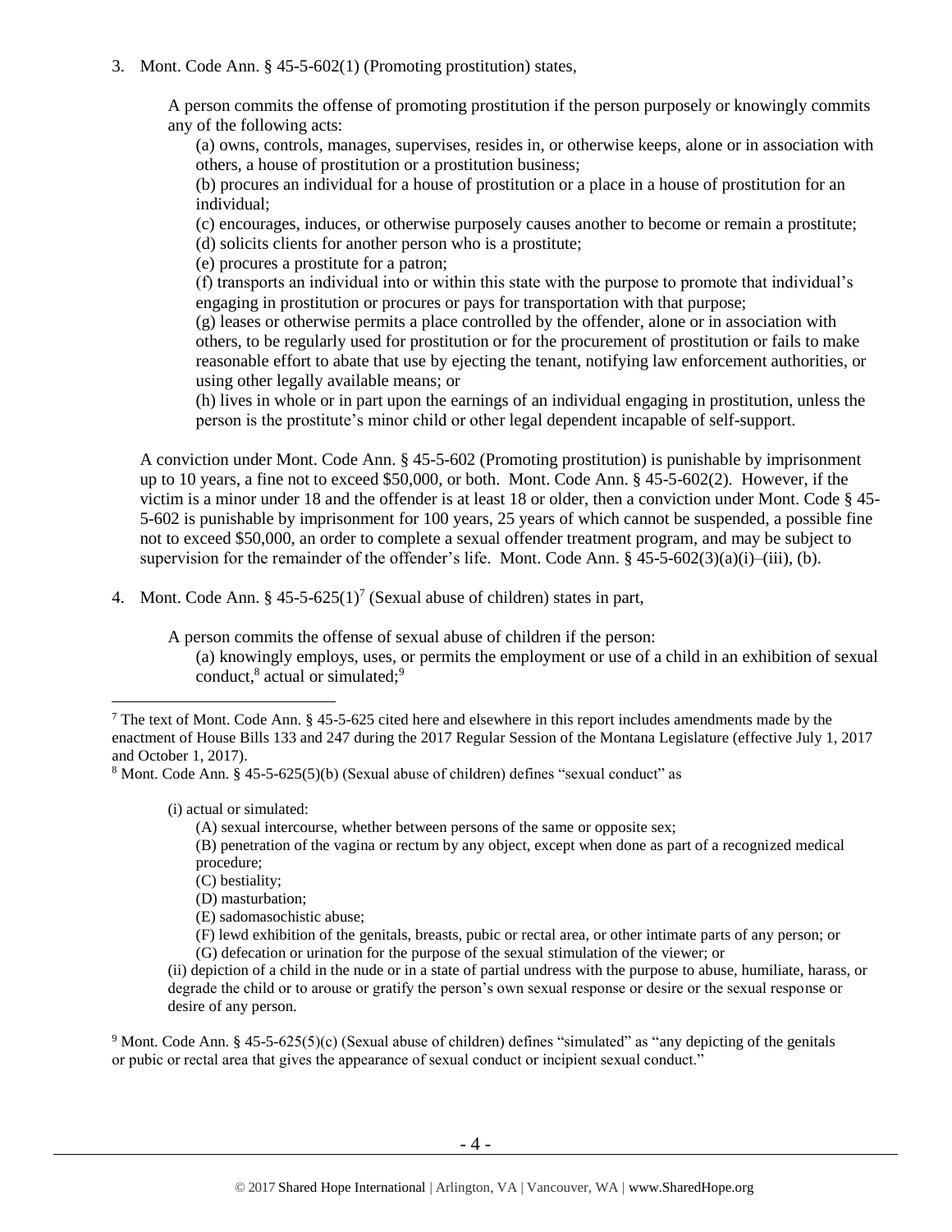3. Mont. Code Ann. § 45-5-602(1) (Promoting prostitution) states,

> A person commits the offense of promoting prostitution if the person purposely or knowingly commits any of the following acts:
>
> (a) owns, controls, manages, supervises, resides in, or otherwise keeps, alone or in association with others, a house of prostitution or a prostitution business;
>
> (b) procures an individual for a house of prostitution or a place in a house of prostitution for an individual;
>
> (c) encourages, induces, or otherwise purposely causes another to become or remain a prostitute;
>
> (d) solicits clients for another person who is a prostitute;
>
> (e) procures a prostitute for a patron;
>
> (f) transports an individual into or within this state with the purpose to promote that individual's engaging in prostitution or procures or pays for transportation with that purpose;
>
> (g) leases or otherwise permits a place controlled by the offender, alone or in association with others, to be regularly used for prostitution or for the procurement of prostitution or fails to make reasonable effort to abate that use by ejecting the tenant, notifying law enforcement authorities, or using other legally available means; or
>
> (h) lives in whole or in part upon the earnings of an individual engaging in prostitution, unless the person is the prostitute's minor child or other legal dependent incapable of self-support.

A conviction under Mont. Code Ann. § 45-5-602 (Promoting prostitution) is punishable by imprisonment up to 10 years, a fine not to exceed $50,000, or both. Mont. Code Ann. § 45-5-602(2). However, if the victim is a minor under 18 and the offender is at least 18 or older, then a conviction under Mont. Code § 45-5-602 is punishable by imprisonment for 100 years, 25 years of which cannot be suspended, a possible fine not to exceed $50,000, an order to complete a sexual offender treatment program, and may be subject to supervision for the remainder of the offender's life. Mont. Code Ann. § 45-5-602(3)(a)(i)–(iii), (b).

4. Mont. Code Ann. § 45-5-625(1)[7] (Sexual abuse of children) states in part,

> A person commits the offense of sexual abuse of children if the person:
>
> (a) knowingly employs, uses, or permits the employment or use of a child in an exhibition of sexual conduct,[8] actual or simulated;[9]

---

[7] The text of Mont. Code Ann. § 45-5-625 cited here and elsewhere in this report includes amendments made by the enactment of House Bills 133 and 247 during the 2017 Regular Session of the Montana Legislature (effective July 1, 2017 and October 1, 2017).

[8] Mont. Code Ann. § 45-5-625(5)(b) (Sexual abuse of children) defines "sexual conduct" as

> (i) actual or simulated:
>
> (A) sexual intercourse, whether between persons of the same or opposite sex;
>
> (B) penetration of the vagina or rectum by any object, except when done as part of a recognized medical procedure;
>
> (C) bestiality;
>
> (D) masturbation;
>
> (E) sadomasochistic abuse;
>
> (F) lewd exhibition of the genitals, breasts, pubic or rectal area, or other intimate parts of any person; or
>
> (G) defecation or urination for the purpose of the sexual stimulation of the viewer; or
>
> (ii) depiction of a child in the nude or in a state of partial undress with the purpose to abuse, humiliate, harass, or degrade the child or to arouse or gratify the person's own sexual response or desire or the sexual response or desire of any person.

[9] Mont. Code Ann. § 45-5-625(5)(c) (Sexual abuse of children) defines "simulated" as "any depicting of the genitals or pubic or rectal area that gives the appearance of sexual conduct or incipient sexual conduct."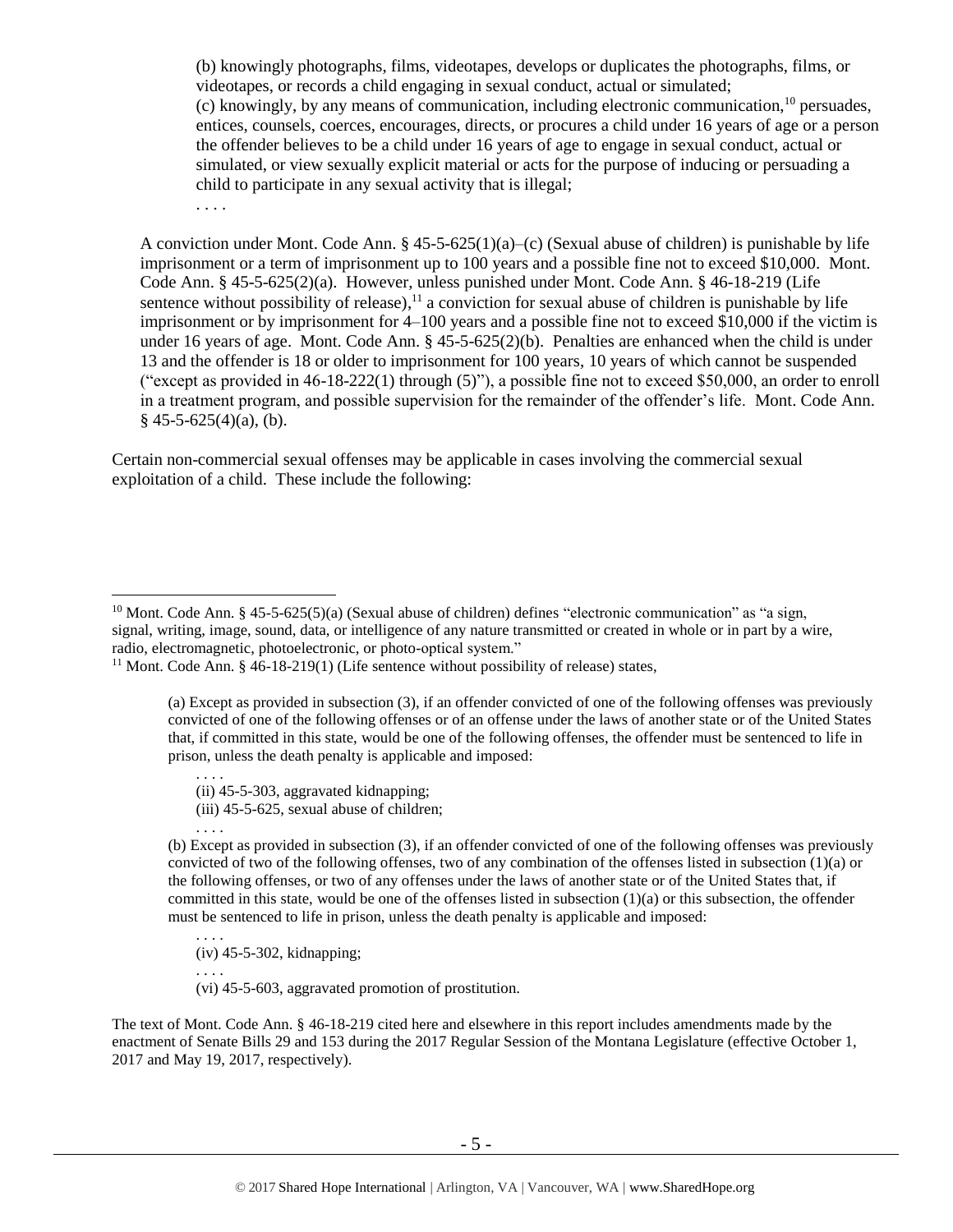> (b) knowingly photographs, films, videotapes, develops or duplicates the photographs, films, or videotapes, or records a child engaging in sexual conduct, actual or simulated;
> (c) knowingly, by any means of communication, including electronic communication,[10] persuades, entices, counsels, coerces, encourages, directs, or procures a child under 16 years of age or a person the offender believes to be a child under 16 years of age to engage in sexual conduct, actual or simulated, or view sexually explicit material or acts for the purpose of inducing or persuading a child to participate in any sexual activity that is illegal;
> . . . .

A conviction under Mont. Code Ann. § 45-5-625(1)(a)–(c) (Sexual abuse of children) is punishable by life imprisonment or a term of imprisonment up to 100 years and a possible fine not to exceed $10,000. Mont. Code Ann. § 45-5-625(2)(a). However, unless punished under Mont. Code Ann. § 46-18-219 (Life sentence without possibility of release),[11] a conviction for sexual abuse of children is punishable by life imprisonment or by imprisonment for 4–100 years and a possible fine not to exceed $10,000 if the victim is under 16 years of age. Mont. Code Ann. § 45-5-625(2)(b). Penalties are enhanced when the child is under 13 and the offender is 18 or older to imprisonment for 100 years, 10 years of which cannot be suspended ("except as provided in 46-18-222(1) through (5)"), a possible fine not to exceed $50,000, an order to enroll in a treatment program, and possible supervision for the remainder of the offender's life. Mont. Code Ann. § 45-5-625(4)(a), (b).

Certain non-commercial sexual offenses may be applicable in cases involving the commercial sexual exploitation of a child. These include the following:

---

[10] Mont. Code Ann. § 45-5-625(5)(a) (Sexual abuse of children) defines "electronic communication" as "a sign, signal, writing, image, sound, data, or intelligence of any nature transmitted or created in whole or in part by a wire, radio, electromagnetic, photoelectronic, or photo-optical system."

[11] Mont. Code Ann. § 46-18-219(1) (Life sentence without possibility of release) states,

> (a) Except as provided in subsection (3), if an offender convicted of one of the following offenses was previously convicted of one of the following offenses or of an offense under the laws of another state or of the United States that, if committed in this state, would be one of the following offenses, the offender must be sentenced to life in prison, unless the death penalty is applicable and imposed:
>
> . . . .
> (ii) 45-5-303, aggravated kidnapping;
> (iii) 45-5-625, sexual abuse of children;
> . . . .
>
> (b) Except as provided in subsection (3), if an offender convicted of one of the following offenses was previously convicted of two of the following offenses, two of any combination of the offenses listed in subsection (1)(a) or the following offenses, or two of any offenses under the laws of another state or of the United States that, if committed in this state, would be one of the offenses listed in subsection (1)(a) or this subsection, the offender must be sentenced to life in prison, unless the death penalty is applicable and imposed:
>
> . . . .
> (iv) 45-5-302, kidnapping;
> . . . .
> (vi) 45-5-603, aggravated promotion of prostitution.

The text of Mont. Code Ann. § 46-18-219 cited here and elsewhere in this report includes amendments made by the enactment of Senate Bills 29 and 153 during the 2017 Regular Session of the Montana Legislature (effective October 1, 2017 and May 19, 2017, respectively).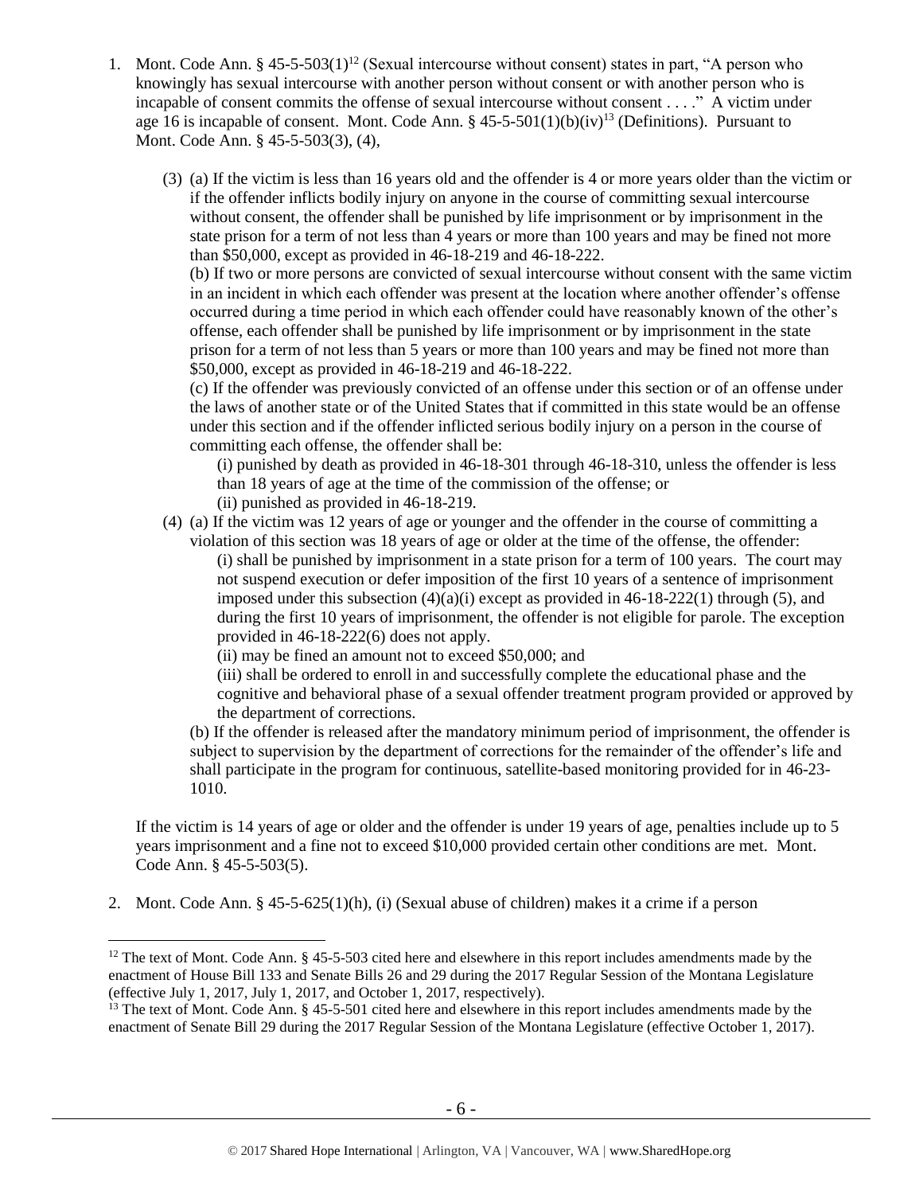1. Mont. Code Ann. § 45-5-503(1)[12] (Sexual intercourse without consent) states in part, "A person who knowingly has sexual intercourse with another person without consent or with another person who is incapable of consent commits the offense of sexual intercourse without consent . . . ." A victim under age 16 is incapable of consent. Mont. Code Ann. § 45-5-501(1)(b)(iv)[13] (Definitions). Pursuant to Mont. Code Ann. § 45-5-503(3), (4),

   (3) (a) If the victim is less than 16 years old and the offender is 4 or more years older than the victim or if the offender inflicts bodily injury on anyone in the course of committing sexual intercourse without consent, the offender shall be punished by life imprisonment or by imprisonment in the state prison for a term of not less than 4 years or more than 100 years and may be fined not more than $50,000, except as provided in 46-18-219 and 46-18-222.

   (b) If two or more persons are convicted of sexual intercourse without consent with the same victim in an incident in which each offender was present at the location where another offender's offense occurred during a time period in which each offender could have reasonably known of the other's offense, each offender shall be punished by life imprisonment or by imprisonment in the state prison for a term of not less than 5 years or more than 100 years and may be fined not more than $50,000, except as provided in 46-18-219 and 46-18-222.

   (c) If the offender was previously convicted of an offense under this section or of an offense under the laws of another state or of the United States that if committed in this state would be an offense under this section and if the offender inflicted serious bodily injury on a person in the course of committing each offense, the offender shall be:

   (i) punished by death as provided in 46-18-301 through 46-18-310, unless the offender is less than 18 years of age at the time of the commission of the offense; or

   (ii) punished as provided in 46-18-219.

   (4) (a) If the victim was 12 years of age or younger and the offender in the course of committing a violation of this section was 18 years of age or older at the time of the offense, the offender:

   (i) shall be punished by imprisonment in a state prison for a term of 100 years. The court may not suspend execution or defer imposition of the first 10 years of a sentence of imprisonment imposed under this subsection (4)(a)(i) except as provided in 46-18-222(1) through (5), and during the first 10 years of imprisonment, the offender is not eligible for parole. The exception provided in 46-18-222(6) does not apply.

   (ii) may be fined an amount not to exceed $50,000; and

   (iii) shall be ordered to enroll in and successfully complete the educational phase and the cognitive and behavioral phase of a sexual offender treatment program provided or approved by the department of corrections.

   (b) If the offender is released after the mandatory minimum period of imprisonment, the offender is subject to supervision by the department of corrections for the remainder of the offender's life and shall participate in the program for continuous, satellite-based monitoring provided for in 46-23-1010.

   If the victim is 14 years of age or older and the offender is under 19 years of age, penalties include up to 5 years imprisonment and a fine not to exceed $10,000 provided certain other conditions are met. Mont. Code Ann. § 45-5-503(5).

2. Mont. Code Ann. § 45-5-625(1)(h), (i) (Sexual abuse of children) makes it a crime if a person

---

[12] The text of Mont. Code Ann. § 45-5-503 cited here and elsewhere in this report includes amendments made by the enactment of House Bill 133 and Senate Bills 26 and 29 during the 2017 Regular Session of the Montana Legislature (effective July 1, 2017, July 1, 2017, and October 1, 2017, respectively).

[13] The text of Mont. Code Ann. § 45-5-501 cited here and elsewhere in this report includes amendments made by the enactment of Senate Bill 29 during the 2017 Regular Session of the Montana Legislature (effective October 1, 2017).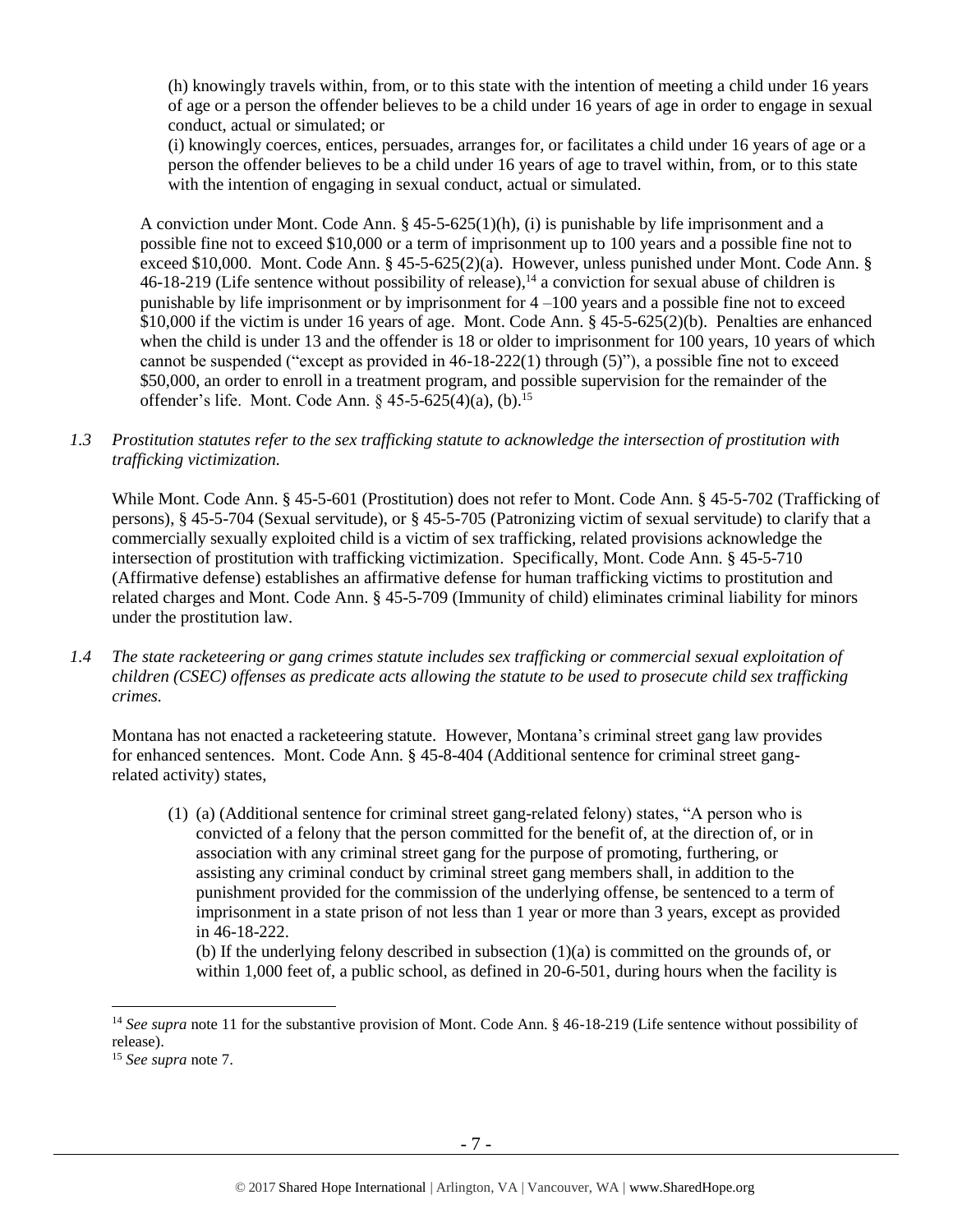(h) knowingly travels within, from, or to this state with the intention of meeting a child under 16 years of age or a person the offender believes to be a child under 16 years of age in order to engage in sexual conduct, actual or simulated; or

(i) knowingly coerces, entices, persuades, arranges for, or facilitates a child under 16 years of age or a person the offender believes to be a child under 16 years of age to travel within, from, or to this state with the intention of engaging in sexual conduct, actual or simulated.

A conviction under Mont. Code Ann. § 45-5-625(1)(h), (i) is punishable by life imprisonment and a possible fine not to exceed $10,000 or a term of imprisonment up to 100 years and a possible fine not to exceed $10,000. Mont. Code Ann. § 45-5-625(2)(a). However, unless punished under Mont. Code Ann. § 46-18-219 (Life sentence without possibility of release),[14] a conviction for sexual abuse of children is punishable by life imprisonment or by imprisonment for 4 –100 years and a possible fine not to exceed $10,000 if the victim is under 16 years of age. Mont. Code Ann. § 45-5-625(2)(b). Penalties are enhanced when the child is under 13 and the offender is 18 or older to imprisonment for 100 years, 10 years of which cannot be suspended ("except as provided in 46-18-222(1) through (5)"), a possible fine not to exceed $50,000, an order to enroll in a treatment program, and possible supervision for the remainder of the offender's life. Mont. Code Ann. § 45-5-625(4)(a), (b).[15]

*1.3 Prostitution statutes refer to the sex trafficking statute to acknowledge the intersection of prostitution with trafficking victimization.*

While Mont. Code Ann. § 45-5-601 (Prostitution) does not refer to Mont. Code Ann. § 45-5-702 (Trafficking of persons), § 45-5-704 (Sexual servitude), or § 45-5-705 (Patronizing victim of sexual servitude) to clarify that a commercially sexually exploited child is a victim of sex trafficking, related provisions acknowledge the intersection of prostitution with trafficking victimization. Specifically, Mont. Code Ann. § 45-5-710 (Affirmative defense) establishes an affirmative defense for human trafficking victims to prostitution and related charges and Mont. Code Ann. § 45-5-709 (Immunity of child) eliminates criminal liability for minors under the prostitution law.

*1.4 The state racketeering or gang crimes statute includes sex trafficking or commercial sexual exploitation of children (CSEC) offenses as predicate acts allowing the statute to be used to prosecute child sex trafficking crimes.*

Montana has not enacted a racketeering statute. However, Montana's criminal street gang law provides for enhanced sentences. Mont. Code Ann. § 45-8-404 (Additional sentence for criminal street gang-related activity) states,

(1) (a) (Additional sentence for criminal street gang-related felony) states, "A person who is convicted of a felony that the person committed for the benefit of, at the direction of, or in association with any criminal street gang for the purpose of promoting, furthering, or assisting any criminal conduct by criminal street gang members shall, in addition to the punishment provided for the commission of the underlying offense, be sentenced to a term of imprisonment in a state prison of not less than 1 year or more than 3 years, except as provided in 46-18-222.

(b) If the underlying felony described in subsection (1)(a) is committed on the grounds of, or within 1,000 feet of, a public school, as defined in 20-6-501, during hours when the facility is

---

[14] *See supra* note 11 for the substantive provision of Mont. Code Ann. § 46-18-219 (Life sentence without possibility of release).

[15] *See supra* note 7.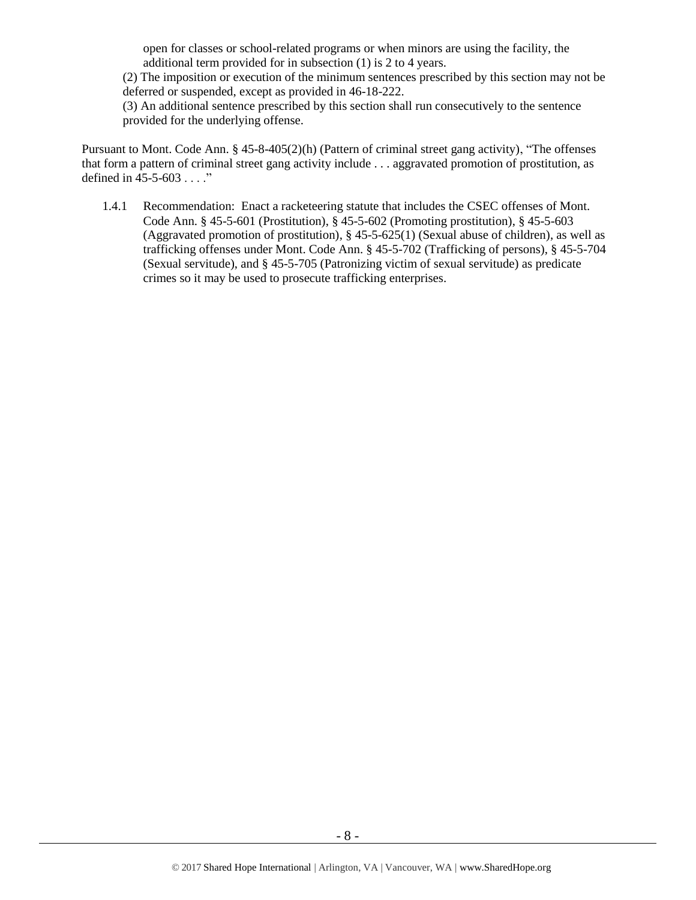open for classes or school-related programs or when minors are using the facility, the additional term provided for in subsection (1) is 2 to 4 years.

(2) The imposition or execution of the minimum sentences prescribed by this section may not be deferred or suspended, except as provided in 46-18-222.

(3) An additional sentence prescribed by this section shall run consecutively to the sentence provided for the underlying offense.

Pursuant to Mont. Code Ann. § 45-8-405(2)(h) (Pattern of criminal street gang activity), "The offenses that form a pattern of criminal street gang activity include . . . aggravated promotion of prostitution, as defined in 45-5-603 . . . ."

1.4.1 Recommendation: Enact a racketeering statute that includes the CSEC offenses of Mont. Code Ann. § 45-5-601 (Prostitution), § 45-5-602 (Promoting prostitution), § 45-5-603 (Aggravated promotion of prostitution), § 45-5-625(1) (Sexual abuse of children), as well as trafficking offenses under Mont. Code Ann. § 45-5-702 (Trafficking of persons), § 45-5-704 (Sexual servitude), and § 45-5-705 (Patronizing victim of sexual servitude) as predicate crimes so it may be used to prosecute trafficking enterprises.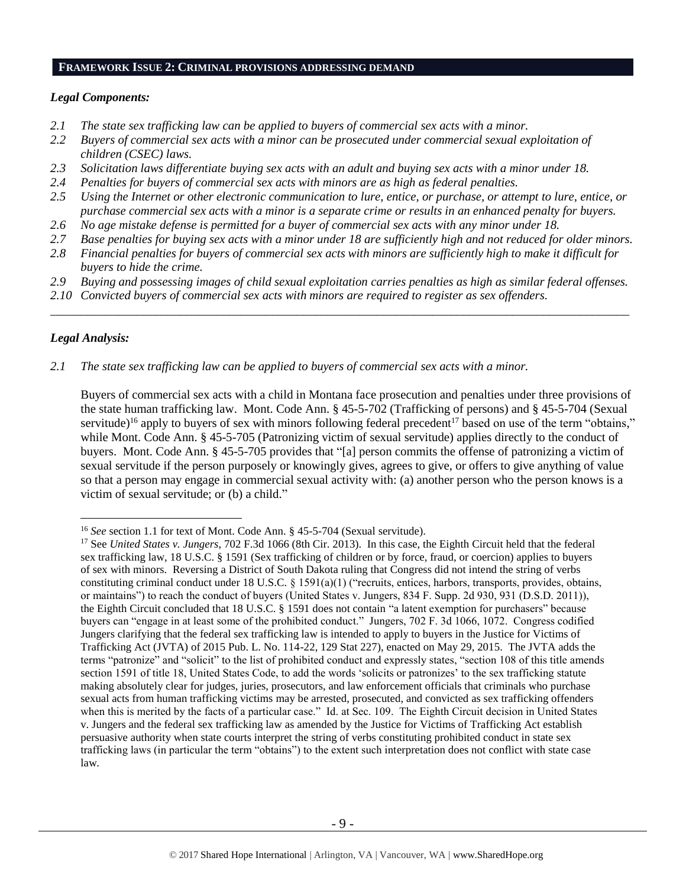## FRAMEWORK ISSUE 2: CRIMINAL PROVISIONS ADDRESSING DEMAND

### *Legal Components:*

- *2.1 The state sex trafficking law can be applied to buyers of commercial sex acts with a minor.*
- *2.2 Buyers of commercial sex acts with a minor can be prosecuted under commercial sexual exploitation of children (CSEC) laws.*
- *2.3 Solicitation laws differentiate buying sex acts with an adult and buying sex acts with a minor under 18.*
- *2.4 Penalties for buyers of commercial sex acts with minors are as high as federal penalties.*
- *2.5 Using the Internet or other electronic communication to lure, entice, or purchase, or attempt to lure, entice, or purchase commercial sex acts with a minor is a separate crime or results in an enhanced penalty for buyers.*
- *2.6 No age mistake defense is permitted for a buyer of commercial sex acts with any minor under 18.*
- *2.7 Base penalties for buying sex acts with a minor under 18 are sufficiently high and not reduced for older minors.*
- *2.8 Financial penalties for buyers of commercial sex acts with minors are sufficiently high to make it difficult for buyers to hide the crime.*
- *2.9 Buying and possessing images of child sexual exploitation carries penalties as high as similar federal offenses.*
- *2.10 Convicted buyers of commercial sex acts with minors are required to register as sex offenders.*

---

### *Legal Analysis:*

*2.1 The state sex trafficking law can be applied to buyers of commercial sex acts with a minor.*

Buyers of commercial sex acts with a child in Montana face prosecution and penalties under three provisions of the state human trafficking law. Mont. Code Ann. § 45-5-702 (Trafficking of persons) and § 45-5-704 (Sexual servitude)[16] apply to buyers of sex with minors following federal precedent[17] based on use of the term "obtains," while Mont. Code Ann. § 45-5-705 (Patronizing victim of sexual servitude) applies directly to the conduct of buyers. Mont. Code Ann. § 45-5-705 provides that "[a] person commits the offense of patronizing a victim of sexual servitude if the person purposely or knowingly gives, agrees to give, or offers to give anything of value so that a person may engage in commercial sexual activity with: (a) another person who the person knows is a victim of sexual servitude; or (b) a child."

---

[16] *See* section 1.1 for text of Mont. Code Ann. § 45-5-704 (Sexual servitude).

[17] See *United States v. Jungers*, 702 F.3d 1066 (8th Cir. 2013). In this case, the Eighth Circuit held that the federal sex trafficking law, 18 U.S.C. § 1591 (Sex trafficking of children or by force, fraud, or coercion) applies to buyers of sex with minors. Reversing a District of South Dakota ruling that Congress did not intend the string of verbs constituting criminal conduct under 18 U.S.C. § 1591(a)(1) ("recruits, entices, harbors, transports, provides, obtains, or maintains") to reach the conduct of buyers (United States v. Jungers, 834 F. Supp. 2d 930, 931 (D.S.D. 2011)), the Eighth Circuit concluded that 18 U.S.C. § 1591 does not contain "a latent exemption for purchasers" because buyers can "engage in at least some of the prohibited conduct." Jungers, 702 F. 3d 1066, 1072. Congress codified Jungers clarifying that the federal sex trafficking law is intended to apply to buyers in the Justice for Victims of Trafficking Act (JVTA) of 2015 Pub. L. No. 114-22, 129 Stat 227), enacted on May 29, 2015. The JVTA adds the terms "patronize" and "solicit" to the list of prohibited conduct and expressly states, "section 108 of this title amends section 1591 of title 18, United States Code, to add the words 'solicits or patronizes' to the sex trafficking statute making absolutely clear for judges, juries, prosecutors, and law enforcement officials that criminals who purchase sexual acts from human trafficking victims may be arrested, prosecuted, and convicted as sex trafficking offenders when this is merited by the facts of a particular case." Id. at Sec. 109. The Eighth Circuit decision in United States v. Jungers and the federal sex trafficking law as amended by the Justice for Victims of Trafficking Act establish persuasive authority when state courts interpret the string of verbs constituting prohibited conduct in state sex trafficking laws (in particular the term "obtains") to the extent such interpretation does not conflict with state case law.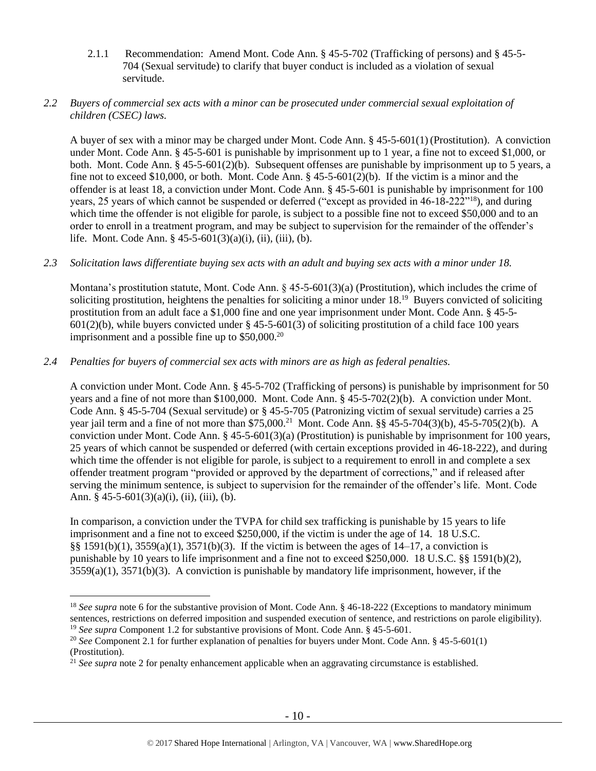2.1.1 Recommendation: Amend Mont. Code Ann. § 45-5-702 (Trafficking of persons) and § 45-5-704 (Sexual servitude) to clarify that buyer conduct is included as a violation of sexual servitude.

*2.2 Buyers of commercial sex acts with a minor can be prosecuted under commercial sexual exploitation of children (CSEC) laws.*

A buyer of sex with a minor may be charged under Mont. Code Ann. § 45-5-601(1) (Prostitution). A conviction under Mont. Code Ann. § 45-5-601 is punishable by imprisonment up to 1 year, a fine not to exceed $1,000, or both. Mont. Code Ann. § 45-5-601(2)(b). Subsequent offenses are punishable by imprisonment up to 5 years, a fine not to exceed $10,000, or both. Mont. Code Ann. § 45-5-601(2)(b). If the victim is a minor and the offender is at least 18, a conviction under Mont. Code Ann. § 45-5-601 is punishable by imprisonment for 100 years, 25 years of which cannot be suspended or deferred ("except as provided in 46-18-222"[18]), and during which time the offender is not eligible for parole, is subject to a possible fine not to exceed $50,000 and to an order to enroll in a treatment program, and may be subject to supervision for the remainder of the offender's life. Mont. Code Ann. § 45-5-601(3)(a)(i), (ii), (iii), (b).

*2.3 Solicitation laws differentiate buying sex acts with an adult and buying sex acts with a minor under 18.*

Montana's prostitution statute, Mont. Code Ann. § 45-5-601(3)(a) (Prostitution), which includes the crime of soliciting prostitution, heightens the penalties for soliciting a minor under 18.[19] Buyers convicted of soliciting prostitution from an adult face a $1,000 fine and one year imprisonment under Mont. Code Ann. § 45-5-601(2)(b), while buyers convicted under § 45-5-601(3) of soliciting prostitution of a child face 100 years imprisonment and a possible fine up to $50,000.[20]

*2.4 Penalties for buyers of commercial sex acts with minors are as high as federal penalties.*

A conviction under Mont. Code Ann. § 45-5-702 (Trafficking of persons) is punishable by imprisonment for 50 years and a fine of not more than $100,000. Mont. Code Ann. § 45-5-702(2)(b). A conviction under Mont. Code Ann. § 45-5-704 (Sexual servitude) or § 45-5-705 (Patronizing victim of sexual servitude) carries a 25 year jail term and a fine of not more than $75,000.[21] Mont. Code Ann. §§ 45-5-704(3)(b), 45-5-705(2)(b). A conviction under Mont. Code Ann. § 45-5-601(3)(a) (Prostitution) is punishable by imprisonment for 100 years, 25 years of which cannot be suspended or deferred (with certain exceptions provided in 46-18-222), and during which time the offender is not eligible for parole, is subject to a requirement to enroll in and complete a sex offender treatment program "provided or approved by the department of corrections," and if released after serving the minimum sentence, is subject to supervision for the remainder of the offender's life. Mont. Code Ann. § 45-5-601(3)(a)(i), (ii), (iii), (b).

In comparison, a conviction under the TVPA for child sex trafficking is punishable by 15 years to life imprisonment and a fine not to exceed $250,000, if the victim is under the age of 14. 18 U.S.C. §§ 1591(b)(1), 3559(a)(1), 3571(b)(3). If the victim is between the ages of 14–17, a conviction is punishable by 10 years to life imprisonment and a fine not to exceed $250,000. 18 U.S.C. §§ 1591(b)(2), 3559(a)(1), 3571(b)(3). A conviction is punishable by mandatory life imprisonment, however, if the

[18] *See supra* note 6 for the substantive provision of Mont. Code Ann. § 46-18-222 (Exceptions to mandatory minimum sentences, restrictions on deferred imposition and suspended execution of sentence, and restrictions on parole eligibility).

[19] *See supra* Component 1.2 for substantive provisions of Mont. Code Ann. § 45-5-601.

[20] *See* Component 2.1 for further explanation of penalties for buyers under Mont. Code Ann. § 45-5-601(1) (Prostitution).

[21] *See supra* note 2 for penalty enhancement applicable when an aggravating circumstance is established.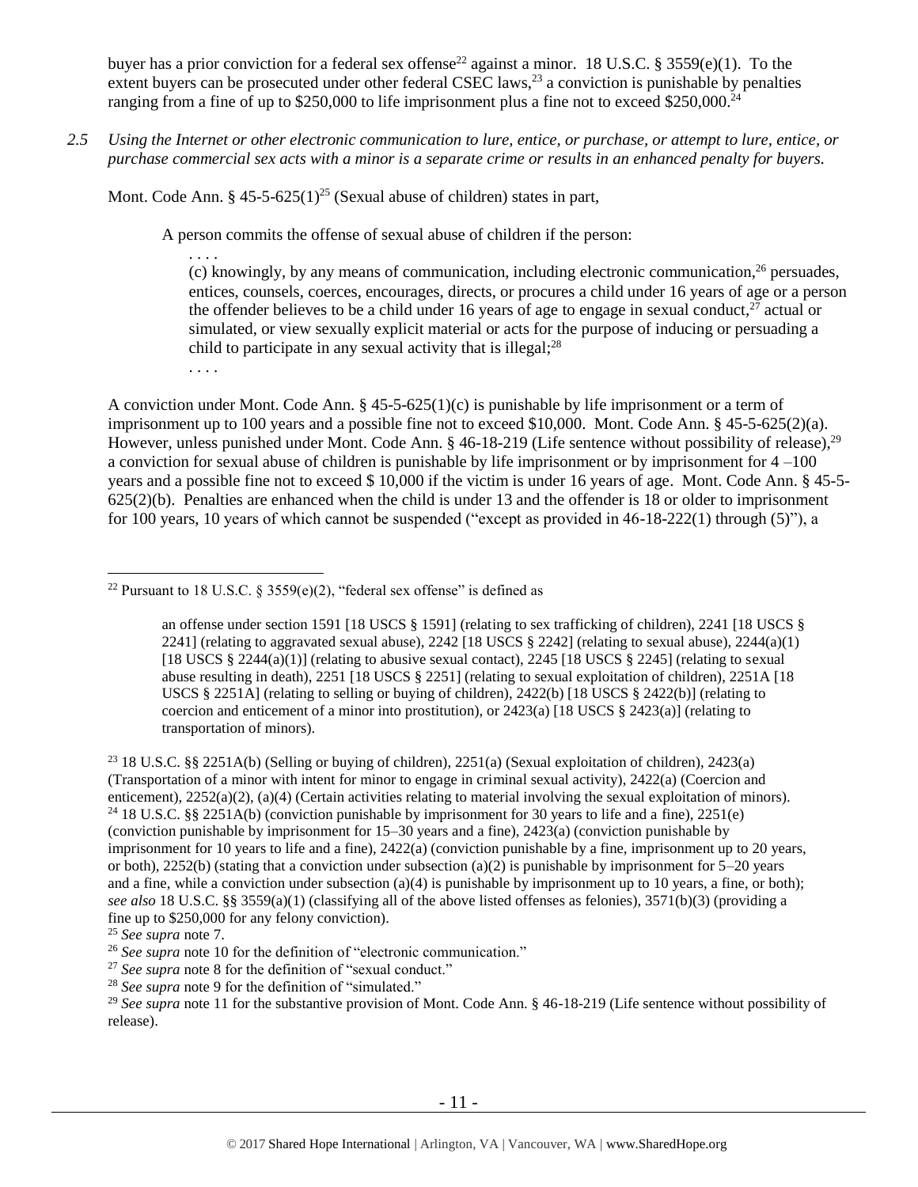buyer has a prior conviction for a federal sex offense[22] against a minor. 18 U.S.C. § 3559(e)(1). To the extent buyers can be prosecuted under other federal CSEC laws,[23] a conviction is punishable by penalties ranging from a fine of up to $250,000 to life imprisonment plus a fine not to exceed $250,000.[24]

*2.5 Using the Internet or other electronic communication to lure, entice, or purchase, or attempt to lure, entice, or purchase commercial sex acts with a minor is a separate crime or results in an enhanced penalty for buyers.*

Mont. Code Ann. § 45-5-625(1)[25] (Sexual abuse of children) states in part,

> A person commits the offense of sexual abuse of children if the person:
>
> . . . .
>
> (c) knowingly, by any means of communication, including electronic communication,[26] persuades, entices, counsels, coerces, encourages, directs, or procures a child under 16 years of age or a person the offender believes to be a child under 16 years of age to engage in sexual conduct,[27] actual or simulated, or view sexually explicit material or acts for the purpose of inducing or persuading a child to participate in any sexual activity that is illegal;[28]
>
> . . . .

A conviction under Mont. Code Ann. § 45-5-625(1)(c) is punishable by life imprisonment or a term of imprisonment up to 100 years and a possible fine not to exceed $10,000. Mont. Code Ann. § 45-5-625(2)(a). However, unless punished under Mont. Code Ann. § 46-18-219 (Life sentence without possibility of release),[29] a conviction for sexual abuse of children is punishable by life imprisonment or by imprisonment for 4 –100 years and a possible fine not to exceed $ 10,000 if the victim is under 16 years of age. Mont. Code Ann. § 45-5-625(2)(b). Penalties are enhanced when the child is under 13 and the offender is 18 or older to imprisonment for 100 years, 10 years of which cannot be suspended ("except as provided in 46-18-222(1) through (5)"), a

---

[22] Pursuant to 18 U.S.C. § 3559(e)(2), "federal sex offense" is defined as

> an offense under section 1591 [18 USCS § 1591] (relating to sex trafficking of children), 2241 [18 USCS § 2241] (relating to aggravated sexual abuse), 2242 [18 USCS § 2242] (relating to sexual abuse), 2244(a)(1) [18 USCS § 2244(a)(1)] (relating to abusive sexual contact), 2245 [18 USCS § 2245] (relating to sexual abuse resulting in death), 2251 [18 USCS § 2251] (relating to sexual exploitation of children), 2251A [18 USCS § 2251A] (relating to selling or buying of children), 2422(b) [18 USCS § 2422(b)] (relating to coercion and enticement of a minor into prostitution), or 2423(a) [18 USCS § 2423(a)] (relating to transportation of minors).

[23] 18 U.S.C. §§ 2251A(b) (Selling or buying of children), 2251(a) (Sexual exploitation of children), 2423(a) (Transportation of a minor with intent for minor to engage in criminal sexual activity), 2422(a) (Coercion and enticement), 2252(a)(2), (a)(4) (Certain activities relating to material involving the sexual exploitation of minors).

[24] 18 U.S.C. §§ 2251A(b) (conviction punishable by imprisonment for 30 years to life and a fine), 2251(e) (conviction punishable by imprisonment for 15–30 years and a fine), 2423(a) (conviction punishable by imprisonment for 10 years to life and a fine), 2422(a) (conviction punishable by a fine, imprisonment up to 20 years, or both), 2252(b) (stating that a conviction under subsection (a)(2) is punishable by imprisonment for 5–20 years and a fine, while a conviction under subsection (a)(4) is punishable by imprisonment up to 10 years, a fine, or both); *see also* 18 U.S.C. §§ 3559(a)(1) (classifying all of the above listed offenses as felonies), 3571(b)(3) (providing a fine up to $250,000 for any felony conviction).

[25] *See supra* note 7.

[26] *See supra* note 10 for the definition of "electronic communication."

[27] *See supra* note 8 for the definition of "sexual conduct."

[28] *See supra* note 9 for the definition of "simulated."

[29] *See supra* note 11 for the substantive provision of Mont. Code Ann. § 46-18-219 (Life sentence without possibility of release).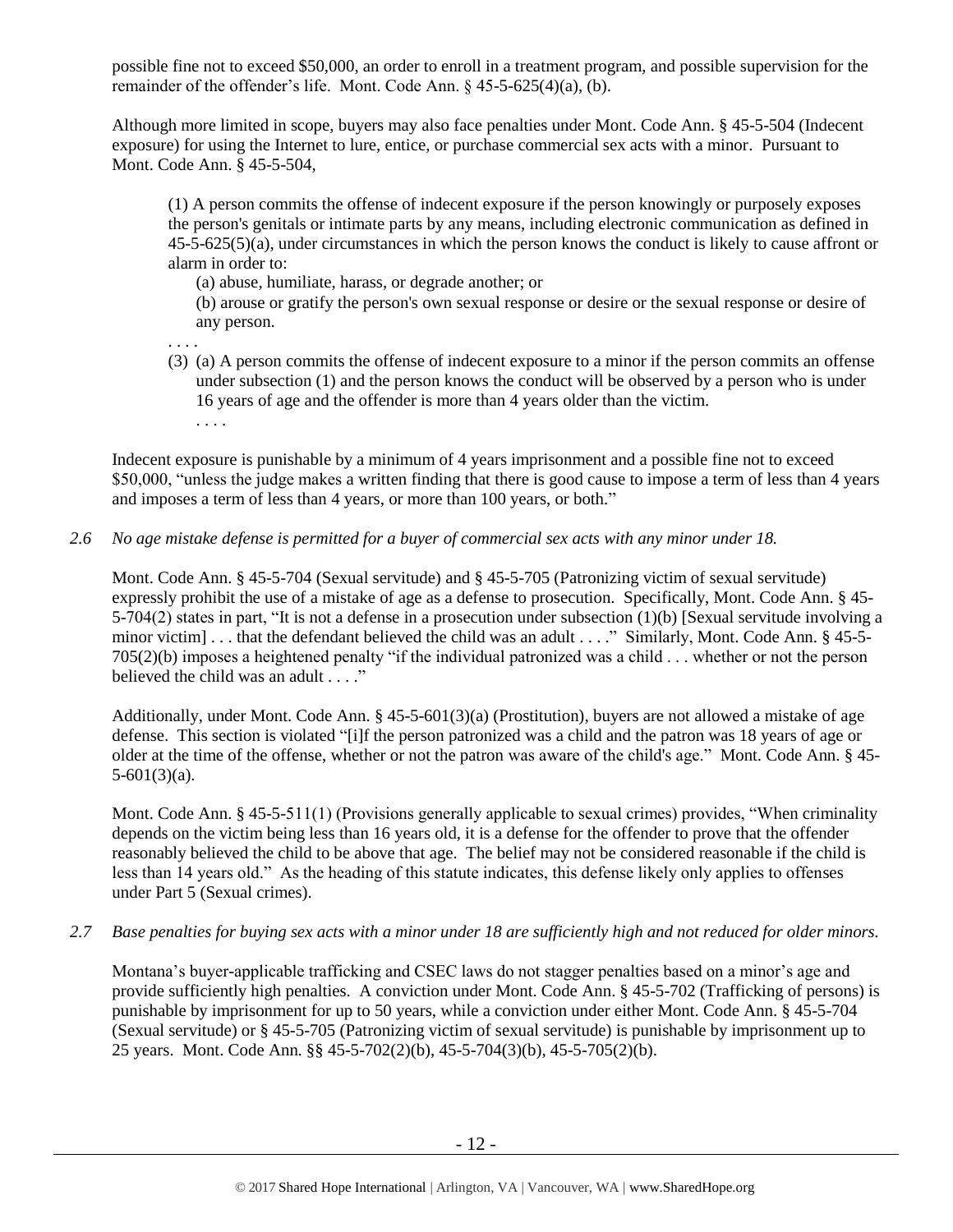possible fine not to exceed $50,000, an order to enroll in a treatment program, and possible supervision for the remainder of the offender's life. Mont. Code Ann. § 45-5-625(4)(a), (b).

Although more limited in scope, buyers may also face penalties under Mont. Code Ann. § 45-5-504 (Indecent exposure) for using the Internet to lure, entice, or purchase commercial sex acts with a minor. Pursuant to Mont. Code Ann. § 45-5-504,

> (1) A person commits the offense of indecent exposure if the person knowingly or purposely exposes the person's genitals or intimate parts by any means, including electronic communication as defined in 45-5-625(5)(a), under circumstances in which the person knows the conduct is likely to cause affront or alarm in order to:
>
> (a) abuse, humiliate, harass, or degrade another; or
>
> (b) arouse or gratify the person's own sexual response or desire or the sexual response or desire of any person.
>
> . . . .
>
> (3) (a) A person commits the offense of indecent exposure to a minor if the person commits an offense under subsection (1) and the person knows the conduct will be observed by a person who is under 16 years of age and the offender is more than 4 years older than the victim.
>
> . . . .

Indecent exposure is punishable by a minimum of 4 years imprisonment and a possible fine not to exceed $50,000, "unless the judge makes a written finding that there is good cause to impose a term of less than 4 years and imposes a term of less than 4 years, or more than 100 years, or both."

*2.6 No age mistake defense is permitted for a buyer of commercial sex acts with any minor under 18.*

Mont. Code Ann. § 45-5-704 (Sexual servitude) and § 45-5-705 (Patronizing victim of sexual servitude) expressly prohibit the use of a mistake of age as a defense to prosecution. Specifically, Mont. Code Ann. § 45-5-704(2) states in part, "It is not a defense in a prosecution under subsection (1)(b) [Sexual servitude involving a minor victim] . . . that the defendant believed the child was an adult . . . ." Similarly, Mont. Code Ann. § 45-5-705(2)(b) imposes a heightened penalty "if the individual patronized was a child . . . whether or not the person believed the child was an adult . . . ."

Additionally, under Mont. Code Ann. § 45-5-601(3)(a) (Prostitution), buyers are not allowed a mistake of age defense. This section is violated "[i]f the person patronized was a child and the patron was 18 years of age or older at the time of the offense, whether or not the patron was aware of the child's age." Mont. Code Ann. § 45-5-601(3)(a).

Mont. Code Ann. § 45-5-511(1) (Provisions generally applicable to sexual crimes) provides, "When criminality depends on the victim being less than 16 years old, it is a defense for the offender to prove that the offender reasonably believed the child to be above that age. The belief may not be considered reasonable if the child is less than 14 years old." As the heading of this statute indicates, this defense likely only applies to offenses under Part 5 (Sexual crimes).

*2.7 Base penalties for buying sex acts with a minor under 18 are sufficiently high and not reduced for older minors.*

Montana's buyer-applicable trafficking and CSEC laws do not stagger penalties based on a minor's age and provide sufficiently high penalties. A conviction under Mont. Code Ann. § 45-5-702 (Trafficking of persons) is punishable by imprisonment for up to 50 years, while a conviction under either Mont. Code Ann. § 45-5-704 (Sexual servitude) or § 45-5-705 (Patronizing victim of sexual servitude) is punishable by imprisonment up to 25 years. Mont. Code Ann. §§ 45-5-702(2)(b), 45-5-704(3)(b), 45-5-705(2)(b).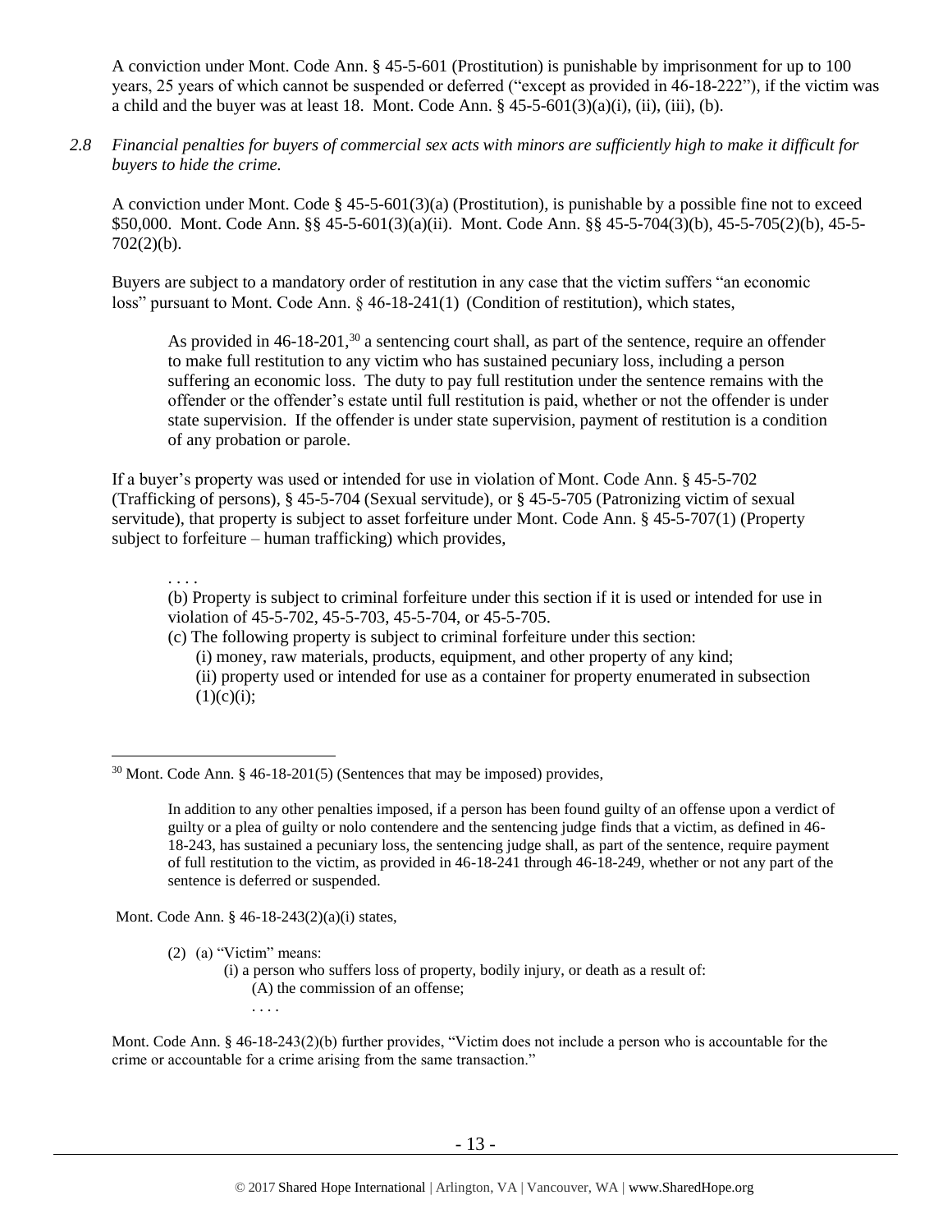A conviction under Mont. Code Ann. § 45-5-601 (Prostitution) is punishable by imprisonment for up to 100 years, 25 years of which cannot be suspended or deferred ("except as provided in 46-18-222"), if the victim was a child and the buyer was at least 18. Mont. Code Ann. § 45-5-601(3)(a)(i), (ii), (iii), (b).

*2.8 Financial penalties for buyers of commercial sex acts with minors are sufficiently high to make it difficult for buyers to hide the crime.*

A conviction under Mont. Code § 45-5-601(3)(a) (Prostitution), is punishable by a possible fine not to exceed $50,000. Mont. Code Ann. §§ 45-5-601(3)(a)(ii). Mont. Code Ann. §§ 45-5-704(3)(b), 45-5-705(2)(b), 45-5-702(2)(b).

Buyers are subject to a mandatory order of restitution in any case that the victim suffers "an economic loss" pursuant to Mont. Code Ann. § 46-18-241(1) (Condition of restitution), which states,

> As provided in 46-18-201,[30] a sentencing court shall, as part of the sentence, require an offender to make full restitution to any victim who has sustained pecuniary loss, including a person suffering an economic loss. The duty to pay full restitution under the sentence remains with the offender or the offender's estate until full restitution is paid, whether or not the offender is under state supervision. If the offender is under state supervision, payment of restitution is a condition of any probation or parole.

If a buyer's property was used or intended for use in violation of Mont. Code Ann. § 45-5-702 (Trafficking of persons), § 45-5-704 (Sexual servitude), or § 45-5-705 (Patronizing victim of sexual servitude), that property is subject to asset forfeiture under Mont. Code Ann. § 45-5-707(1) (Property subject to forfeiture – human trafficking) which provides,

> . . . .
> (b) Property is subject to criminal forfeiture under this section if it is used or intended for use in violation of 45-5-702, 45-5-703, 45-5-704, or 45-5-705.
> (c) The following property is subject to criminal forfeiture under this section:
> (i) money, raw materials, products, equipment, and other property of any kind;
> (ii) property used or intended for use as a container for property enumerated in subsection (1)(c)(i);

---

[30] Mont. Code Ann. § 46-18-201(5) (Sentences that may be imposed) provides,

> In addition to any other penalties imposed, if a person has been found guilty of an offense upon a verdict of guilty or a plea of guilty or nolo contendere and the sentencing judge finds that a victim, as defined in 46-18-243, has sustained a pecuniary loss, the sentencing judge shall, as part of the sentence, require payment of full restitution to the victim, as provided in 46-18-241 through 46-18-249, whether or not any part of the sentence is deferred or suspended.

Mont. Code Ann. § 46-18-243(2)(a)(i) states,

> (2) (a) "Victim" means:
> (i) a person who suffers loss of property, bodily injury, or death as a result of:
> (A) the commission of an offense;
> . . . .

Mont. Code Ann. § 46-18-243(2)(b) further provides, "Victim does not include a person who is accountable for the crime or accountable for a crime arising from the same transaction."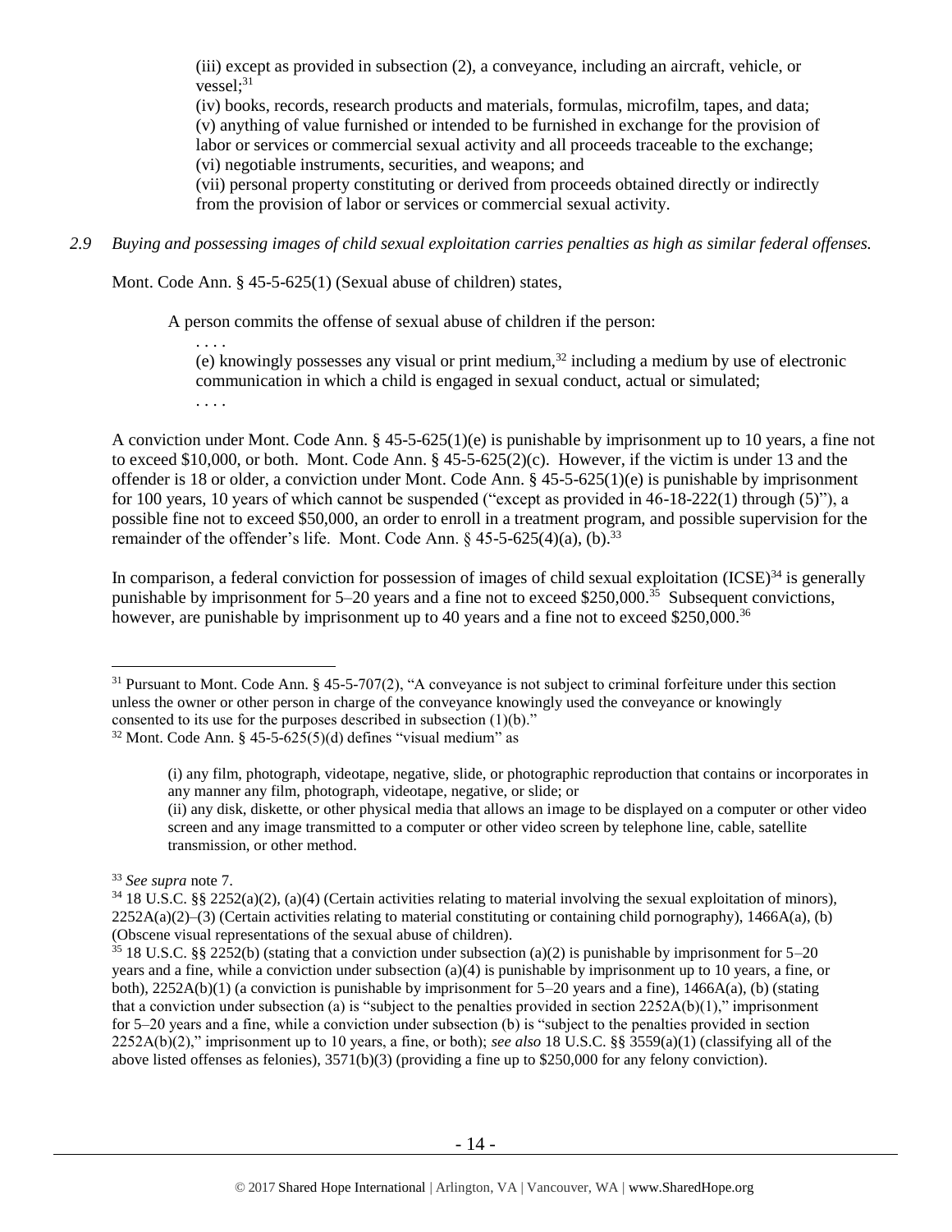(iii) except as provided in subsection (2), a conveyance, including an aircraft, vehicle, or vessel;[31]

(iv) books, records, research products and materials, formulas, microfilm, tapes, and data;

(v) anything of value furnished or intended to be furnished in exchange for the provision of labor or services or commercial sexual activity and all proceeds traceable to the exchange;

(vi) negotiable instruments, securities, and weapons; and

(vii) personal property constituting or derived from proceeds obtained directly or indirectly from the provision of labor or services or commercial sexual activity.

*2.9 Buying and possessing images of child sexual exploitation carries penalties as high as similar federal offenses.*

Mont. Code Ann. § 45-5-625(1) (Sexual abuse of children) states,

> A person commits the offense of sexual abuse of children if the person:
>
> . . . .
>
> (e) knowingly possesses any visual or print medium,[32] including a medium by use of electronic communication in which a child is engaged in sexual conduct, actual or simulated;
>
> . . . .

A conviction under Mont. Code Ann. § 45-5-625(1)(e) is punishable by imprisonment up to 10 years, a fine not to exceed $10,000, or both. Mont. Code Ann. § 45-5-625(2)(c). However, if the victim is under 13 and the offender is 18 or older, a conviction under Mont. Code Ann. § 45-5-625(1)(e) is punishable by imprisonment for 100 years, 10 years of which cannot be suspended ("except as provided in 46-18-222(1) through (5)"), a possible fine not to exceed $50,000, an order to enroll in a treatment program, and possible supervision for the remainder of the offender's life. Mont. Code Ann. § 45-5-625(4)(a), (b).[33]

In comparison, a federal conviction for possession of images of child sexual exploitation (ICSE)[34] is generally punishable by imprisonment for 5–20 years and a fine not to exceed $250,000.[35] Subsequent convictions, however, are punishable by imprisonment up to 40 years and a fine not to exceed $250,000.[36]

---

[31] Pursuant to Mont. Code Ann. § 45-5-707(2), "A conveyance is not subject to criminal forfeiture under this section unless the owner or other person in charge of the conveyance knowingly used the conveyance or knowingly consented to its use for the purposes described in subsection (1)(b)."

[32] Mont. Code Ann. § 45-5-625(5)(d) defines "visual medium" as

> (i) any film, photograph, videotape, negative, slide, or photographic reproduction that contains or incorporates in any manner any film, photograph, videotape, negative, or slide; or
>
> (ii) any disk, diskette, or other physical media that allows an image to be displayed on a computer or other video screen and any image transmitted to a computer or other video screen by telephone line, cable, satellite transmission, or other method.

[33] *See supra* note 7.

[34] 18 U.S.C. §§ 2252(a)(2), (a)(4) (Certain activities relating to material involving the sexual exploitation of minors), 2252A(a)(2)–(3) (Certain activities relating to material constituting or containing child pornography), 1466A(a), (b) (Obscene visual representations of the sexual abuse of children).

[35] 18 U.S.C. §§ 2252(b) (stating that a conviction under subsection (a)(2) is punishable by imprisonment for 5–20 years and a fine, while a conviction under subsection (a)(4) is punishable by imprisonment up to 10 years, a fine, or both), 2252A(b)(1) (a conviction is punishable by imprisonment for 5–20 years and a fine), 1466A(a), (b) (stating that a conviction under subsection (a) is "subject to the penalties provided in section 2252A(b)(1)," imprisonment for 5–20 years and a fine, while a conviction under subsection (b) is "subject to the penalties provided in section 2252A(b)(2)," imprisonment up to 10 years, a fine, or both); *see also* 18 U.S.C. §§ 3559(a)(1) (classifying all of the above listed offenses as felonies), 3571(b)(3) (providing a fine up to $250,000 for any felony conviction).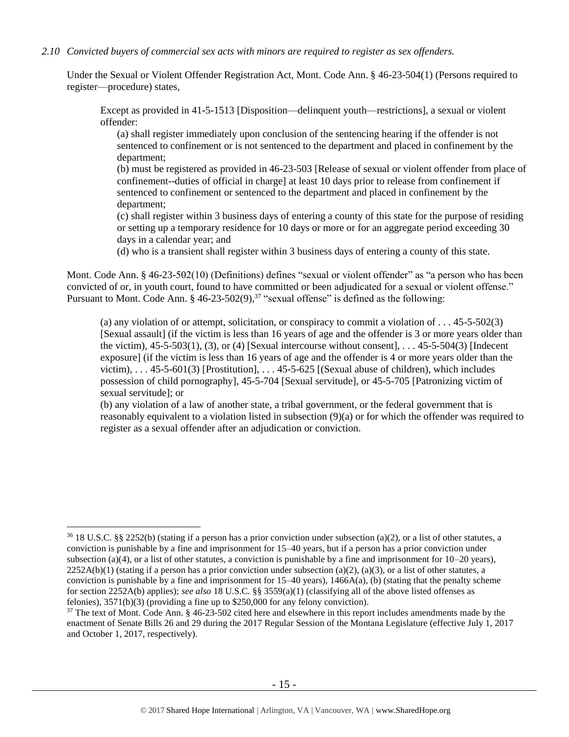*2.10 Convicted buyers of commercial sex acts with minors are required to register as sex offenders.*

Under the Sexual or Violent Offender Registration Act, Mont. Code Ann. § 46-23-504(1) (Persons required to register—procedure) states,

> Except as provided in 41-5-1513 [Disposition—delinquent youth—restrictions], a sexual or violent offender:
>
> (a) shall register immediately upon conclusion of the sentencing hearing if the offender is not sentenced to confinement or is not sentenced to the department and placed in confinement by the department;
>
> (b) must be registered as provided in 46-23-503 [Release of sexual or violent offender from place of confinement--duties of official in charge] at least 10 days prior to release from confinement if sentenced to confinement or sentenced to the department and placed in confinement by the department;
>
> (c) shall register within 3 business days of entering a county of this state for the purpose of residing or setting up a temporary residence for 10 days or more or for an aggregate period exceeding 30 days in a calendar year; and
>
> (d) who is a transient shall register within 3 business days of entering a county of this state.

Mont. Code Ann. § 46-23-502(10) (Definitions) defines "sexual or violent offender" as "a person who has been convicted of or, in youth court, found to have committed or been adjudicated for a sexual or violent offense." Pursuant to Mont. Code Ann. § 46-23-502(9),[37] "sexual offense" is defined as the following:

> (a) any violation of or attempt, solicitation, or conspiracy to commit a violation of . . . 45-5-502(3) [Sexual assault] (if the victim is less than 16 years of age and the offender is 3 or more years older than the victim), 45-5-503(1), (3), or (4) [Sexual intercourse without consent], . . . 45-5-504(3) [Indecent exposure] (if the victim is less than 16 years of age and the offender is 4 or more years older than the victim), . . . 45-5-601(3) [Prostitution], . . . 45-5-625 [(Sexual abuse of children), which includes possession of child pornography], 45-5-704 [Sexual servitude], or 45-5-705 [Patronizing victim of sexual servitude]; or
>
> (b) any violation of a law of another state, a tribal government, or the federal government that is reasonably equivalent to a violation listed in subsection (9)(a) or for which the offender was required to register as a sexual offender after an adjudication or conviction.

---

[36] 18 U.S.C. §§ 2252(b) (stating if a person has a prior conviction under subsection (a)(2), or a list of other statutes, a conviction is punishable by a fine and imprisonment for 15–40 years, but if a person has a prior conviction under subsection (a)(4), or a list of other statutes, a conviction is punishable by a fine and imprisonment for 10–20 years), 2252A(b)(1) (stating if a person has a prior conviction under subsection (a)(2), (a)(3), or a list of other statutes, a conviction is punishable by a fine and imprisonment for 15–40 years), 1466A(a), (b) (stating that the penalty scheme for section 2252A(b) applies); *see also* 18 U.S.C. §§ 3559(a)(1) (classifying all of the above listed offenses as felonies), 3571(b)(3) (providing a fine up to $250,000 for any felony conviction).

[37] The text of Mont. Code Ann. § 46-23-502 cited here and elsewhere in this report includes amendments made by the enactment of Senate Bills 26 and 29 during the 2017 Regular Session of the Montana Legislature (effective July 1, 2017 and October 1, 2017, respectively).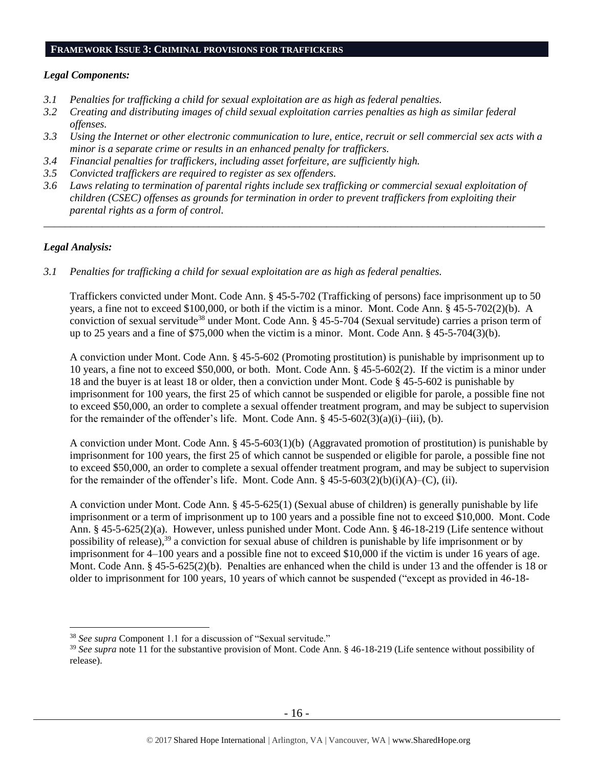## FRAMEWORK ISSUE 3: CRIMINAL PROVISIONS FOR TRAFFICKERS

### *Legal Components:*

*3.1 Penalties for trafficking a child for sexual exploitation are as high as federal penalties.*

*3.2 Creating and distributing images of child sexual exploitation carries penalties as high as similar federal offenses.*

*3.3 Using the Internet or other electronic communication to lure, entice, recruit or sell commercial sex acts with a minor is a separate crime or results in an enhanced penalty for traffickers.*

*3.4 Financial penalties for traffickers, including asset forfeiture, are sufficiently high.*

*3.5 Convicted traffickers are required to register as sex offenders.*

*3.6 Laws relating to termination of parental rights include sex trafficking or commercial sexual exploitation of children (CSEC) offenses as grounds for termination in order to prevent traffickers from exploiting their parental rights as a form of control.*

---

### *Legal Analysis:*

*3.1 Penalties for trafficking a child for sexual exploitation are as high as federal penalties.*

Traffickers convicted under Mont. Code Ann. § 45-5-702 (Trafficking of persons) face imprisonment up to 50 years, a fine not to exceed $100,000, or both if the victim is a minor. Mont. Code Ann. § 45-5-702(2)(b). A conviction of sexual servitude[38] under Mont. Code Ann. § 45-5-704 (Sexual servitude) carries a prison term of up to 25 years and a fine of $75,000 when the victim is a minor. Mont. Code Ann. § 45-5-704(3)(b).

A conviction under Mont. Code Ann. § 45-5-602 (Promoting prostitution) is punishable by imprisonment up to 10 years, a fine not to exceed $50,000, or both. Mont. Code Ann. § 45-5-602(2). If the victim is a minor under 18 and the buyer is at least 18 or older, then a conviction under Mont. Code § 45-5-602 is punishable by imprisonment for 100 years, the first 25 of which cannot be suspended or eligible for parole, a possible fine not to exceed $50,000, an order to complete a sexual offender treatment program, and may be subject to supervision for the remainder of the offender's life. Mont. Code Ann. § 45-5-602(3)(a)(i)–(iii), (b).

A conviction under Mont. Code Ann. § 45-5-603(1)(b) (Aggravated promotion of prostitution) is punishable by imprisonment for 100 years, the first 25 of which cannot be suspended or eligible for parole, a possible fine not to exceed $50,000, an order to complete a sexual offender treatment program, and may be subject to supervision for the remainder of the offender's life. Mont. Code Ann. § 45-5-603(2)(b)(i)(A)–(C), (ii).

A conviction under Mont. Code Ann. § 45-5-625(1) (Sexual abuse of children) is generally punishable by life imprisonment or a term of imprisonment up to 100 years and a possible fine not to exceed $10,000. Mont. Code Ann. § 45-5-625(2)(a). However, unless punished under Mont. Code Ann. § 46-18-219 (Life sentence without possibility of release),[39] a conviction for sexual abuse of children is punishable by life imprisonment or by imprisonment for 4–100 years and a possible fine not to exceed $10,000 if the victim is under 16 years of age. Mont. Code Ann. § 45-5-625(2)(b). Penalties are enhanced when the child is under 13 and the offender is 18 or older to imprisonment for 100 years, 10 years of which cannot be suspended ("except as provided in 46-18-

---

[38] *See supra* Component 1.1 for a discussion of "Sexual servitude."

[39] *See supra* note 11 for the substantive provision of Mont. Code Ann. § 46-18-219 (Life sentence without possibility of release).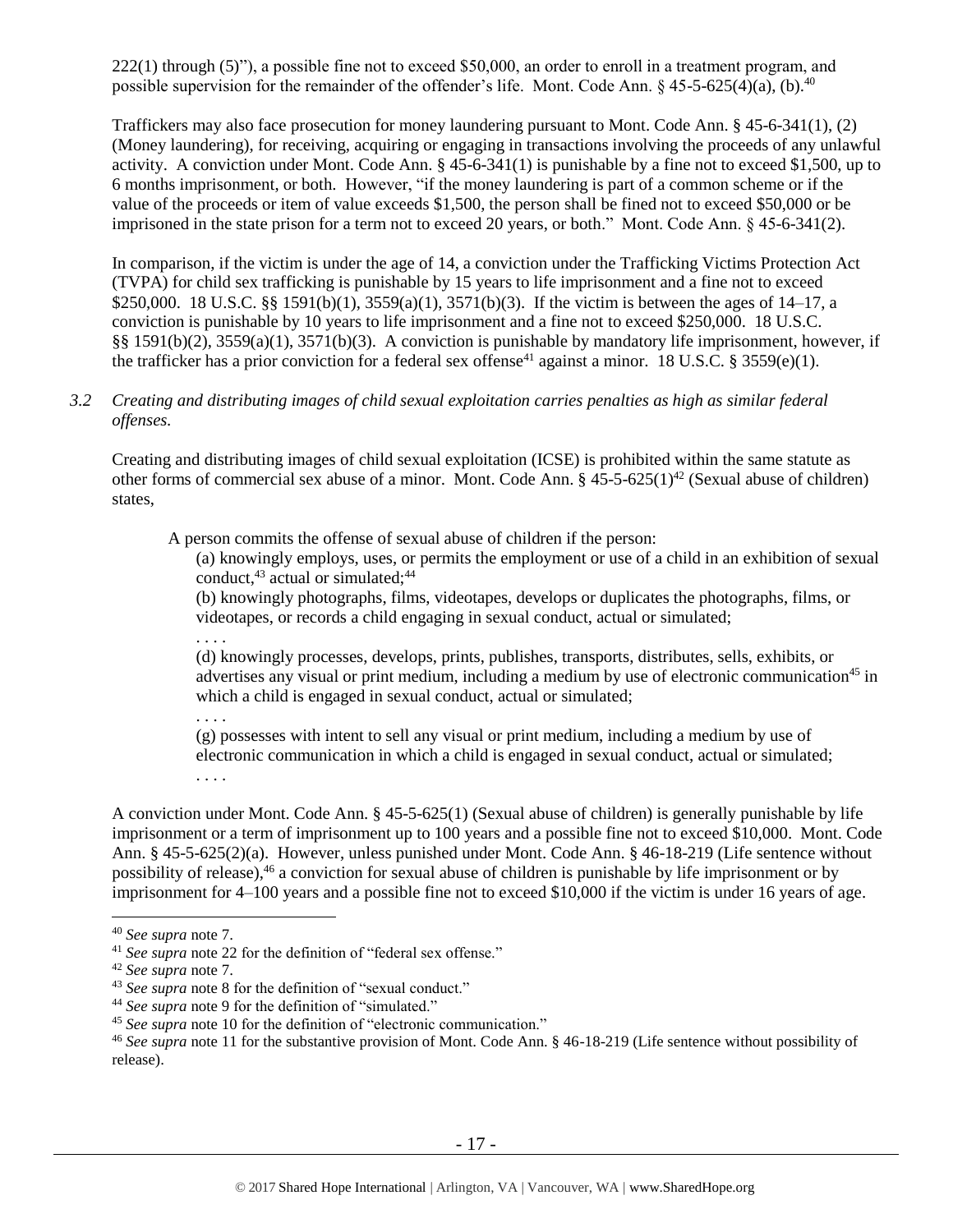222(1) through (5)"), a possible fine not to exceed $50,000, an order to enroll in a treatment program, and possible supervision for the remainder of the offender's life. Mont. Code Ann. § 45-5-625(4)(a), (b).[40]

Traffickers may also face prosecution for money laundering pursuant to Mont. Code Ann. § 45-6-341(1), (2) (Money laundering), for receiving, acquiring or engaging in transactions involving the proceeds of any unlawful activity. A conviction under Mont. Code Ann. § 45-6-341(1) is punishable by a fine not to exceed $1,500, up to 6 months imprisonment, or both. However, "if the money laundering is part of a common scheme or if the value of the proceeds or item of value exceeds $1,500, the person shall be fined not to exceed $50,000 or be imprisoned in the state prison for a term not to exceed 20 years, or both." Mont. Code Ann. § 45-6-341(2).

In comparison, if the victim is under the age of 14, a conviction under the Trafficking Victims Protection Act (TVPA) for child sex trafficking is punishable by 15 years to life imprisonment and a fine not to exceed $250,000. 18 U.S.C. §§ 1591(b)(1), 3559(a)(1), 3571(b)(3). If the victim is between the ages of 14–17, a conviction is punishable by 10 years to life imprisonment and a fine not to exceed $250,000. 18 U.S.C. §§ 1591(b)(2), 3559(a)(1), 3571(b)(3). A conviction is punishable by mandatory life imprisonment, however, if the trafficker has a prior conviction for a federal sex offense[41] against a minor. 18 U.S.C. § 3559(e)(1).

*3.2 Creating and distributing images of child sexual exploitation carries penalties as high as similar federal offenses.*

Creating and distributing images of child sexual exploitation (ICSE) is prohibited within the same statute as other forms of commercial sex abuse of a minor. Mont. Code Ann. § 45-5-625(1)[42] (Sexual abuse of children) states,

> A person commits the offense of sexual abuse of children if the person:
>
> (a) knowingly employs, uses, or permits the employment or use of a child in an exhibition of sexual conduct,[43] actual or simulated;[44]
>
> (b) knowingly photographs, films, videotapes, develops or duplicates the photographs, films, or videotapes, or records a child engaging in sexual conduct, actual or simulated;
>
> . . . .
>
> (d) knowingly processes, develops, prints, publishes, transports, distributes, sells, exhibits, or advertises any visual or print medium, including a medium by use of electronic communication[45] in which a child is engaged in sexual conduct, actual or simulated;
>
> . . . .
>
> (g) possesses with intent to sell any visual or print medium, including a medium by use of electronic communication in which a child is engaged in sexual conduct, actual or simulated;
>
> . . . .

A conviction under Mont. Code Ann. § 45-5-625(1) (Sexual abuse of children) is generally punishable by life imprisonment or a term of imprisonment up to 100 years and a possible fine not to exceed $10,000. Mont. Code Ann. § 45-5-625(2)(a). However, unless punished under Mont. Code Ann. § 46-18-219 (Life sentence without possibility of release),[46] a conviction for sexual abuse of children is punishable by life imprisonment or by imprisonment for 4–100 years and a possible fine not to exceed $10,000 if the victim is under 16 years of age.

---

[40] *See supra* note 7.

[41] *See supra* note 22 for the definition of "federal sex offense."

[42] *See supra* note 7.

[43] *See supra* note 8 for the definition of "sexual conduct."

[44] *See supra* note 9 for the definition of "simulated."

[45] *See supra* note 10 for the definition of "electronic communication."

[46] *See supra* note 11 for the substantive provision of Mont. Code Ann. § 46-18-219 (Life sentence without possibility of release).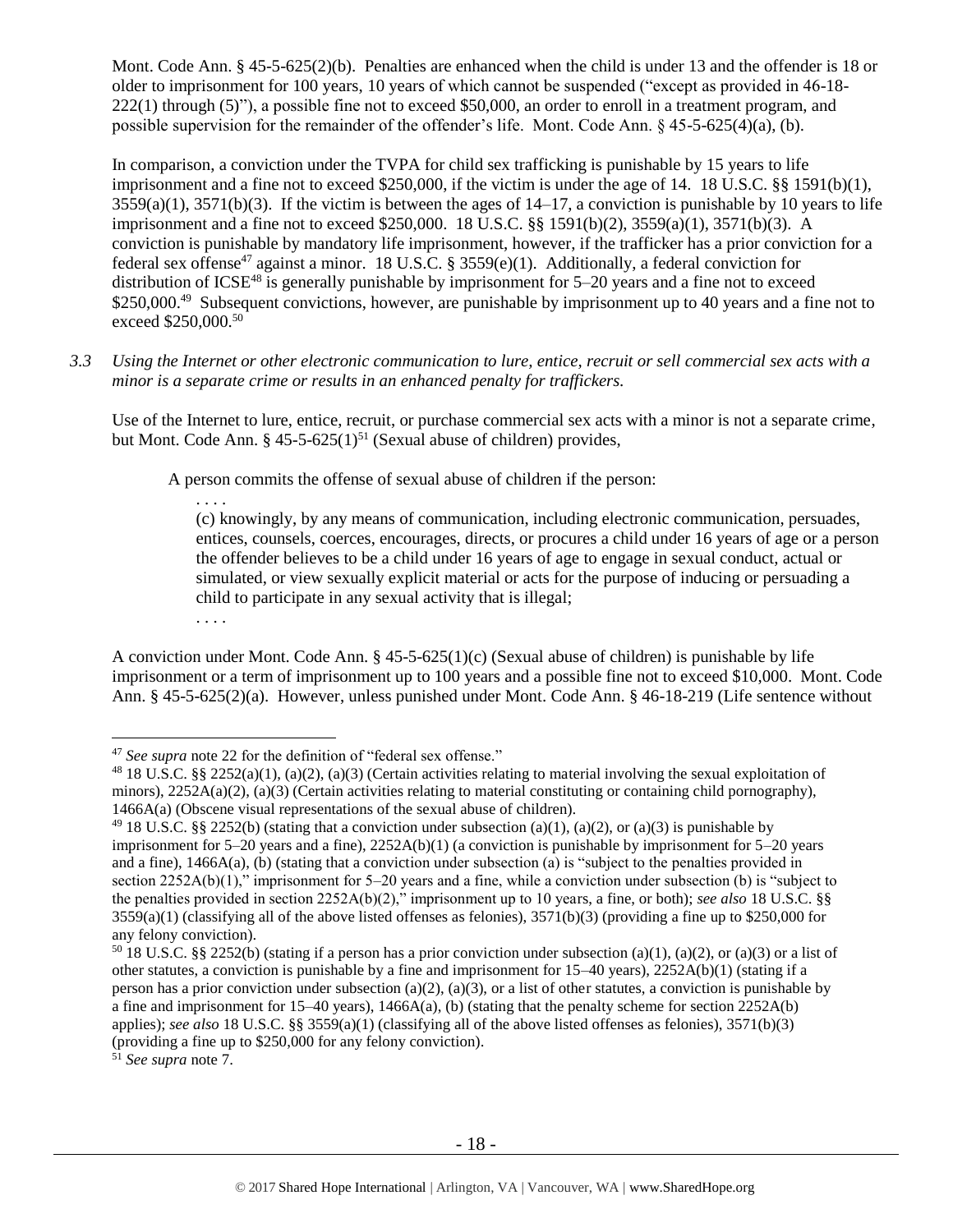Mont. Code Ann. § 45-5-625(2)(b). Penalties are enhanced when the child is under 13 and the offender is 18 or older to imprisonment for 100 years, 10 years of which cannot be suspended ("except as provided in 46-18-222(1) through (5)"), a possible fine not to exceed $50,000, an order to enroll in a treatment program, and possible supervision for the remainder of the offender's life. Mont. Code Ann. § 45-5-625(4)(a), (b).

In comparison, a conviction under the TVPA for child sex trafficking is punishable by 15 years to life imprisonment and a fine not to exceed $250,000, if the victim is under the age of 14. 18 U.S.C. §§ 1591(b)(1), 3559(a)(1), 3571(b)(3). If the victim is between the ages of 14–17, a conviction is punishable by 10 years to life imprisonment and a fine not to exceed $250,000. 18 U.S.C. §§ 1591(b)(2), 3559(a)(1), 3571(b)(3). A conviction is punishable by mandatory life imprisonment, however, if the trafficker has a prior conviction for a federal sex offense[47] against a minor. 18 U.S.C. § 3559(e)(1). Additionally, a federal conviction for distribution of ICSE[48] is generally punishable by imprisonment for 5–20 years and a fine not to exceed $250,000.[49] Subsequent convictions, however, are punishable by imprisonment up to 40 years and a fine not to exceed $250,000.[50]

*3.3 Using the Internet or other electronic communication to lure, entice, recruit or sell commercial sex acts with a minor is a separate crime or results in an enhanced penalty for traffickers.*

Use of the Internet to lure, entice, recruit, or purchase commercial sex acts with a minor is not a separate crime, but Mont. Code Ann. § 45-5-625(1)[51] (Sexual abuse of children) provides,

> A person commits the offense of sexual abuse of children if the person:
>
> . . . .
>
> (c) knowingly, by any means of communication, including electronic communication, persuades, entices, counsels, coerces, encourages, directs, or procures a child under 16 years of age or a person the offender believes to be a child under 16 years of age to engage in sexual conduct, actual or simulated, or view sexually explicit material or acts for the purpose of inducing or persuading a child to participate in any sexual activity that is illegal;
>
> . . . .

A conviction under Mont. Code Ann. § 45-5-625(1)(c) (Sexual abuse of children) is punishable by life imprisonment or a term of imprisonment up to 100 years and a possible fine not to exceed $10,000. Mont. Code Ann. § 45-5-625(2)(a). However, unless punished under Mont. Code Ann. § 46-18-219 (Life sentence without

---

[47] *See supra* note 22 for the definition of "federal sex offense."

[48] 18 U.S.C. §§ 2252(a)(1), (a)(2), (a)(3) (Certain activities relating to material involving the sexual exploitation of minors), 2252A(a)(2), (a)(3) (Certain activities relating to material constituting or containing child pornography), 1466A(a) (Obscene visual representations of the sexual abuse of children).

[49] 18 U.S.C. §§ 2252(b) (stating that a conviction under subsection (a)(1), (a)(2), or (a)(3) is punishable by imprisonment for 5–20 years and a fine), 2252A(b)(1) (a conviction is punishable by imprisonment for 5–20 years and a fine), 1466A(a), (b) (stating that a conviction under subsection (a) is "subject to the penalties provided in section 2252A(b)(1)," imprisonment for 5–20 years and a fine, while a conviction under subsection (b) is "subject to the penalties provided in section 2252A(b)(2)," imprisonment up to 10 years, a fine, or both); *see also* 18 U.S.C. §§ 3559(a)(1) (classifying all of the above listed offenses as felonies), 3571(b)(3) (providing a fine up to $250,000 for any felony conviction).

[50] 18 U.S.C. §§ 2252(b) (stating if a person has a prior conviction under subsection (a)(1), (a)(2), or (a)(3) or a list of other statutes, a conviction is punishable by a fine and imprisonment for 15–40 years), 2252A(b)(1) (stating if a person has a prior conviction under subsection (a)(2), (a)(3), or a list of other statutes, a conviction is punishable by a fine and imprisonment for 15–40 years), 1466A(a), (b) (stating that the penalty scheme for section 2252A(b) applies); *see also* 18 U.S.C. §§ 3559(a)(1) (classifying all of the above listed offenses as felonies), 3571(b)(3) (providing a fine up to $250,000 for any felony conviction).

[51] *See supra* note 7.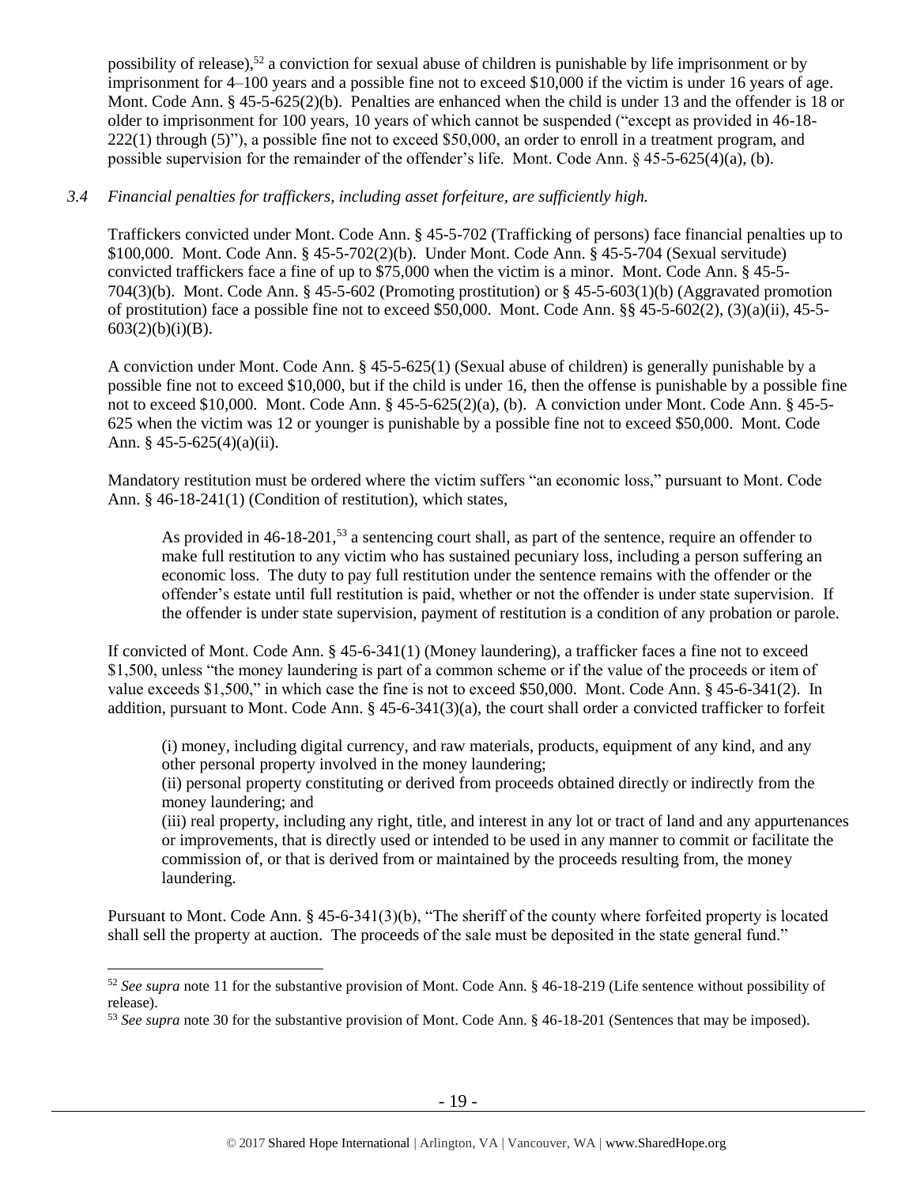possibility of release),[52] a conviction for sexual abuse of children is punishable by life imprisonment or by imprisonment for 4–100 years and a possible fine not to exceed $10,000 if the victim is under 16 years of age. Mont. Code Ann. § 45-5-625(2)(b). Penalties are enhanced when the child is under 13 and the offender is 18 or older to imprisonment for 100 years, 10 years of which cannot be suspended ("except as provided in 46-18-222(1) through (5)"), a possible fine not to exceed $50,000, an order to enroll in a treatment program, and possible supervision for the remainder of the offender's life. Mont. Code Ann. § 45-5-625(4)(a), (b).

*3.4 Financial penalties for traffickers, including asset forfeiture, are sufficiently high.*

Traffickers convicted under Mont. Code Ann. § 45-5-702 (Trafficking of persons) face financial penalties up to $100,000. Mont. Code Ann. § 45-5-702(2)(b). Under Mont. Code Ann. § 45-5-704 (Sexual servitude) convicted traffickers face a fine of up to $75,000 when the victim is a minor. Mont. Code Ann. § 45-5-704(3)(b). Mont. Code Ann. § 45-5-602 (Promoting prostitution) or § 45-5-603(1)(b) (Aggravated promotion of prostitution) face a possible fine not to exceed $50,000. Mont. Code Ann. §§ 45-5-602(2), (3)(a)(ii), 45-5-603(2)(b)(i)(B).

A conviction under Mont. Code Ann. § 45-5-625(1) (Sexual abuse of children) is generally punishable by a possible fine not to exceed $10,000, but if the child is under 16, then the offense is punishable by a possible fine not to exceed $10,000. Mont. Code Ann. § 45-5-625(2)(a), (b). A conviction under Mont. Code Ann. § 45-5-625 when the victim was 12 or younger is punishable by a possible fine not to exceed $50,000. Mont. Code Ann. § 45-5-625(4)(a)(ii).

Mandatory restitution must be ordered where the victim suffers "an economic loss," pursuant to Mont. Code Ann. § 46-18-241(1) (Condition of restitution), which states,

> As provided in 46-18-201,[53] a sentencing court shall, as part of the sentence, require an offender to make full restitution to any victim who has sustained pecuniary loss, including a person suffering an economic loss. The duty to pay full restitution under the sentence remains with the offender or the offender's estate until full restitution is paid, whether or not the offender is under state supervision. If the offender is under state supervision, payment of restitution is a condition of any probation or parole.

If convicted of Mont. Code Ann. § 45-6-341(1) (Money laundering), a trafficker faces a fine not to exceed $1,500, unless "the money laundering is part of a common scheme or if the value of the proceeds or item of value exceeds $1,500," in which case the fine is not to exceed $50,000. Mont. Code Ann. § 45-6-341(2). In addition, pursuant to Mont. Code Ann. § 45-6-341(3)(a), the court shall order a convicted trafficker to forfeit

> (i) money, including digital currency, and raw materials, products, equipment of any kind, and any other personal property involved in the money laundering;
> (ii) personal property constituting or derived from proceeds obtained directly or indirectly from the money laundering; and
> (iii) real property, including any right, title, and interest in any lot or tract of land and any appurtenances or improvements, that is directly used or intended to be used in any manner to commit or facilitate the commission of, or that is derived from or maintained by the proceeds resulting from, the money laundering.

Pursuant to Mont. Code Ann. § 45-6-341(3)(b), "The sheriff of the county where forfeited property is located shall sell the property at auction. The proceeds of the sale must be deposited in the state general fund."

---

[52] *See supra* note 11 for the substantive provision of Mont. Code Ann. § 46-18-219 (Life sentence without possibility of release).

[53] *See supra* note 30 for the substantive provision of Mont. Code Ann. § 46-18-201 (Sentences that may be imposed).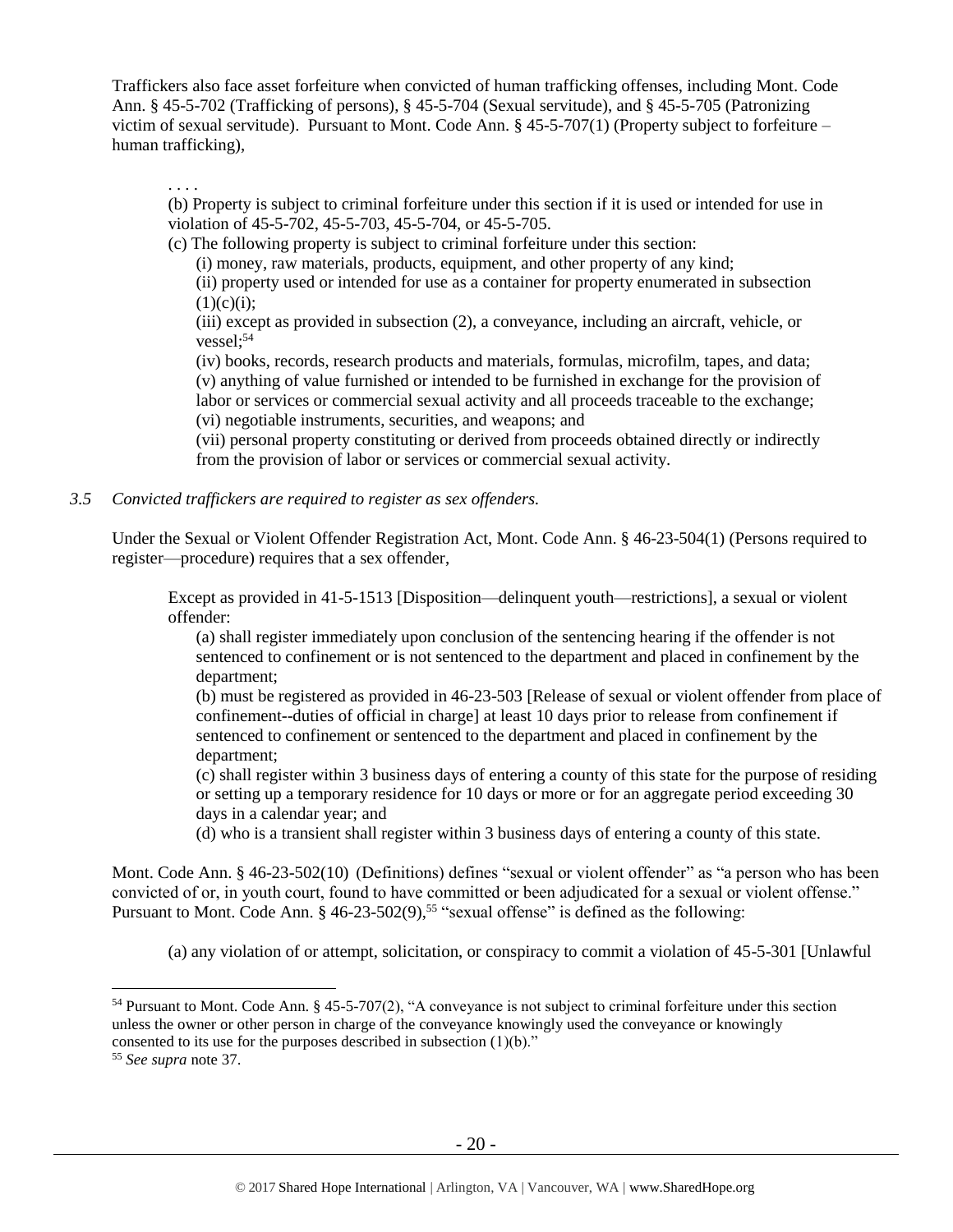Traffickers also face asset forfeiture when convicted of human trafficking offenses, including Mont. Code Ann. § 45-5-702 (Trafficking of persons), § 45-5-704 (Sexual servitude), and § 45-5-705 (Patronizing victim of sexual servitude). Pursuant to Mont. Code Ann. § 45-5-707(1) (Property subject to forfeiture – human trafficking),

> . . . .
>
> (b) Property is subject to criminal forfeiture under this section if it is used or intended for use in violation of 45-5-702, 45-5-703, 45-5-704, or 45-5-705.
>
> (c) The following property is subject to criminal forfeiture under this section:
>
> (i) money, raw materials, products, equipment, and other property of any kind;
>
> (ii) property used or intended for use as a container for property enumerated in subsection (1)(c)(i);
>
> (iii) except as provided in subsection (2), a conveyance, including an aircraft, vehicle, or vessel;[54]
>
> (iv) books, records, research products and materials, formulas, microfilm, tapes, and data;
>
> (v) anything of value furnished or intended to be furnished in exchange for the provision of labor or services or commercial sexual activity and all proceeds traceable to the exchange;
>
> (vi) negotiable instruments, securities, and weapons; and
>
> (vii) personal property constituting or derived from proceeds obtained directly or indirectly from the provision of labor or services or commercial sexual activity.

*3.5 Convicted traffickers are required to register as sex offenders.*

Under the Sexual or Violent Offender Registration Act, Mont. Code Ann. § 46-23-504(1) (Persons required to register—procedure) requires that a sex offender,

> Except as provided in 41-5-1513 [Disposition—delinquent youth—restrictions], a sexual or violent offender:
>
> (a) shall register immediately upon conclusion of the sentencing hearing if the offender is not sentenced to confinement or is not sentenced to the department and placed in confinement by the department;
>
> (b) must be registered as provided in 46-23-503 [Release of sexual or violent offender from place of confinement--duties of official in charge] at least 10 days prior to release from confinement if sentenced to confinement or sentenced to the department and placed in confinement by the department;
>
> (c) shall register within 3 business days of entering a county of this state for the purpose of residing or setting up a temporary residence for 10 days or more or for an aggregate period exceeding 30 days in a calendar year; and
>
> (d) who is a transient shall register within 3 business days of entering a county of this state.

Mont. Code Ann. § 46-23-502(10) (Definitions) defines "sexual or violent offender" as "a person who has been convicted of or, in youth court, found to have committed or been adjudicated for a sexual or violent offense." Pursuant to Mont. Code Ann. § 46-23-502(9),[55] "sexual offense" is defined as the following:

> (a) any violation of or attempt, solicitation, or conspiracy to commit a violation of 45-5-301 [Unlawful

---

[54] Pursuant to Mont. Code Ann. § 45-5-707(2), "A conveyance is not subject to criminal forfeiture under this section unless the owner or other person in charge of the conveyance knowingly used the conveyance or knowingly consented to its use for the purposes described in subsection (1)(b)."

[55] *See supra* note 37.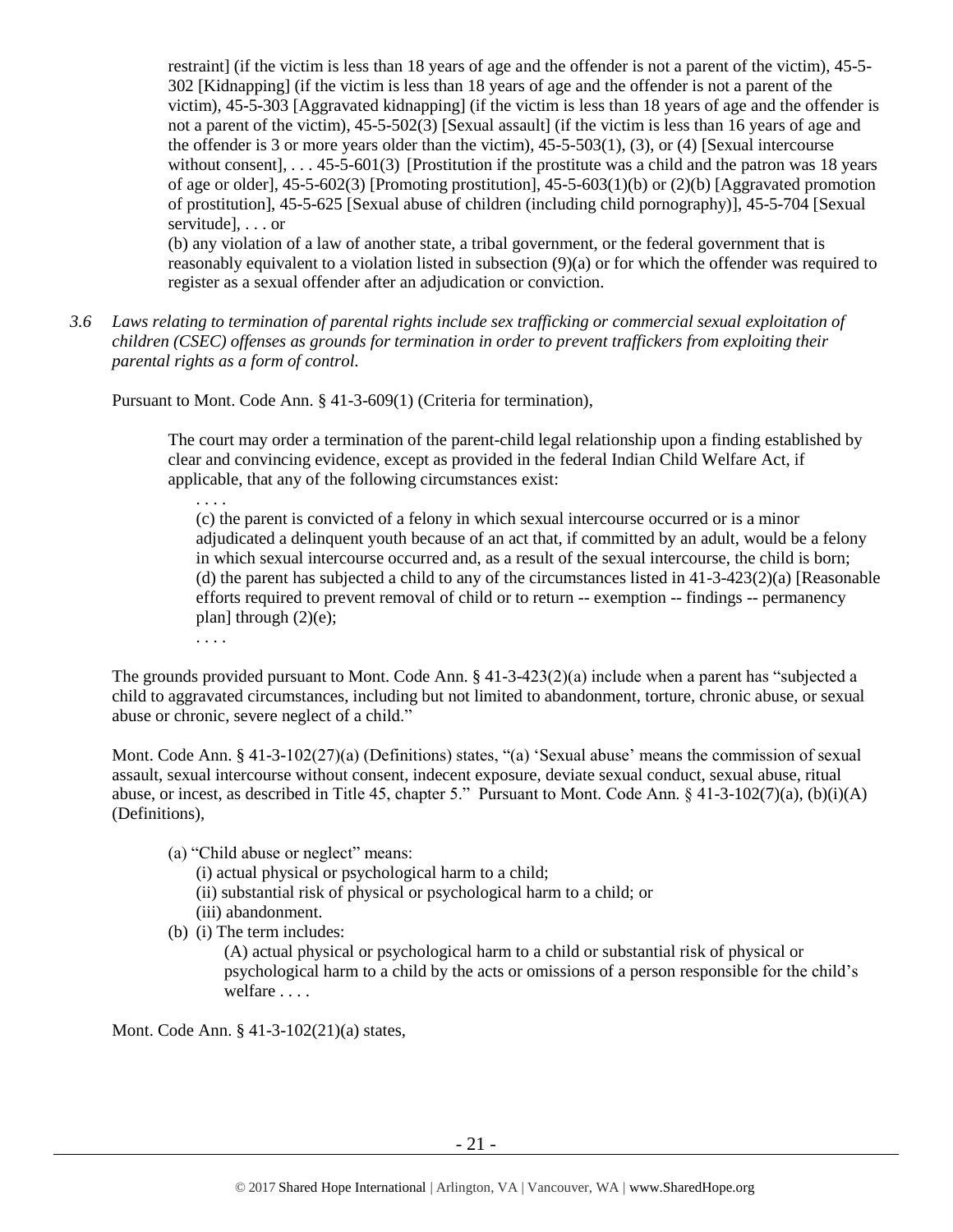> restraint] (if the victim is less than 18 years of age and the offender is not a parent of the victim), 45-5-302 [Kidnapping] (if the victim is less than 18 years of age and the offender is not a parent of the victim), 45-5-303 [Aggravated kidnapping] (if the victim is less than 18 years of age and the offender is not a parent of the victim), 45-5-502(3) [Sexual assault] (if the victim is less than 16 years of age and the offender is 3 or more years older than the victim), 45-5-503(1), (3), or (4) [Sexual intercourse without consent], . . . 45-5-601(3) [Prostitution if the prostitute was a child and the patron was 18 years of age or older], 45-5-602(3) [Promoting prostitution], 45-5-603(1)(b) or (2)(b) [Aggravated promotion of prostitution], 45-5-625 [Sexual abuse of children (including child pornography)], 45-5-704 [Sexual servitude], . . . or
>
> (b) any violation of a law of another state, a tribal government, or the federal government that is reasonably equivalent to a violation listed in subsection (9)(a) or for which the offender was required to register as a sexual offender after an adjudication or conviction.

*3.6 Laws relating to termination of parental rights include sex trafficking or commercial sexual exploitation of children (CSEC) offenses as grounds for termination in order to prevent traffickers from exploiting their parental rights as a form of control.*

Pursuant to Mont. Code Ann. § 41-3-609(1) (Criteria for termination),

> The court may order a termination of the parent-child legal relationship upon a finding established by clear and convincing evidence, except as provided in the federal Indian Child Welfare Act, if applicable, that any of the following circumstances exist:
>
> . . . .
>
> (c) the parent is convicted of a felony in which sexual intercourse occurred or is a minor adjudicated a delinquent youth because of an act that, if committed by an adult, would be a felony in which sexual intercourse occurred and, as a result of the sexual intercourse, the child is born;
>
> (d) the parent has subjected a child to any of the circumstances listed in 41-3-423(2)(a) [Reasonable efforts required to prevent removal of child or to return -- exemption -- findings -- permanency plan] through (2)(e);
>
> . . . .

The grounds provided pursuant to Mont. Code Ann. § 41-3-423(2)(a) include when a parent has "subjected a child to aggravated circumstances, including but not limited to abandonment, torture, chronic abuse, or sexual abuse or chronic, severe neglect of a child."

Mont. Code Ann. § 41-3-102(27)(a) (Definitions) states, "(a) 'Sexual abuse' means the commission of sexual assault, sexual intercourse without consent, indecent exposure, deviate sexual conduct, sexual abuse, ritual abuse, or incest, as described in Title 45, chapter 5." Pursuant to Mont. Code Ann. § 41-3-102(7)(a), (b)(i)(A) (Definitions),

> (a) "Child abuse or neglect" means:
>
> (i) actual physical or psychological harm to a child;
>
> (ii) substantial risk of physical or psychological harm to a child; or
>
> (iii) abandonment.
>
> (b) (i) The term includes:
>
> (A) actual physical or psychological harm to a child or substantial risk of physical or psychological harm to a child by the acts or omissions of a person responsible for the child's welfare . . . .

Mont. Code Ann. § 41-3-102(21)(a) states,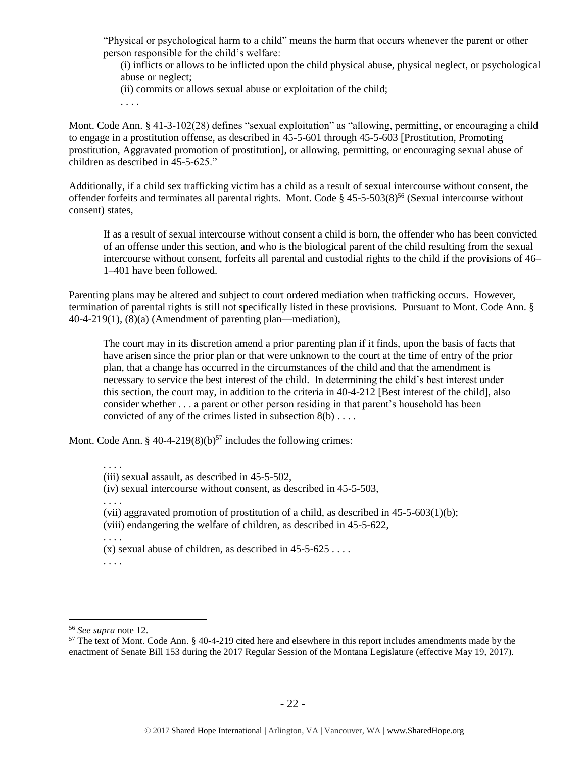"Physical or psychological harm to a child" means the harm that occurs whenever the parent or other person responsible for the child's welfare:

(i) inflicts or allows to be inflicted upon the child physical abuse, physical neglect, or psychological abuse or neglect;

(ii) commits or allows sexual abuse or exploitation of the child;

. . . .

Mont. Code Ann. § 41-3-102(28) defines "sexual exploitation" as "allowing, permitting, or encouraging a child to engage in a prostitution offense, as described in 45-5-601 through 45-5-603 [Prostitution, Promoting prostitution, Aggravated promotion of prostitution], or allowing, permitting, or encouraging sexual abuse of children as described in 45-5-625."

Additionally, if a child sex trafficking victim has a child as a result of sexual intercourse without consent, the offender forfeits and terminates all parental rights. Mont. Code § 45-5-503(8)[56] (Sexual intercourse without consent) states,

> If as a result of sexual intercourse without consent a child is born, the offender who has been convicted of an offense under this section, and who is the biological parent of the child resulting from the sexual intercourse without consent, forfeits all parental and custodial rights to the child if the provisions of 46–1–401 have been followed.

Parenting plans may be altered and subject to court ordered mediation when trafficking occurs. However, termination of parental rights is still not specifically listed in these provisions. Pursuant to Mont. Code Ann. § 40-4-219(1), (8)(a) (Amendment of parenting plan—mediation),

> The court may in its discretion amend a prior parenting plan if it finds, upon the basis of facts that have arisen since the prior plan or that were unknown to the court at the time of entry of the prior plan, that a change has occurred in the circumstances of the child and that the amendment is necessary to service the best interest of the child. In determining the child's best interest under this section, the court may, in addition to the criteria in 40-4-212 [Best interest of the child], also consider whether . . . a parent or other person residing in that parent's household has been convicted of any of the crimes listed in subsection 8(b) . . . .

Mont. Code Ann. § 40-4-219(8)(b)[57] includes the following crimes:

> . . . .
>
> (iii) sexual assault, as described in 45-5-502,
>
> (iv) sexual intercourse without consent, as described in 45-5-503,
>
> . . . .
>
> (vii) aggravated promotion of prostitution of a child, as described in 45-5-603(1)(b);
>
> (viii) endangering the welfare of children, as described in 45-5-622,
>
> . . . .
>
> (x) sexual abuse of children, as described in 45-5-625 . . . .
>
> . . . .

---

[56] *See supra* note 12.

[57] The text of Mont. Code Ann. § 40-4-219 cited here and elsewhere in this report includes amendments made by the enactment of Senate Bill 153 during the 2017 Regular Session of the Montana Legislature (effective May 19, 2017).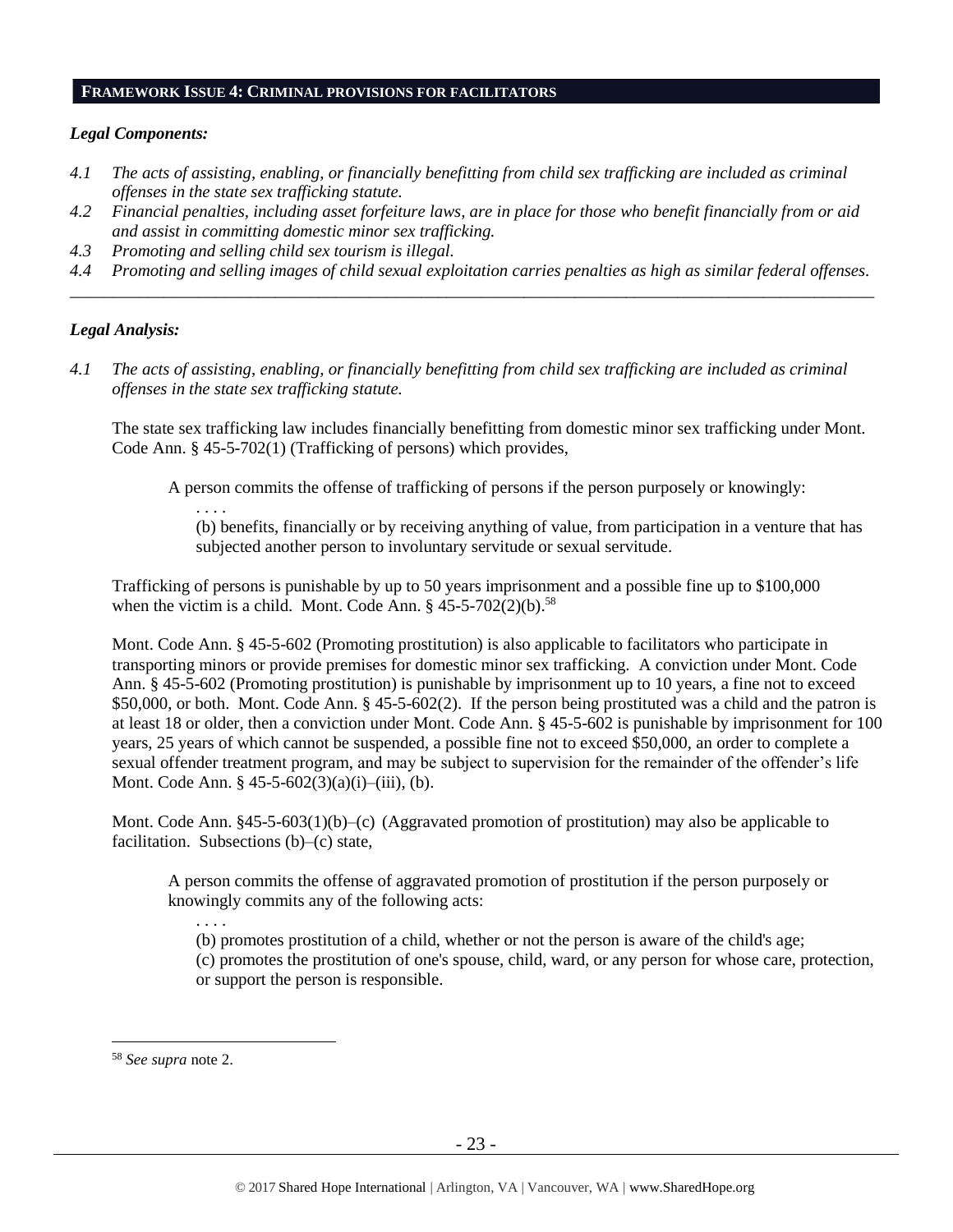## FRAMEWORK ISSUE 4: CRIMINAL PROVISIONS FOR FACILITATORS

### *Legal Components:*

*4.1 The acts of assisting, enabling, or financially benefitting from child sex trafficking are included as criminal offenses in the state sex trafficking statute.*

*4.2 Financial penalties, including asset forfeiture laws, are in place for those who benefit financially from or aid and assist in committing domestic minor sex trafficking.*

*4.3 Promoting and selling child sex tourism is illegal.*

*4.4 Promoting and selling images of child sexual exploitation carries penalties as high as similar federal offenses.*

---

### *Legal Analysis:*

*4.1 The acts of assisting, enabling, or financially benefitting from child sex trafficking are included as criminal offenses in the state sex trafficking statute.*

The state sex trafficking law includes financially benefitting from domestic minor sex trafficking under Mont. Code Ann. § 45-5-702(1) (Trafficking of persons) which provides,

> A person commits the offense of trafficking of persons if the person purposely or knowingly:
>
> . . . .
>
> (b) benefits, financially or by receiving anything of value, from participation in a venture that has subjected another person to involuntary servitude or sexual servitude.

Trafficking of persons is punishable by up to 50 years imprisonment and a possible fine up to $100,000 when the victim is a child. Mont. Code Ann. § 45-5-702(2)(b).[58]

Mont. Code Ann. § 45-5-602 (Promoting prostitution) is also applicable to facilitators who participate in transporting minors or provide premises for domestic minor sex trafficking. A conviction under Mont. Code Ann. § 45-5-602 (Promoting prostitution) is punishable by imprisonment up to 10 years, a fine not to exceed $50,000, or both. Mont. Code Ann. § 45-5-602(2). If the person being prostituted was a child and the patron is at least 18 or older, then a conviction under Mont. Code Ann. § 45-5-602 is punishable by imprisonment for 100 years, 25 years of which cannot be suspended, a possible fine not to exceed $50,000, an order to complete a sexual offender treatment program, and may be subject to supervision for the remainder of the offender's life Mont. Code Ann. § 45-5-602(3)(a)(i)–(iii), (b).

Mont. Code Ann. §45-5-603(1)(b)–(c) (Aggravated promotion of prostitution) may also be applicable to facilitation. Subsections (b)–(c) state,

> A person commits the offense of aggravated promotion of prostitution if the person purposely or knowingly commits any of the following acts:
>
> . . . .
>
> (b) promotes prostitution of a child, whether or not the person is aware of the child's age;
>
> (c) promotes the prostitution of one's spouse, child, ward, or any person for whose care, protection, or support the person is responsible.

---

[58] *See supra* note 2.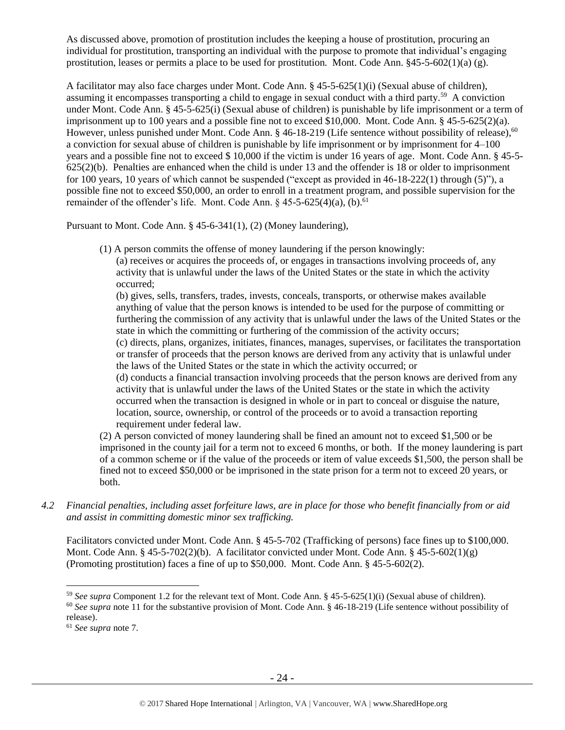As discussed above, promotion of prostitution includes the keeping a house of prostitution, procuring an individual for prostitution, transporting an individual with the purpose to promote that individual's engaging prostitution, leases or permits a place to be used for prostitution. Mont. Code Ann. §45-5-602(1)(a) (g).

A facilitator may also face charges under Mont. Code Ann. § 45-5-625(1)(i) (Sexual abuse of children), assuming it encompasses transporting a child to engage in sexual conduct with a third party.[59] A conviction under Mont. Code Ann. § 45-5-625(i) (Sexual abuse of children) is punishable by life imprisonment or a term of imprisonment up to 100 years and a possible fine not to exceed $10,000. Mont. Code Ann. § 45-5-625(2)(a). However, unless punished under Mont. Code Ann. § 46-18-219 (Life sentence without possibility of release),[60] a conviction for sexual abuse of children is punishable by life imprisonment or by imprisonment for 4–100 years and a possible fine not to exceed $ 10,000 if the victim is under 16 years of age. Mont. Code Ann. § 45-5-625(2)(b). Penalties are enhanced when the child is under 13 and the offender is 18 or older to imprisonment for 100 years, 10 years of which cannot be suspended ("except as provided in 46-18-222(1) through (5)"), a possible fine not to exceed $50,000, an order to enroll in a treatment program, and possible supervision for the remainder of the offender's life. Mont. Code Ann. § 45-5-625(4)(a), (b).[61]

Pursuant to Mont. Code Ann. § 45-6-341(1), (2) (Money laundering),

> (1) A person commits the offense of money laundering if the person knowingly:
>
> (a) receives or acquires the proceeds of, or engages in transactions involving proceeds of, any activity that is unlawful under the laws of the United States or the state in which the activity occurred;
>
> (b) gives, sells, transfers, trades, invests, conceals, transports, or otherwise makes available anything of value that the person knows is intended to be used for the purpose of committing or furthering the commission of any activity that is unlawful under the laws of the United States or the state in which the committing or furthering of the commission of the activity occurs;
>
> (c) directs, plans, organizes, initiates, finances, manages, supervises, or facilitates the transportation or transfer of proceeds that the person knows are derived from any activity that is unlawful under the laws of the United States or the state in which the activity occurred; or
>
> (d) conducts a financial transaction involving proceeds that the person knows are derived from any activity that is unlawful under the laws of the United States or the state in which the activity occurred when the transaction is designed in whole or in part to conceal or disguise the nature, location, source, ownership, or control of the proceeds or to avoid a transaction reporting requirement under federal law.
>
> (2) A person convicted of money laundering shall be fined an amount not to exceed $1,500 or be imprisoned in the county jail for a term not to exceed 6 months, or both. If the money laundering is part of a common scheme or if the value of the proceeds or item of value exceeds $1,500, the person shall be fined not to exceed $50,000 or be imprisoned in the state prison for a term not to exceed 20 years, or both.

*4.2 Financial penalties, including asset forfeiture laws, are in place for those who benefit financially from or aid and assist in committing domestic minor sex trafficking.*

Facilitators convicted under Mont. Code Ann. § 45-5-702 (Trafficking of persons) face fines up to $100,000. Mont. Code Ann. § 45-5-702(2)(b). A facilitator convicted under Mont. Code Ann. § 45-5-602(1)(g) (Promoting prostitution) faces a fine of up to $50,000. Mont. Code Ann. § 45-5-602(2).

---

[59] *See supra* Component 1.2 for the relevant text of Mont. Code Ann. § 45-5-625(1)(i) (Sexual abuse of children).

[60] *See supra* note 11 for the substantive provision of Mont. Code Ann. § 46-18-219 (Life sentence without possibility of release).

[61] *See supra* note 7.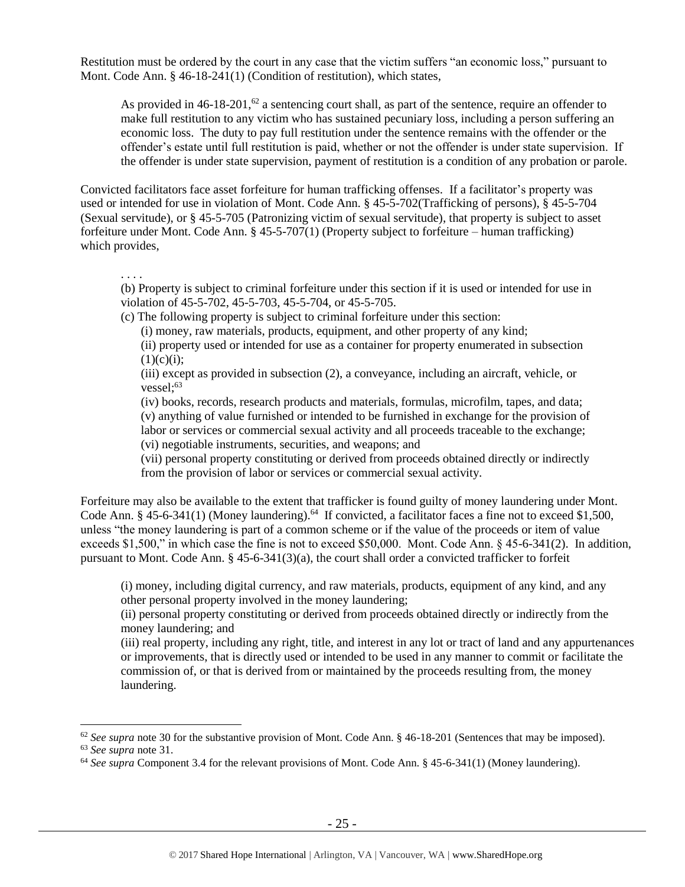Restitution must be ordered by the court in any case that the victim suffers "an economic loss," pursuant to Mont. Code Ann. § 46-18-241(1) (Condition of restitution), which states,

> As provided in 46-18-201,[62] a sentencing court shall, as part of the sentence, require an offender to make full restitution to any victim who has sustained pecuniary loss, including a person suffering an economic loss. The duty to pay full restitution under the sentence remains with the offender or the offender's estate until full restitution is paid, whether or not the offender is under state supervision. If the offender is under state supervision, payment of restitution is a condition of any probation or parole.

Convicted facilitators face asset forfeiture for human trafficking offenses. If a facilitator's property was used or intended for use in violation of Mont. Code Ann. § 45-5-702(Trafficking of persons), § 45-5-704 (Sexual servitude), or § 45-5-705 (Patronizing victim of sexual servitude), that property is subject to asset forfeiture under Mont. Code Ann. § 45-5-707(1) (Property subject to forfeiture – human trafficking) which provides,

> . . . .
> (b) Property is subject to criminal forfeiture under this section if it is used or intended for use in violation of 45-5-702, 45-5-703, 45-5-704, or 45-5-705.
> (c) The following property is subject to criminal forfeiture under this section:
> (i) money, raw materials, products, equipment, and other property of any kind;
> (ii) property used or intended for use as a container for property enumerated in subsection (1)(c)(i);
> (iii) except as provided in subsection (2), a conveyance, including an aircraft, vehicle, or vessel;[63]
> (iv) books, records, research products and materials, formulas, microfilm, tapes, and data;
> (v) anything of value furnished or intended to be furnished in exchange for the provision of labor or services or commercial sexual activity and all proceeds traceable to the exchange;
> (vi) negotiable instruments, securities, and weapons; and
> (vii) personal property constituting or derived from proceeds obtained directly or indirectly from the provision of labor or services or commercial sexual activity.

Forfeiture may also be available to the extent that trafficker is found guilty of money laundering under Mont. Code Ann. § 45-6-341(1) (Money laundering).[64] If convicted, a facilitator faces a fine not to exceed $1,500, unless "the money laundering is part of a common scheme or if the value of the proceeds or item of value exceeds $1,500," in which case the fine is not to exceed $50,000. Mont. Code Ann. § 45-6-341(2). In addition, pursuant to Mont. Code Ann. § 45-6-341(3)(a), the court shall order a convicted trafficker to forfeit

> (i) money, including digital currency, and raw materials, products, equipment of any kind, and any other personal property involved in the money laundering;
> (ii) personal property constituting or derived from proceeds obtained directly or indirectly from the money laundering; and
> (iii) real property, including any right, title, and interest in any lot or tract of land and any appurtenances or improvements, that is directly used or intended to be used in any manner to commit or facilitate the commission of, or that is derived from or maintained by the proceeds resulting from, the money laundering.

---

[62] *See supra* note 30 for the substantive provision of Mont. Code Ann. § 46-18-201 (Sentences that may be imposed).
[63] *See supra* note 31.
[64] *See supra* Component 3.4 for the relevant provisions of Mont. Code Ann. § 45-6-341(1) (Money laundering).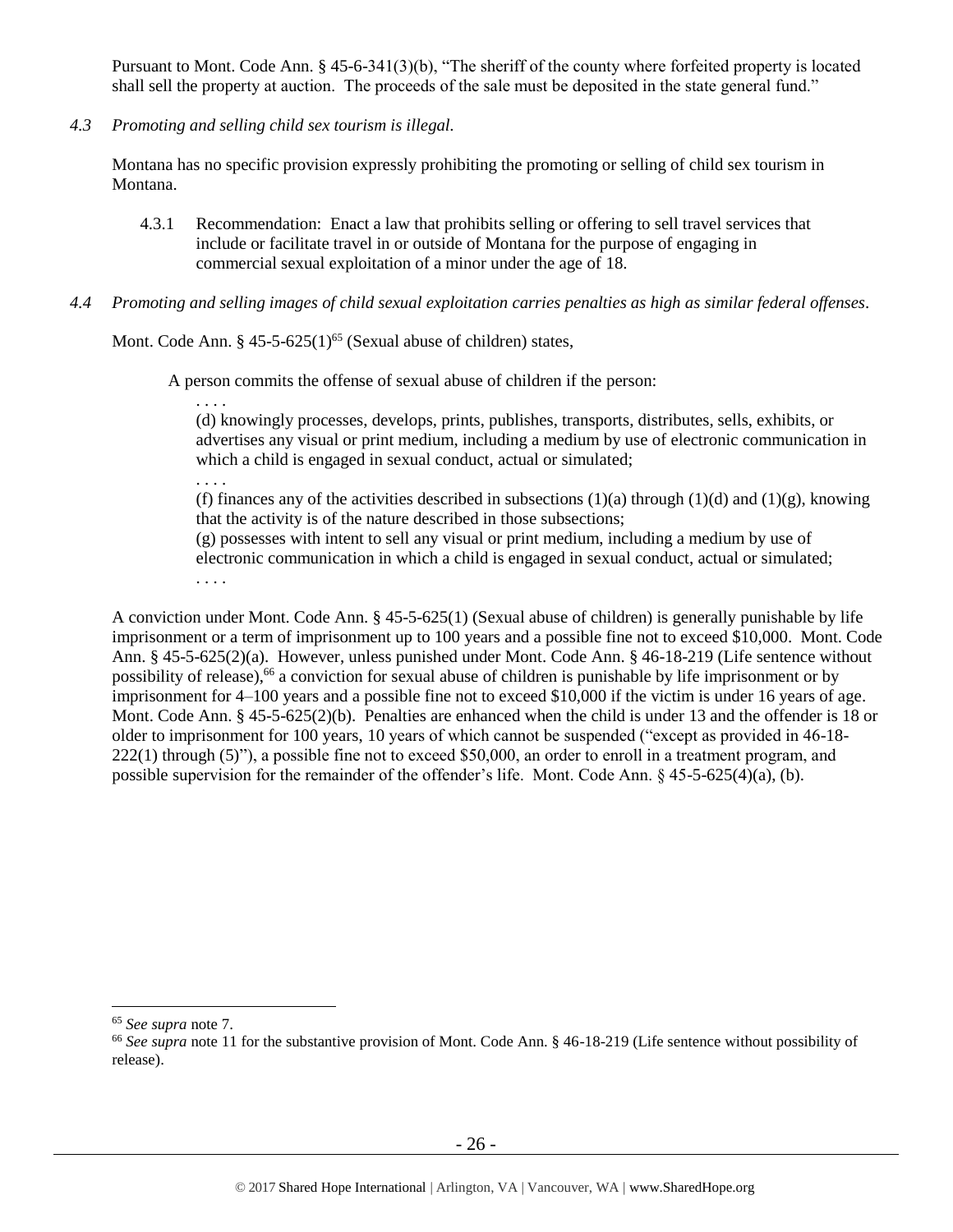Pursuant to Mont. Code Ann. § 45-6-341(3)(b), "The sheriff of the county where forfeited property is located shall sell the property at auction. The proceeds of the sale must be deposited in the state general fund."

*4.3 Promoting and selling child sex tourism is illegal.*

Montana has no specific provision expressly prohibiting the promoting or selling of child sex tourism in Montana.

4.3.1 Recommendation: Enact a law that prohibits selling or offering to sell travel services that include or facilitate travel in or outside of Montana for the purpose of engaging in commercial sexual exploitation of a minor under the age of 18.

*4.4 Promoting and selling images of child sexual exploitation carries penalties as high as similar federal offenses.*

Mont. Code Ann. § 45-5-625(1)[65] (Sexual abuse of children) states,

> A person commits the offense of sexual abuse of children if the person:
>
> . . . .
>
> (d) knowingly processes, develops, prints, publishes, transports, distributes, sells, exhibits, or advertises any visual or print medium, including a medium by use of electronic communication in which a child is engaged in sexual conduct, actual or simulated;
>
> . . . .
>
> (f) finances any of the activities described in subsections (1)(a) through (1)(d) and (1)(g), knowing that the activity is of the nature described in those subsections;
>
> (g) possesses with intent to sell any visual or print medium, including a medium by use of electronic communication in which a child is engaged in sexual conduct, actual or simulated;
>
> . . . .

A conviction under Mont. Code Ann. § 45-5-625(1) (Sexual abuse of children) is generally punishable by life imprisonment or a term of imprisonment up to 100 years and a possible fine not to exceed $10,000. Mont. Code Ann. § 45-5-625(2)(a). However, unless punished under Mont. Code Ann. § 46-18-219 (Life sentence without possibility of release),[66] a conviction for sexual abuse of children is punishable by life imprisonment or by imprisonment for 4–100 years and a possible fine not to exceed $10,000 if the victim is under 16 years of age. Mont. Code Ann. § 45-5-625(2)(b). Penalties are enhanced when the child is under 13 and the offender is 18 or older to imprisonment for 100 years, 10 years of which cannot be suspended ("except as provided in 46-18-222(1) through (5)"), a possible fine not to exceed $50,000, an order to enroll in a treatment program, and possible supervision for the remainder of the offender's life. Mont. Code Ann. § 45-5-625(4)(a), (b).

---

[65] *See supra* note 7.

[66] *See supra* note 11 for the substantive provision of Mont. Code Ann. § 46-18-219 (Life sentence without possibility of release).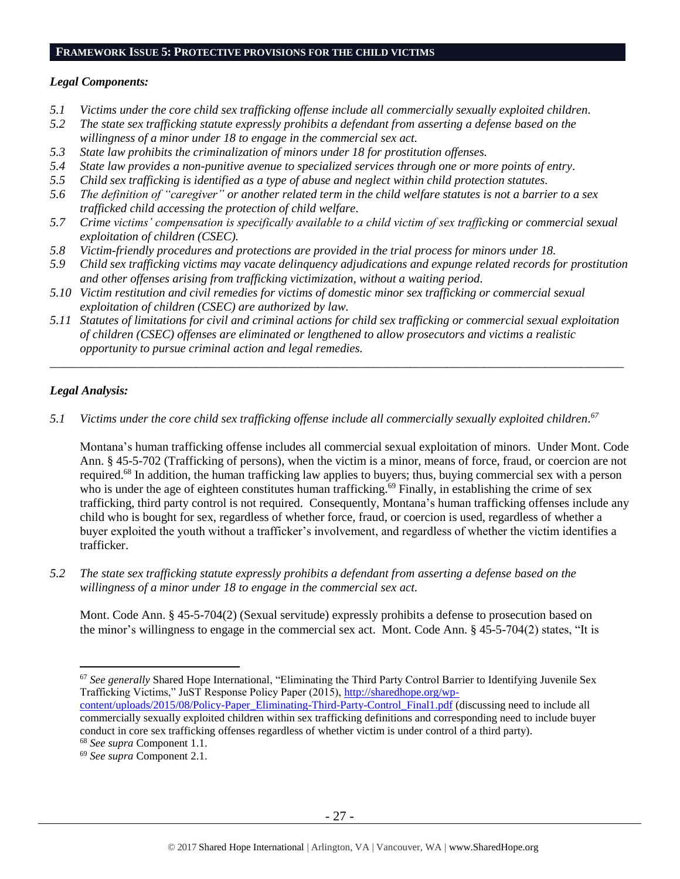## FRAMEWORK ISSUE 5: PROTECTIVE PROVISIONS FOR THE CHILD VICTIMS

### *Legal Components:*

*5.1 Victims under the core child sex trafficking offense include all commercially sexually exploited children.*

*5.2 The state sex trafficking statute expressly prohibits a defendant from asserting a defense based on the willingness of a minor under 18 to engage in the commercial sex act.*

*5.3 State law prohibits the criminalization of minors under 18 for prostitution offenses.*

*5.4 State law provides a non-punitive avenue to specialized services through one or more points of entry.*

*5.5 Child sex trafficking is identified as a type of abuse and neglect within child protection statutes.*

*5.6 The definition of "caregiver" or another related term in the child welfare statutes is not a barrier to a sex trafficked child accessing the protection of child welfare.*

*5.7 Crime victims' compensation is specifically available to a child victim of sex trafficking or commercial sexual exploitation of children (CSEC).*

*5.8 Victim-friendly procedures and protections are provided in the trial process for minors under 18.*

*5.9 Child sex trafficking victims may vacate delinquency adjudications and expunge related records for prostitution and other offenses arising from trafficking victimization, without a waiting period.*

*5.10 Victim restitution and civil remedies for victims of domestic minor sex trafficking or commercial sexual exploitation of children (CSEC) are authorized by law.*

*5.11 Statutes of limitations for civil and criminal actions for child sex trafficking or commercial sexual exploitation of children (CSEC) offenses are eliminated or lengthened to allow prosecutors and victims a realistic opportunity to pursue criminal action and legal remedies.*

---

### *Legal Analysis:*

*5.1 Victims under the core child sex trafficking offense include all commercially sexually exploited children.*[67]

Montana's human trafficking offense includes all commercial sexual exploitation of minors. Under Mont. Code Ann. § 45-5-702 (Trafficking of persons), when the victim is a minor, means of force, fraud, or coercion are not required.[68] In addition, the human trafficking law applies to buyers; thus, buying commercial sex with a person who is under the age of eighteen constitutes human trafficking.[69] Finally, in establishing the crime of sex trafficking, third party control is not required. Consequently, Montana's human trafficking offenses include any child who is bought for sex, regardless of whether force, fraud, or coercion is used, regardless of whether a buyer exploited the youth without a trafficker's involvement, and regardless of whether the victim identifies a trafficker.

*5.2 The state sex trafficking statute expressly prohibits a defendant from asserting a defense based on the willingness of a minor under 18 to engage in the commercial sex act.*

Mont. Code Ann. § 45-5-704(2) (Sexual servitude) expressly prohibits a defense to prosecution based on the minor's willingness to engage in the commercial sex act. Mont. Code Ann. § 45-5-704(2) states, "It is

---

[67] *See generally* Shared Hope International, "Eliminating the Third Party Control Barrier to Identifying Juvenile Sex Trafficking Victims," JuST Response Policy Paper (2015), http://sharedhope.org/wp-content/uploads/2015/08/Policy-Paper_Eliminating-Third-Party-Control_Final1.pdf (discussing need to include all commercially sexually exploited children within sex trafficking definitions and corresponding need to include buyer conduct in core sex trafficking offenses regardless of whether victim is under control of a third party).

[68] *See supra* Component 1.1.

[69] *See supra* Component 2.1.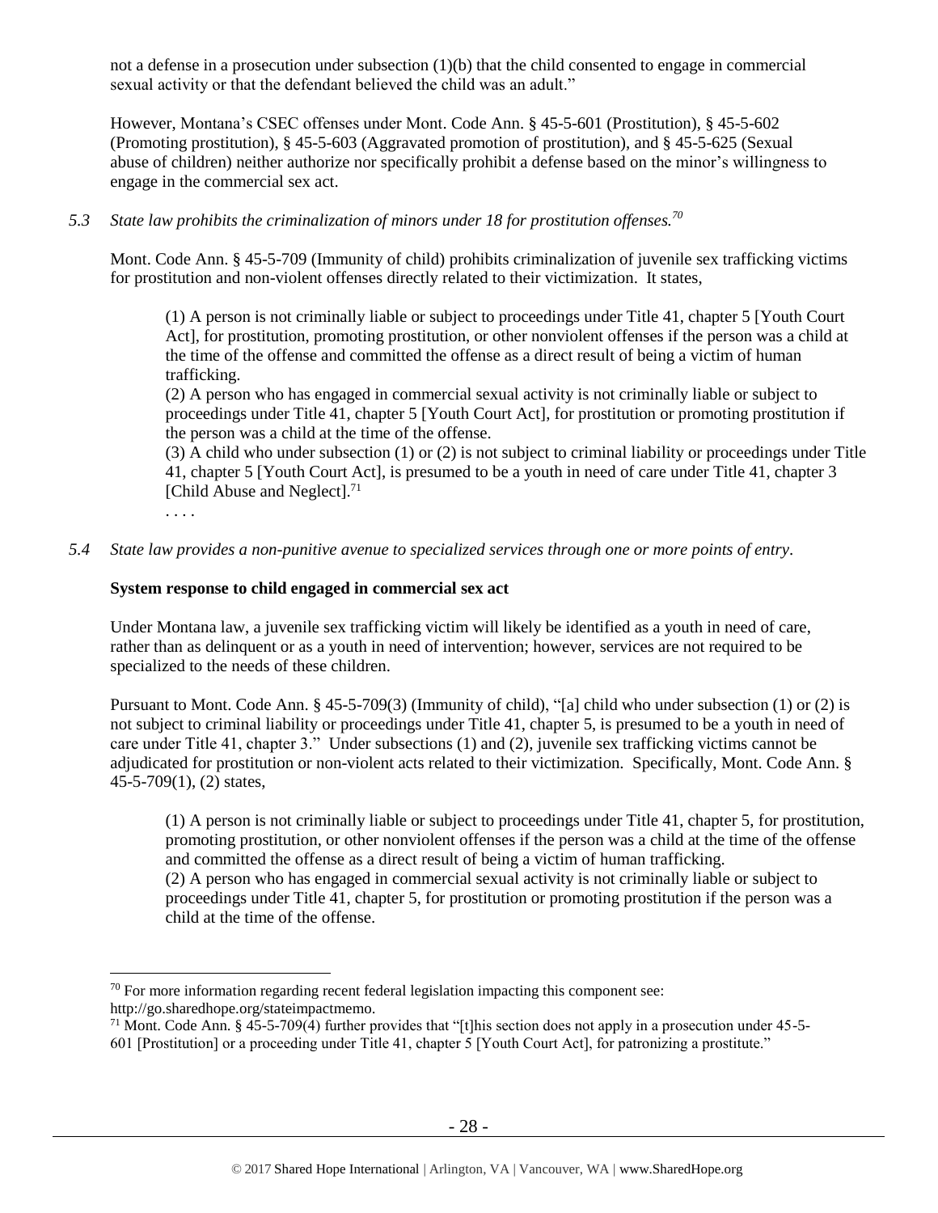not a defense in a prosecution under subsection (1)(b) that the child consented to engage in commercial sexual activity or that the defendant believed the child was an adult."

However, Montana's CSEC offenses under Mont. Code Ann. § 45-5-601 (Prostitution), § 45-5-602 (Promoting prostitution), § 45-5-603 (Aggravated promotion of prostitution), and § 45-5-625 (Sexual abuse of children) neither authorize nor specifically prohibit a defense based on the minor's willingness to engage in the commercial sex act.

*5.3 State law prohibits the criminalization of minors under 18 for prostitution offenses.*[70]

Mont. Code Ann. § 45-5-709 (Immunity of child) prohibits criminalization of juvenile sex trafficking victims for prostitution and non-violent offenses directly related to their victimization. It states,

> (1) A person is not criminally liable or subject to proceedings under Title 41, chapter 5 [Youth Court Act], for prostitution, promoting prostitution, or other nonviolent offenses if the person was a child at the time of the offense and committed the offense as a direct result of being a victim of human trafficking.
> (2) A person who has engaged in commercial sexual activity is not criminally liable or subject to proceedings under Title 41, chapter 5 [Youth Court Act], for prostitution or promoting prostitution if the person was a child at the time of the offense.
> (3) A child who under subsection (1) or (2) is not subject to criminal liability or proceedings under Title 41, chapter 5 [Youth Court Act], is presumed to be a youth in need of care under Title 41, chapter 3 [Child Abuse and Neglect].[71]
> . . . .

*5.4 State law provides a non-punitive avenue to specialized services through one or more points of entry.*

**System response to child engaged in commercial sex act**

Under Montana law, a juvenile sex trafficking victim will likely be identified as a youth in need of care, rather than as delinquent or as a youth in need of intervention; however, services are not required to be specialized to the needs of these children.

Pursuant to Mont. Code Ann. § 45-5-709(3) (Immunity of child), "[a] child who under subsection (1) or (2) is not subject to criminal liability or proceedings under Title 41, chapter 5, is presumed to be a youth in need of care under Title 41, chapter 3." Under subsections (1) and (2), juvenile sex trafficking victims cannot be adjudicated for prostitution or non-violent acts related to their victimization. Specifically, Mont. Code Ann. § 45-5-709(1), (2) states,

> (1) A person is not criminally liable or subject to proceedings under Title 41, chapter 5, for prostitution, promoting prostitution, or other nonviolent offenses if the person was a child at the time of the offense and committed the offense as a direct result of being a victim of human trafficking.
> (2) A person who has engaged in commercial sexual activity is not criminally liable or subject to proceedings under Title 41, chapter 5, for prostitution or promoting prostitution if the person was a child at the time of the offense.

---

[70] For more information regarding recent federal legislation impacting this component see: http://go.sharedhope.org/stateimpactmemo.

[71] Mont. Code Ann. § 45-5-709(4) further provides that "[t]his section does not apply in a prosecution under 45-5-601 [Prostitution] or a proceeding under Title 41, chapter 5 [Youth Court Act], for patronizing a prostitute."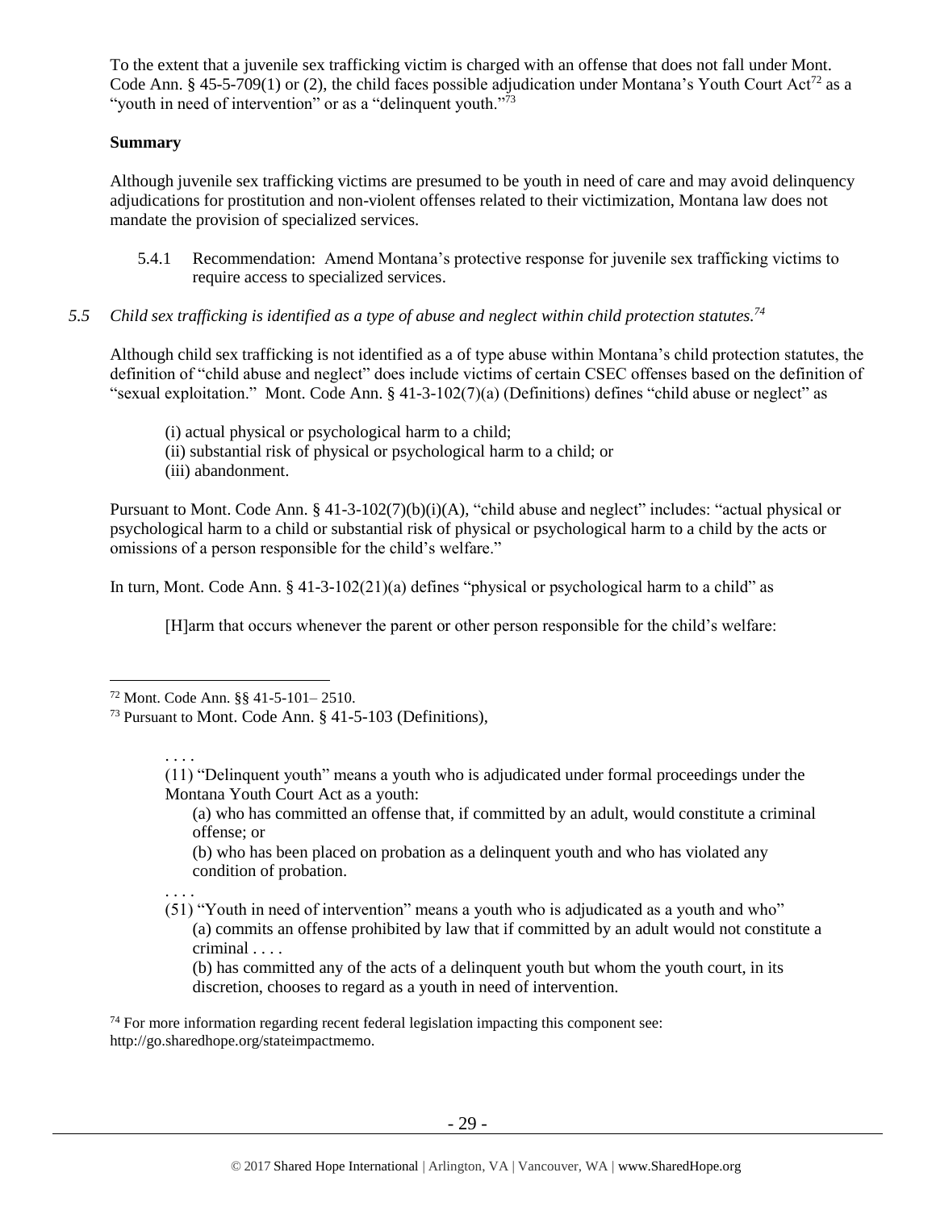To the extent that a juvenile sex trafficking victim is charged with an offense that does not fall under Mont. Code Ann. § 45-5-709(1) or (2), the child faces possible adjudication under Montana's Youth Court Act[72] as a "youth in need of intervention" or as a "delinquent youth."[73]

**Summary**

Although juvenile sex trafficking victims are presumed to be youth in need of care and may avoid delinquency adjudications for prostitution and non-violent offenses related to their victimization, Montana law does not mandate the provision of specialized services.

5.4.1 Recommendation: Amend Montana's protective response for juvenile sex trafficking victims to require access to specialized services.

*5.5 Child sex trafficking is identified as a type of abuse and neglect within child protection statutes.[74]*

Although child sex trafficking is not identified as a of type abuse within Montana's child protection statutes, the definition of "child abuse and neglect" does include victims of certain CSEC offenses based on the definition of "sexual exploitation." Mont. Code Ann. § 41-3-102(7)(a) (Definitions) defines "child abuse or neglect" as

> (i) actual physical or psychological harm to a child;
> (ii) substantial risk of physical or psychological harm to a child; or
> (iii) abandonment.

Pursuant to Mont. Code Ann. § 41-3-102(7)(b)(i)(A), "child abuse and neglect" includes: "actual physical or psychological harm to a child or substantial risk of physical or psychological harm to a child by the acts or omissions of a person responsible for the child's welfare."

In turn, Mont. Code Ann. § 41-3-102(21)(a) defines "physical or psychological harm to a child" as

> [H]arm that occurs whenever the parent or other person responsible for the child's welfare:

---

[72] Mont. Code Ann. §§ 41-5-101– 2510.

[73] Pursuant to Mont. Code Ann. § 41-5-103 (Definitions),

> . . . .
> (11) "Delinquent youth" means a youth who is adjudicated under formal proceedings under the Montana Youth Court Act as a youth:
>
> (a) who has committed an offense that, if committed by an adult, would constitute a criminal offense; or
>
> (b) who has been placed on probation as a delinquent youth and who has violated any condition of probation.
>
> . . . .
> (51) "Youth in need of intervention" means a youth who is adjudicated as a youth and who"
>
> (a) commits an offense prohibited by law that if committed by an adult would not constitute a criminal . . . .
>
> (b) has committed any of the acts of a delinquent youth but whom the youth court, in its discretion, chooses to regard as a youth in need of intervention.

[74] For more information regarding recent federal legislation impacting this component see: http://go.sharedhope.org/stateimpactmemo.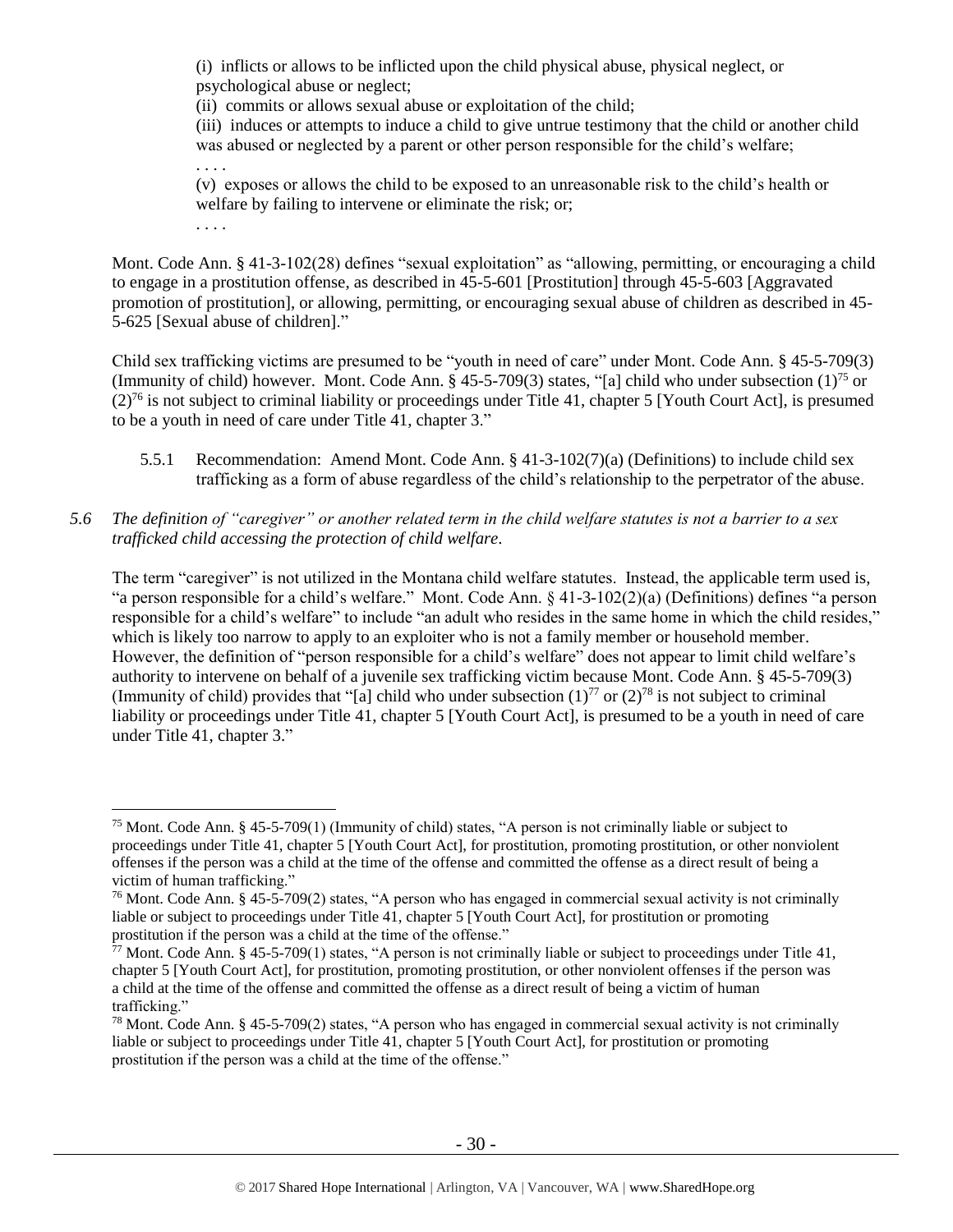(i) inflicts or allows to be inflicted upon the child physical abuse, physical neglect, or psychological abuse or neglect;

(ii) commits or allows sexual abuse or exploitation of the child;

(iii) induces or attempts to induce a child to give untrue testimony that the child or another child was abused or neglected by a parent or other person responsible for the child's welfare;

. . . .

(v) exposes or allows the child to be exposed to an unreasonable risk to the child's health or welfare by failing to intervene or eliminate the risk; or;

. . . .

Mont. Code Ann. § 41-3-102(28) defines "sexual exploitation" as "allowing, permitting, or encouraging a child to engage in a prostitution offense, as described in 45-5-601 [Prostitution] through 45-5-603 [Aggravated promotion of prostitution], or allowing, permitting, or encouraging sexual abuse of children as described in 45-5-625 [Sexual abuse of children]."

Child sex trafficking victims are presumed to be "youth in need of care" under Mont. Code Ann. § 45-5-709(3) (Immunity of child) however. Mont. Code Ann. § 45-5-709(3) states, "[a] child who under subsection (1)[75] or (2)[76] is not subject to criminal liability or proceedings under Title 41, chapter 5 [Youth Court Act], is presumed to be a youth in need of care under Title 41, chapter 3."

5.5.1 Recommendation: Amend Mont. Code Ann. § 41-3-102(7)(a) (Definitions) to include child sex trafficking as a form of abuse regardless of the child's relationship to the perpetrator of the abuse.

*5.6 The definition of "caregiver" or another related term in the child welfare statutes is not a barrier to a sex trafficked child accessing the protection of child welfare.*

The term "caregiver" is not utilized in the Montana child welfare statutes. Instead, the applicable term used is, "a person responsible for a child's welfare." Mont. Code Ann. § 41-3-102(2)(a) (Definitions) defines "a person responsible for a child's welfare" to include "an adult who resides in the same home in which the child resides," which is likely too narrow to apply to an exploiter who is not a family member or household member. However, the definition of "person responsible for a child's welfare" does not appear to limit child welfare's authority to intervene on behalf of a juvenile sex trafficking victim because Mont. Code Ann. § 45-5-709(3) (Immunity of child) provides that "[a] child who under subsection (1)[77] or (2)[78] is not subject to criminal liability or proceedings under Title 41, chapter 5 [Youth Court Act], is presumed to be a youth in need of care under Title 41, chapter 3."

---

[75] Mont. Code Ann. § 45-5-709(1) (Immunity of child) states, "A person is not criminally liable or subject to proceedings under Title 41, chapter 5 [Youth Court Act], for prostitution, promoting prostitution, or other nonviolent offenses if the person was a child at the time of the offense and committed the offense as a direct result of being a victim of human trafficking."

[76] Mont. Code Ann. § 45-5-709(2) states, "A person who has engaged in commercial sexual activity is not criminally liable or subject to proceedings under Title 41, chapter 5 [Youth Court Act], for prostitution or promoting prostitution if the person was a child at the time of the offense."

[77] Mont. Code Ann. § 45-5-709(1) states, "A person is not criminally liable or subject to proceedings under Title 41, chapter 5 [Youth Court Act], for prostitution, promoting prostitution, or other nonviolent offenses if the person was a child at the time of the offense and committed the offense as a direct result of being a victim of human trafficking."

[78] Mont. Code Ann. § 45-5-709(2) states, "A person who has engaged in commercial sexual activity is not criminally liable or subject to proceedings under Title 41, chapter 5 [Youth Court Act], for prostitution or promoting prostitution if the person was a child at the time of the offense."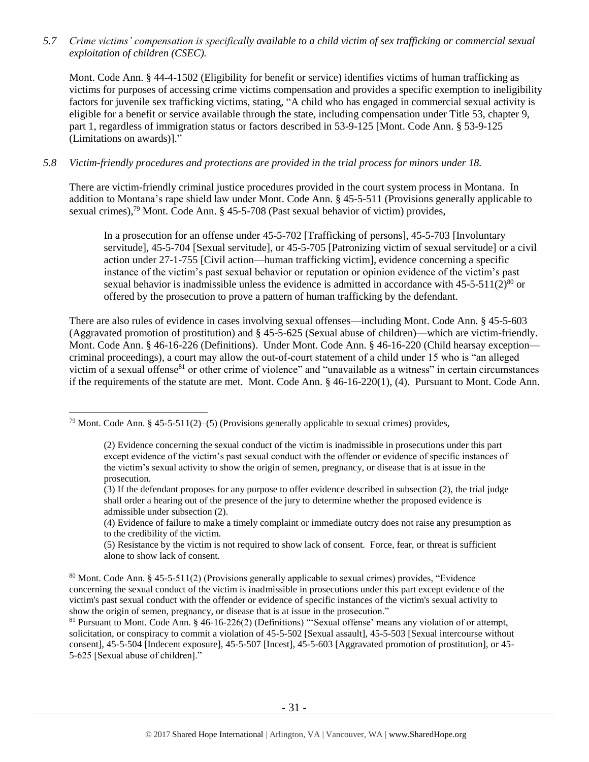*5.7 Crime victims' compensation is specifically available to a child victim of sex trafficking or commercial sexual exploitation of children (CSEC).*

Mont. Code Ann. § 44-4-1502 (Eligibility for benefit or service) identifies victims of human trafficking as victims for purposes of accessing crime victims compensation and provides a specific exemption to ineligibility factors for juvenile sex trafficking victims, stating, "A child who has engaged in commercial sexual activity is eligible for a benefit or service available through the state, including compensation under Title 53, chapter 9, part 1, regardless of immigration status or factors described in 53-9-125 [Mont. Code Ann. § 53-9-125 (Limitations on awards)]."

*5.8 Victim-friendly procedures and protections are provided in the trial process for minors under 18.*

There are victim-friendly criminal justice procedures provided in the court system process in Montana. In addition to Montana's rape shield law under Mont. Code Ann. § 45-5-511 (Provisions generally applicable to sexual crimes),[79] Mont. Code Ann. § 45-5-708 (Past sexual behavior of victim) provides,

> In a prosecution for an offense under 45-5-702 [Trafficking of persons], 45-5-703 [Involuntary servitude], 45-5-704 [Sexual servitude], or 45-5-705 [Patronizing victim of sexual servitude] or a civil action under 27-1-755 [Civil action—human trafficking victim], evidence concerning a specific instance of the victim's past sexual behavior or reputation or opinion evidence of the victim's past sexual behavior is inadmissible unless the evidence is admitted in accordance with 45-5-511(2)[80] or offered by the prosecution to prove a pattern of human trafficking by the defendant.

There are also rules of evidence in cases involving sexual offenses—including Mont. Code Ann. § 45-5-603 (Aggravated promotion of prostitution) and § 45-5-625 (Sexual abuse of children)—which are victim-friendly. Mont. Code Ann. § 46-16-226 (Definitions). Under Mont. Code Ann. § 46-16-220 (Child hearsay exception—criminal proceedings), a court may allow the out-of-court statement of a child under 15 who is "an alleged victim of a sexual offense[81] or other crime of violence" and "unavailable as a witness" in certain circumstances if the requirements of the statute are met. Mont. Code Ann. § 46-16-220(1), (4). Pursuant to Mont. Code Ann.

---

[79] Mont. Code Ann. § 45-5-511(2)–(5) (Provisions generally applicable to sexual crimes) provides,

> (2) Evidence concerning the sexual conduct of the victim is inadmissible in prosecutions under this part except evidence of the victim's past sexual conduct with the offender or evidence of specific instances of the victim's sexual activity to show the origin of semen, pregnancy, or disease that is at issue in the prosecution.
> (3) If the defendant proposes for any purpose to offer evidence described in subsection (2), the trial judge shall order a hearing out of the presence of the jury to determine whether the proposed evidence is admissible under subsection (2).
> (4) Evidence of failure to make a timely complaint or immediate outcry does not raise any presumption as to the credibility of the victim.
> (5) Resistance by the victim is not required to show lack of consent. Force, fear, or threat is sufficient alone to show lack of consent.

[80] Mont. Code Ann. § 45-5-511(2) (Provisions generally applicable to sexual crimes) provides, "Evidence concerning the sexual conduct of the victim is inadmissible in prosecutions under this part except evidence of the victim's past sexual conduct with the offender or evidence of specific instances of the victim's sexual activity to show the origin of semen, pregnancy, or disease that is at issue in the prosecution."

[81] Pursuant to Mont. Code Ann. § 46-16-226(2) (Definitions) "'Sexual offense' means any violation of or attempt, solicitation, or conspiracy to commit a violation of 45-5-502 [Sexual assault], 45-5-503 [Sexual intercourse without consent], 45-5-504 [Indecent exposure], 45-5-507 [Incest], 45-5-603 [Aggravated promotion of prostitution], or 45-5-625 [Sexual abuse of children]."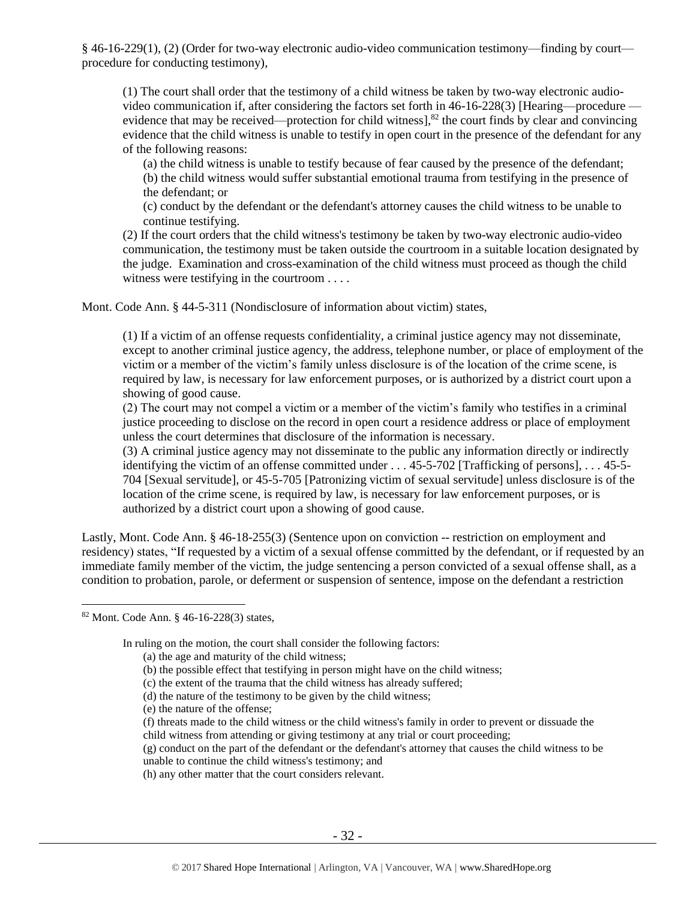§ 46-16-229(1), (2) (Order for two-way electronic audio-video communication testimony—finding by court—procedure for conducting testimony),

> (1) The court shall order that the testimony of a child witness be taken by two-way electronic audio-video communication if, after considering the factors set forth in 46-16-228(3) [Hearing—procedure —evidence that may be received—protection for child witness],[82] the court finds by clear and convincing evidence that the child witness is unable to testify in open court in the presence of the defendant for any of the following reasons:
>
> (a) the child witness is unable to testify because of fear caused by the presence of the defendant;
> (b) the child witness would suffer substantial emotional trauma from testifying in the presence of the defendant; or
> (c) conduct by the defendant or the defendant's attorney causes the child witness to be unable to continue testifying.
>
> (2) If the court orders that the child witness's testimony be taken by two-way electronic audio-video communication, the testimony must be taken outside the courtroom in a suitable location designated by the judge. Examination and cross-examination of the child witness must proceed as though the child witness were testifying in the courtroom . . . .

Mont. Code Ann. § 44-5-311 (Nondisclosure of information about victim) states,

> (1) If a victim of an offense requests confidentiality, a criminal justice agency may not disseminate, except to another criminal justice agency, the address, telephone number, or place of employment of the victim or a member of the victim's family unless disclosure is of the location of the crime scene, is required by law, is necessary for law enforcement purposes, or is authorized by a district court upon a showing of good cause.
>
> (2) The court may not compel a victim or a member of the victim's family who testifies in a criminal justice proceeding to disclose on the record in open court a residence address or place of employment unless the court determines that disclosure of the information is necessary.
>
> (3) A criminal justice agency may not disseminate to the public any information directly or indirectly identifying the victim of an offense committed under . . . 45-5-702 [Trafficking of persons], . . . 45-5-704 [Sexual servitude], or 45-5-705 [Patronizing victim of sexual servitude] unless disclosure is of the location of the crime scene, is required by law, is necessary for law enforcement purposes, or is authorized by a district court upon a showing of good cause.

Lastly, Mont. Code Ann. § 46-18-255(3) (Sentence upon on conviction -- restriction on employment and residency) states, "If requested by a victim of a sexual offense committed by the defendant, or if requested by an immediate family member of the victim, the judge sentencing a person convicted of a sexual offense shall, as a condition to probation, parole, or deferment or suspension of sentence, impose on the defendant a restriction

---

[82] Mont. Code Ann. § 46-16-228(3) states,

> In ruling on the motion, the court shall consider the following factors:
>
> (a) the age and maturity of the child witness;
> (b) the possible effect that testifying in person might have on the child witness;
> (c) the extent of the trauma that the child witness has already suffered;
> (d) the nature of the testimony to be given by the child witness;
> (e) the nature of the offense;
> (f) threats made to the child witness or the child witness's family in order to prevent or dissuade the child witness from attending or giving testimony at any trial or court proceeding;
> (g) conduct on the part of the defendant or the defendant's attorney that causes the child witness to be unable to continue the child witness's testimony; and
> (h) any other matter that the court considers relevant.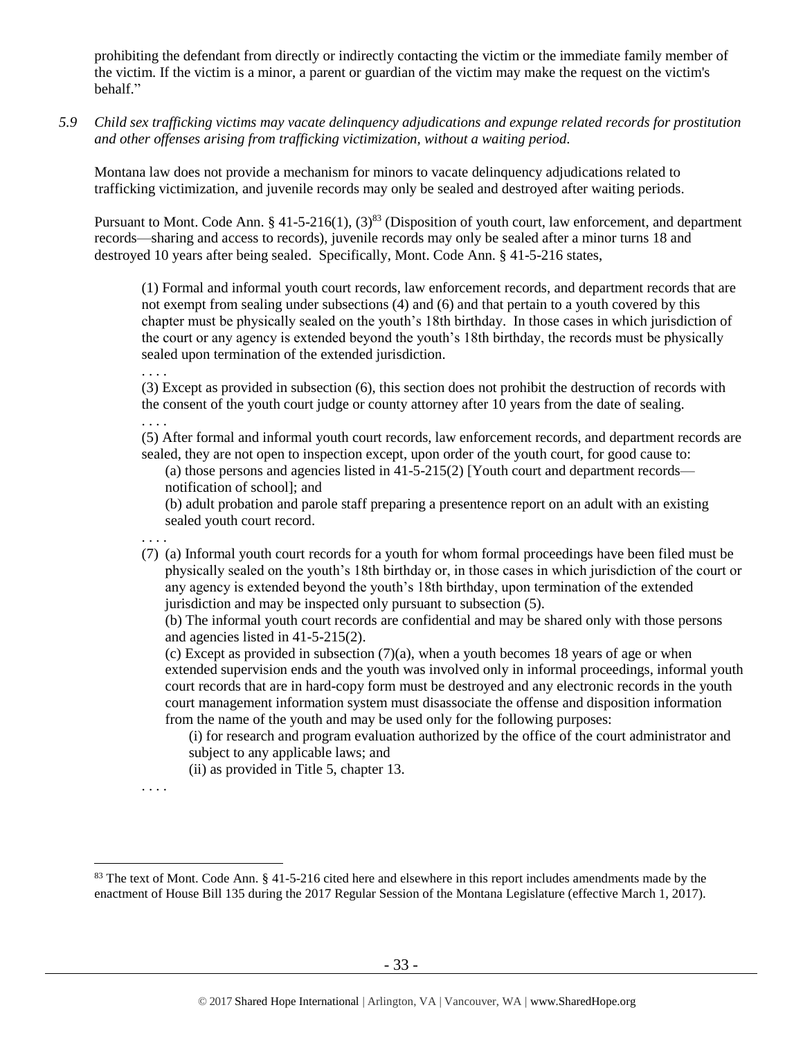prohibiting the defendant from directly or indirectly contacting the victim or the immediate family member of the victim. If the victim is a minor, a parent or guardian of the victim may make the request on the victim's behalf."

*5.9 Child sex trafficking victims may vacate delinquency adjudications and expunge related records for prostitution and other offenses arising from trafficking victimization, without a waiting period.*

Montana law does not provide a mechanism for minors to vacate delinquency adjudications related to trafficking victimization, and juvenile records may only be sealed and destroyed after waiting periods.

Pursuant to Mont. Code Ann. § 41-5-216(1), (3)[83] (Disposition of youth court, law enforcement, and department records—sharing and access to records), juvenile records may only be sealed after a minor turns 18 and destroyed 10 years after being sealed. Specifically, Mont. Code Ann. § 41-5-216 states,

> (1) Formal and informal youth court records, law enforcement records, and department records that are not exempt from sealing under subsections (4) and (6) and that pertain to a youth covered by this chapter must be physically sealed on the youth's 18th birthday. In those cases in which jurisdiction of the court or any agency is extended beyond the youth's 18th birthday, the records must be physically sealed upon termination of the extended jurisdiction.
>
> . . . .
>
> (3) Except as provided in subsection (6), this section does not prohibit the destruction of records with the consent of the youth court judge or county attorney after 10 years from the date of sealing.
>
> . . . .
>
> (5) After formal and informal youth court records, law enforcement records, and department records are sealed, they are not open to inspection except, upon order of the youth court, for good cause to:
>
> (a) those persons and agencies listed in 41-5-215(2) [Youth court and department records—notification of school]; and
>
> (b) adult probation and parole staff preparing a presentence report on an adult with an existing sealed youth court record.
>
> . . . .
>
> (7) (a) Informal youth court records for a youth for whom formal proceedings have been filed must be physically sealed on the youth's 18th birthday or, in those cases in which jurisdiction of the court or any agency is extended beyond the youth's 18th birthday, upon termination of the extended jurisdiction and may be inspected only pursuant to subsection (5).
>
> (b) The informal youth court records are confidential and may be shared only with those persons and agencies listed in 41-5-215(2).
>
> (c) Except as provided in subsection (7)(a), when a youth becomes 18 years of age or when extended supervision ends and the youth was involved only in informal proceedings, informal youth court records that are in hard-copy form must be destroyed and any electronic records in the youth court management information system must disassociate the offense and disposition information from the name of the youth and may be used only for the following purposes:
>
> (i) for research and program evaluation authorized by the office of the court administrator and subject to any applicable laws; and
>
> (ii) as provided in Title 5, chapter 13.
>
> . . . .

[83] The text of Mont. Code Ann. § 41-5-216 cited here and elsewhere in this report includes amendments made by the enactment of House Bill 135 during the 2017 Regular Session of the Montana Legislature (effective March 1, 2017).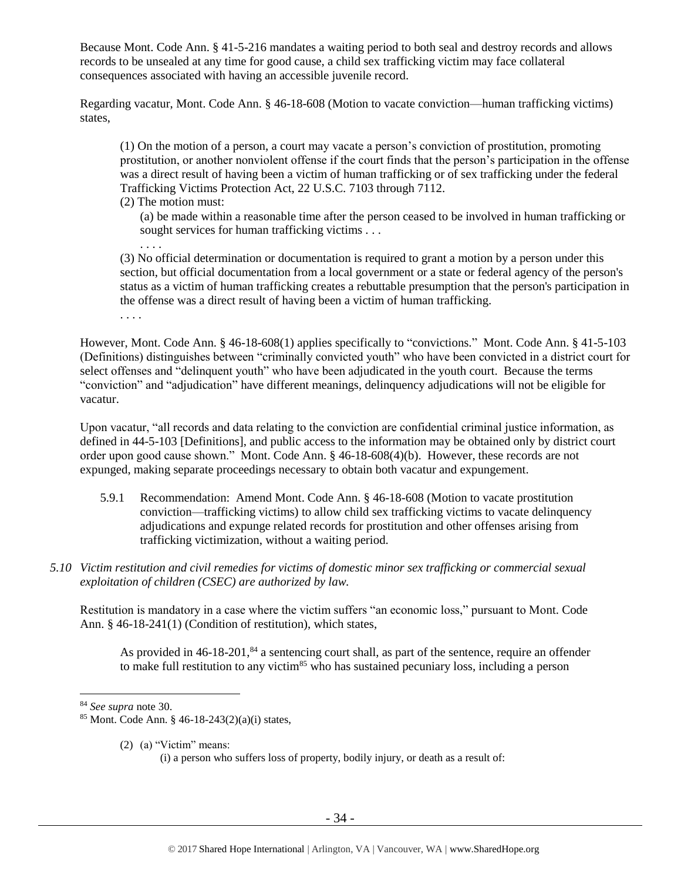Because Mont. Code Ann. § 41-5-216 mandates a waiting period to both seal and destroy records and allows records to be unsealed at any time for good cause, a child sex trafficking victim may face collateral consequences associated with having an accessible juvenile record.

Regarding vacatur, Mont. Code Ann. § 46-18-608 (Motion to vacate conviction—human trafficking victims) states,

> (1) On the motion of a person, a court may vacate a person's conviction of prostitution, promoting prostitution, or another nonviolent offense if the court finds that the person's participation in the offense was a direct result of having been a victim of human trafficking or of sex trafficking under the federal Trafficking Victims Protection Act, 22 U.S.C. 7103 through 7112.
>
> (2) The motion must:
>
> > (a) be made within a reasonable time after the person ceased to be involved in human trafficking or sought services for human trafficking victims . . .
> >
> > . . . .
>
> (3) No official determination or documentation is required to grant a motion by a person under this section, but official documentation from a local government or a state or federal agency of the person's status as a victim of human trafficking creates a rebuttable presumption that the person's participation in the offense was a direct result of having been a victim of human trafficking.
>
> . . . .

However, Mont. Code Ann. § 46-18-608(1) applies specifically to "convictions." Mont. Code Ann. § 41-5-103 (Definitions) distinguishes between "criminally convicted youth" who have been convicted in a district court for select offenses and "delinquent youth" who have been adjudicated in the youth court. Because the terms "conviction" and "adjudication" have different meanings, delinquency adjudications will not be eligible for vacatur.

Upon vacatur, "all records and data relating to the conviction are confidential criminal justice information, as defined in 44-5-103 [Definitions], and public access to the information may be obtained only by district court order upon good cause shown." Mont. Code Ann. § 46-18-608(4)(b). However, these records are not expunged, making separate proceedings necessary to obtain both vacatur and expungement.

5.9.1 Recommendation: Amend Mont. Code Ann. § 46-18-608 (Motion to vacate prostitution conviction—trafficking victims) to allow child sex trafficking victims to vacate delinquency adjudications and expunge related records for prostitution and other offenses arising from trafficking victimization, without a waiting period.

*5.10 Victim restitution and civil remedies for victims of domestic minor sex trafficking or commercial sexual exploitation of children (CSEC) are authorized by law.*

Restitution is mandatory in a case where the victim suffers "an economic loss," pursuant to Mont. Code Ann. § 46-18-241(1) (Condition of restitution), which states,

> As provided in 46-18-201,[84] a sentencing court shall, as part of the sentence, require an offender to make full restitution to any victim[85] who has sustained pecuniary loss, including a person

---

[84] *See supra* note 30.

[85] Mont. Code Ann. § 46-18-243(2)(a)(i) states,

> (2) (a) "Victim" means:
>
> > (i) a person who suffers loss of property, bodily injury, or death as a result of: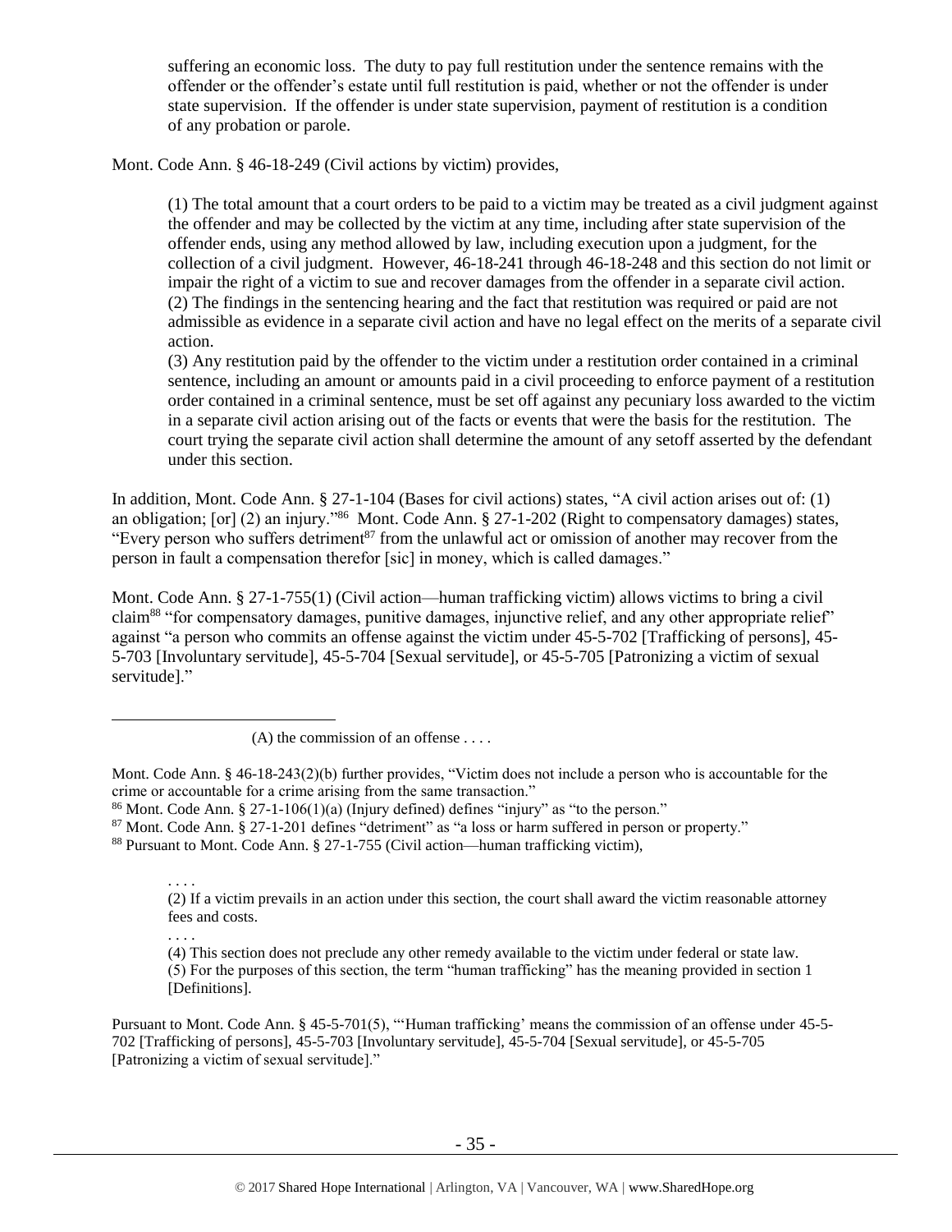suffering an economic loss. The duty to pay full restitution under the sentence remains with the offender or the offender's estate until full restitution is paid, whether or not the offender is under state supervision. If the offender is under state supervision, payment of restitution is a condition of any probation or parole.

Mont. Code Ann. § 46-18-249 (Civil actions by victim) provides,

> (1) The total amount that a court orders to be paid to a victim may be treated as a civil judgment against the offender and may be collected by the victim at any time, including after state supervision of the offender ends, using any method allowed by law, including execution upon a judgment, for the collection of a civil judgment. However, 46-18-241 through 46-18-248 and this section do not limit or impair the right of a victim to sue and recover damages from the offender in a separate civil action.
> (2) The findings in the sentencing hearing and the fact that restitution was required or paid are not admissible as evidence in a separate civil action and have no legal effect on the merits of a separate civil action.
> (3) Any restitution paid by the offender to the victim under a restitution order contained in a criminal sentence, including an amount or amounts paid in a civil proceeding to enforce payment of a restitution order contained in a criminal sentence, must be set off against any pecuniary loss awarded to the victim in a separate civil action arising out of the facts or events that were the basis for the restitution. The court trying the separate civil action shall determine the amount of any setoff asserted by the defendant under this section.

In addition, Mont. Code Ann. § 27-1-104 (Bases for civil actions) states, "A civil action arises out of: (1) an obligation; [or] (2) an injury."[86] Mont. Code Ann. § 27-1-202 (Right to compensatory damages) states, "Every person who suffers detriment[87] from the unlawful act or omission of another may recover from the person in fault a compensation therefor [sic] in money, which is called damages."

Mont. Code Ann. § 27-1-755(1) (Civil action—human trafficking victim) allows victims to bring a civil claim[88] "for compensatory damages, punitive damages, injunctive relief, and any other appropriate relief" against "a person who commits an offense against the victim under 45-5-702 [Trafficking of persons], 45-5-703 [Involuntary servitude], 45-5-704 [Sexual servitude], or 45-5-705 [Patronizing a victim of sexual servitude]."

---

> (A) the commission of an offense . . . .

Mont. Code Ann. § 46-18-243(2)(b) further provides, "Victim does not include a person who is accountable for the crime or accountable for a crime arising from the same transaction."

[86] Mont. Code Ann. § 27-1-106(1)(a) (Injury defined) defines "injury" as "to the person."

[87] Mont. Code Ann. § 27-1-201 defines "detriment" as "a loss or harm suffered in person or property."

[88] Pursuant to Mont. Code Ann. § 27-1-755 (Civil action—human trafficking victim),

> . . . .
> (2) If a victim prevails in an action under this section, the court shall award the victim reasonable attorney fees and costs.
> . . . .
> (4) This section does not preclude any other remedy available to the victim under federal or state law.
> (5) For the purposes of this section, the term "human trafficking" has the meaning provided in section 1 [Definitions].

Pursuant to Mont. Code Ann. § 45-5-701(5), "'Human trafficking' means the commission of an offense under 45-5-702 [Trafficking of persons], 45-5-703 [Involuntary servitude], 45-5-704 [Sexual servitude], or 45-5-705 [Patronizing a victim of sexual servitude]."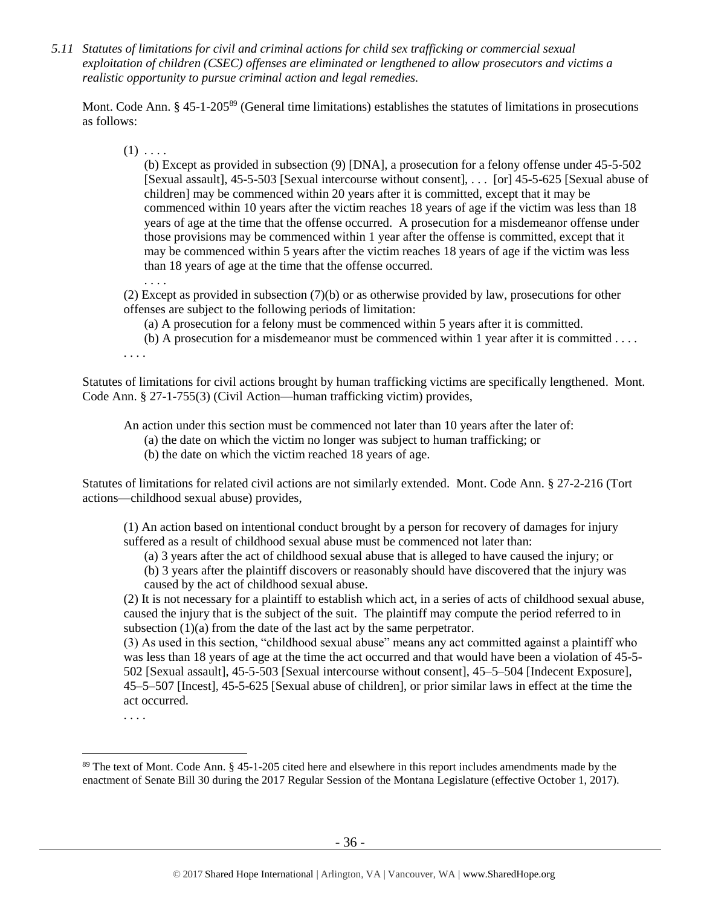*5.11 Statutes of limitations for civil and criminal actions for child sex trafficking or commercial sexual exploitation of children (CSEC) offenses are eliminated or lengthened to allow prosecutors and victims a realistic opportunity to pursue criminal action and legal remedies.*

Mont. Code Ann. § 45-1-205[89] (General time limitations) establishes the statutes of limitations in prosecutions as follows:

> (1) . . . .
>
> (b) Except as provided in subsection (9) [DNA], a prosecution for a felony offense under 45-5-502 [Sexual assault], 45-5-503 [Sexual intercourse without consent], . . . [or] 45-5-625 [Sexual abuse of children] may be commenced within 20 years after it is committed, except that it may be commenced within 10 years after the victim reaches 18 years of age if the victim was less than 18 years of age at the time that the offense occurred. A prosecution for a misdemeanor offense under those provisions may be commenced within 1 year after the offense is committed, except that it may be commenced within 5 years after the victim reaches 18 years of age if the victim was less than 18 years of age at the time that the offense occurred.
>
> . . . .
>
> (2) Except as provided in subsection (7)(b) or as otherwise provided by law, prosecutions for other offenses are subject to the following periods of limitation:
>
> (a) A prosecution for a felony must be commenced within 5 years after it is committed.
>
> (b) A prosecution for a misdemeanor must be commenced within 1 year after it is committed . . . .
>
> . . . .

Statutes of limitations for civil actions brought by human trafficking victims are specifically lengthened. Mont. Code Ann. § 27-1-755(3) (Civil Action—human trafficking victim) provides,

> An action under this section must be commenced not later than 10 years after the later of:
>
> (a) the date on which the victim no longer was subject to human trafficking; or
>
> (b) the date on which the victim reached 18 years of age.

Statutes of limitations for related civil actions are not similarly extended. Mont. Code Ann. § 27-2-216 (Tort actions—childhood sexual abuse) provides,

> (1) An action based on intentional conduct brought by a person for recovery of damages for injury suffered as a result of childhood sexual abuse must be commenced not later than:
>
> (a) 3 years after the act of childhood sexual abuse that is alleged to have caused the injury; or
>
> (b) 3 years after the plaintiff discovers or reasonably should have discovered that the injury was caused by the act of childhood sexual abuse.
>
> (2) It is not necessary for a plaintiff to establish which act, in a series of acts of childhood sexual abuse, caused the injury that is the subject of the suit. The plaintiff may compute the period referred to in subsection (1)(a) from the date of the last act by the same perpetrator.
>
> (3) As used in this section, "childhood sexual abuse" means any act committed against a plaintiff who was less than 18 years of age at the time the act occurred and that would have been a violation of 45-5-502 [Sexual assault], 45-5-503 [Sexual intercourse without consent], 45–5–504 [Indecent Exposure], 45–5–507 [Incest], 45-5-625 [Sexual abuse of children], or prior similar laws in effect at the time the act occurred.
>
> . . . .

---

[89] The text of Mont. Code Ann. § 45-1-205 cited here and elsewhere in this report includes amendments made by the enactment of Senate Bill 30 during the 2017 Regular Session of the Montana Legislature (effective October 1, 2017).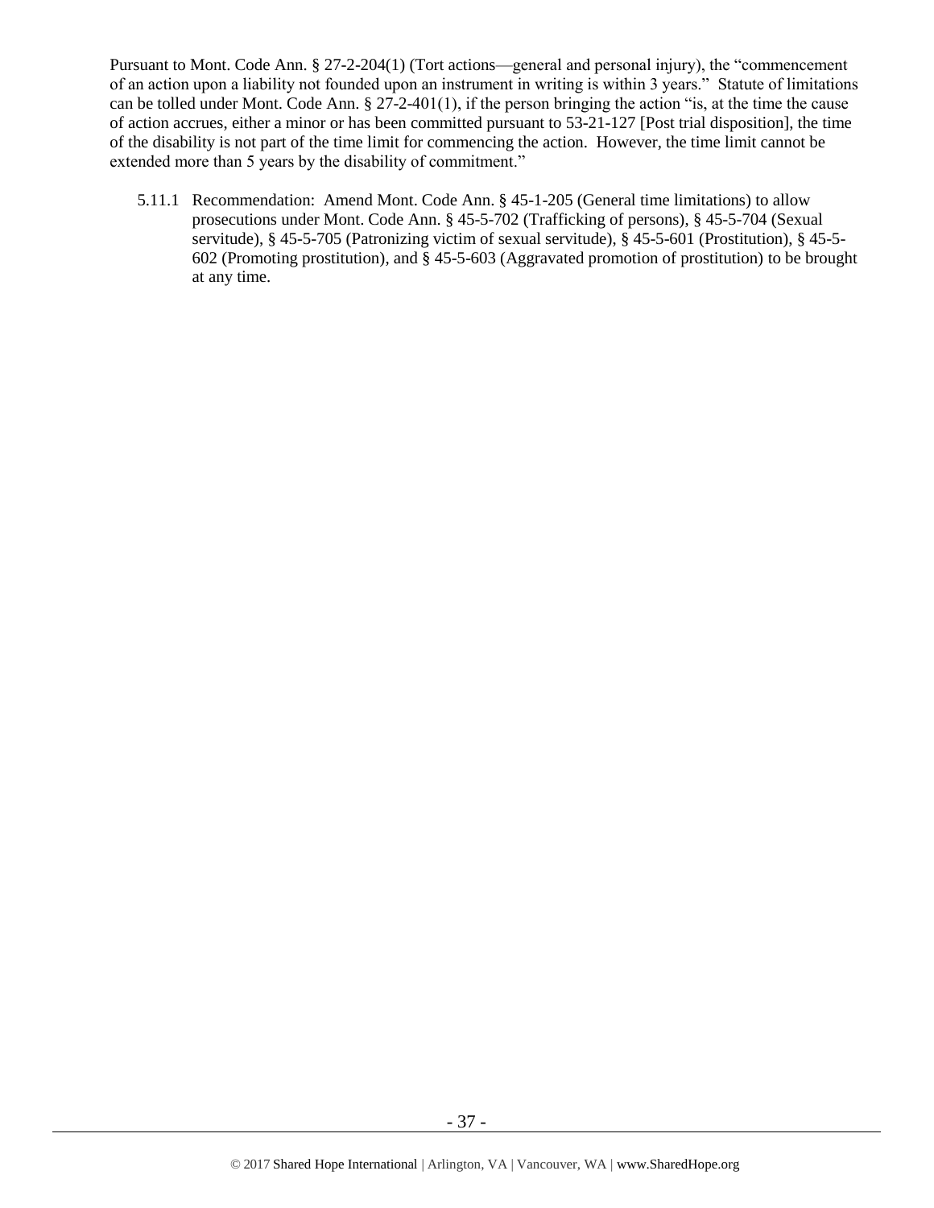Pursuant to Mont. Code Ann. § 27-2-204(1) (Tort actions—general and personal injury), the "commencement of an action upon a liability not founded upon an instrument in writing is within 3 years." Statute of limitations can be tolled under Mont. Code Ann. § 27-2-401(1), if the person bringing the action "is, at the time the cause of action accrues, either a minor or has been committed pursuant to 53-21-127 [Post trial disposition], the time of the disability is not part of the time limit for commencing the action. However, the time limit cannot be extended more than 5 years by the disability of commitment."

5.11.1 Recommendation: Amend Mont. Code Ann. § 45-1-205 (General time limitations) to allow prosecutions under Mont. Code Ann. § 45-5-702 (Trafficking of persons), § 45-5-704 (Sexual servitude), § 45-5-705 (Patronizing victim of sexual servitude), § 45-5-601 (Prostitution), § 45-5-602 (Promoting prostitution), and § 45-5-603 (Aggravated promotion of prostitution) to be brought at any time.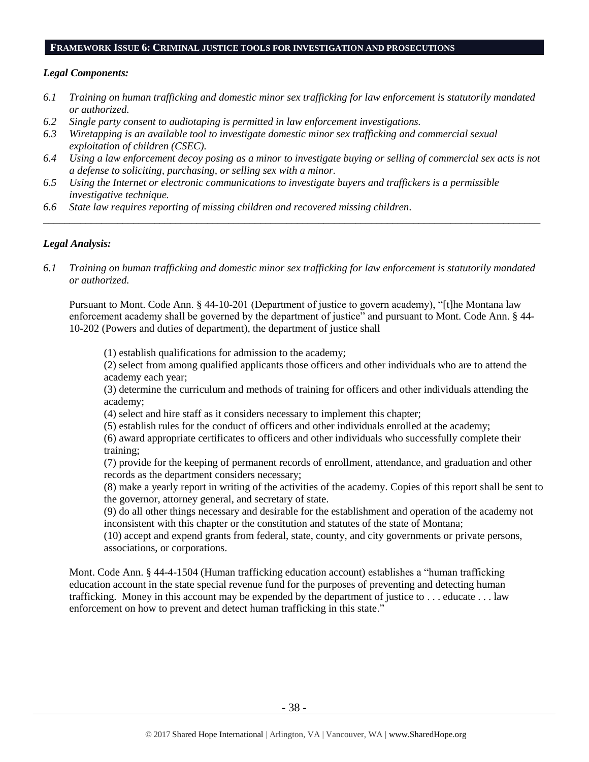## **FRAMEWORK ISSUE 6: CRIMINAL JUSTICE TOOLS FOR INVESTIGATION AND PROSECUTIONS**

***Legal Components:***

*6.1 Training on human trafficking and domestic minor sex trafficking for law enforcement is statutorily mandated or authorized.*
*6.2 Single party consent to audiotaping is permitted in law enforcement investigations.*
*6.3 Wiretapping is an available tool to investigate domestic minor sex trafficking and commercial sexual exploitation of children (CSEC).*
*6.4 Using a law enforcement decoy posing as a minor to investigate buying or selling of commercial sex acts is not a defense to soliciting, purchasing, or selling sex with a minor.*
*6.5 Using the Internet or electronic communications to investigate buyers and traffickers is a permissible investigative technique.*
*6.6 State law requires reporting of missing children and recovered missing children.*

---

***Legal Analysis:***

*6.1 Training on human trafficking and domestic minor sex trafficking for law enforcement is statutorily mandated or authorized.*

Pursuant to Mont. Code Ann. § 44-10-201 (Department of justice to govern academy), "[t]he Montana law enforcement academy shall be governed by the department of justice" and pursuant to Mont. Code Ann. § 44-10-202 (Powers and duties of department), the department of justice shall

> (1) establish qualifications for admission to the academy;
> (2) select from among qualified applicants those officers and other individuals who are to attend the academy each year;
> (3) determine the curriculum and methods of training for officers and other individuals attending the academy;
> (4) select and hire staff as it considers necessary to implement this chapter;
> (5) establish rules for the conduct of officers and other individuals enrolled at the academy;
> (6) award appropriate certificates to officers and other individuals who successfully complete their training;
> (7) provide for the keeping of permanent records of enrollment, attendance, and graduation and other records as the department considers necessary;
> (8) make a yearly report in writing of the activities of the academy. Copies of this report shall be sent to the governor, attorney general, and secretary of state.
> (9) do all other things necessary and desirable for the establishment and operation of the academy not inconsistent with this chapter or the constitution and statutes of the state of Montana;
> (10) accept and expend grants from federal, state, county, and city governments or private persons, associations, or corporations.

Mont. Code Ann. § 44-4-1504 (Human trafficking education account) establishes a "human trafficking education account in the state special revenue fund for the purposes of preventing and detecting human trafficking. Money in this account may be expended by the department of justice to . . . educate . . . law enforcement on how to prevent and detect human trafficking in this state."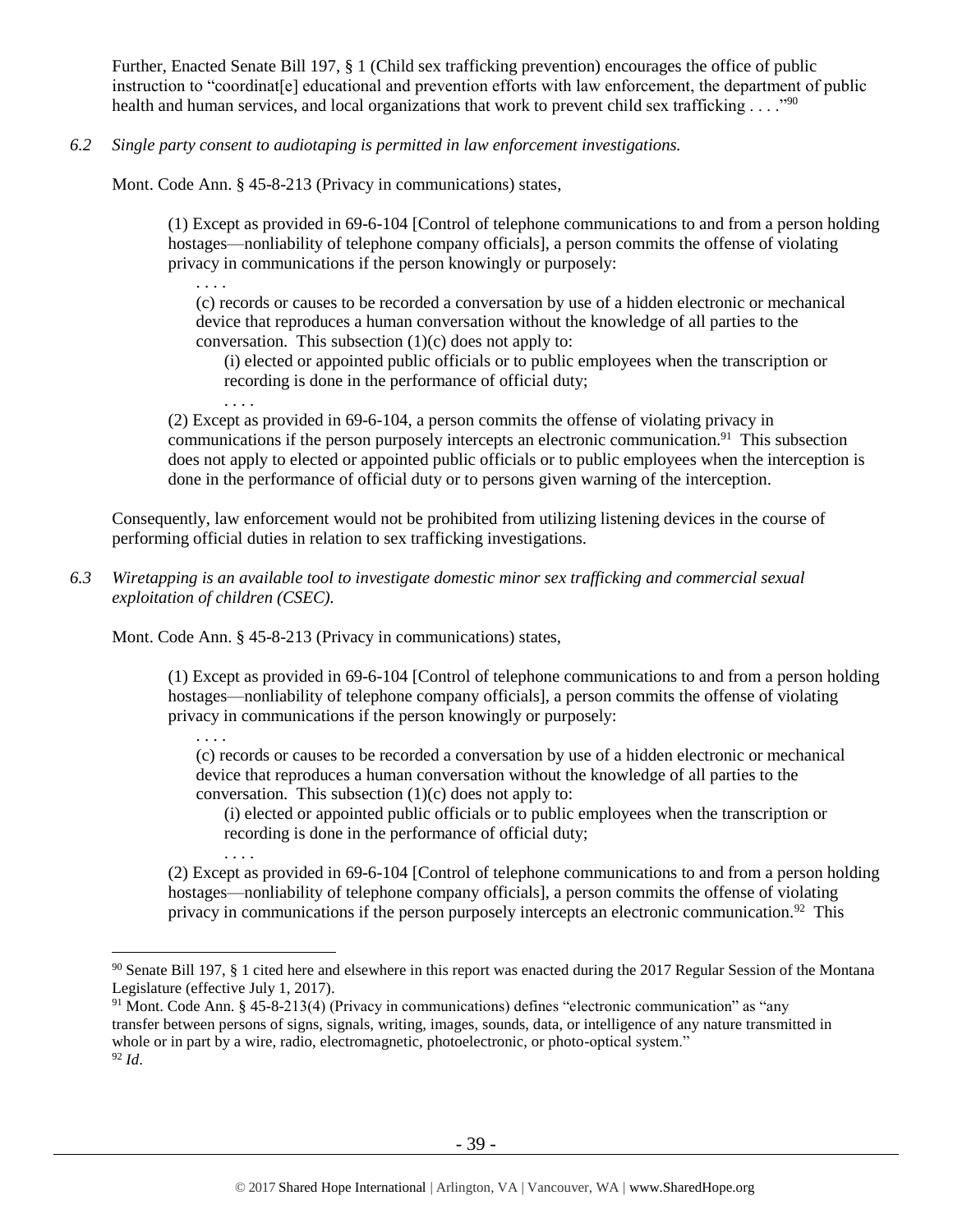Further, Enacted Senate Bill 197, § 1 (Child sex trafficking prevention) encourages the office of public instruction to "coordinat[e] educational and prevention efforts with law enforcement, the department of public health and human services, and local organizations that work to prevent child sex trafficking . . . ."[90]

*6.2 Single party consent to audiotaping is permitted in law enforcement investigations.*

Mont. Code Ann. § 45-8-213 (Privacy in communications) states,

> (1) Except as provided in 69-6-104 [Control of telephone communications to and from a person holding hostages—nonliability of telephone company officials], a person commits the offense of violating privacy in communications if the person knowingly or purposely:
>
> . . . .
>
> (c) records or causes to be recorded a conversation by use of a hidden electronic or mechanical device that reproduces a human conversation without the knowledge of all parties to the conversation. This subsection (1)(c) does not apply to:
>
> (i) elected or appointed public officials or to public employees when the transcription or recording is done in the performance of official duty;
>
> . . . .
>
> (2) Except as provided in 69-6-104, a person commits the offense of violating privacy in communications if the person purposely intercepts an electronic communication.[91] This subsection does not apply to elected or appointed public officials or to public employees when the interception is done in the performance of official duty or to persons given warning of the interception.

Consequently, law enforcement would not be prohibited from utilizing listening devices in the course of performing official duties in relation to sex trafficking investigations.

*6.3 Wiretapping is an available tool to investigate domestic minor sex trafficking and commercial sexual exploitation of children (CSEC).*

Mont. Code Ann. § 45-8-213 (Privacy in communications) states,

> (1) Except as provided in 69-6-104 [Control of telephone communications to and from a person holding hostages—nonliability of telephone company officials], a person commits the offense of violating privacy in communications if the person knowingly or purposely:
>
> . . . .
>
> (c) records or causes to be recorded a conversation by use of a hidden electronic or mechanical device that reproduces a human conversation without the knowledge of all parties to the conversation. This subsection (1)(c) does not apply to:
>
> (i) elected or appointed public officials or to public employees when the transcription or recording is done in the performance of official duty;
>
> . . . .
>
> (2) Except as provided in 69-6-104 [Control of telephone communications to and from a person holding hostages—nonliability of telephone company officials], a person commits the offense of violating privacy in communications if the person purposely intercepts an electronic communication.[92] This

---

[90] Senate Bill 197, § 1 cited here and elsewhere in this report was enacted during the 2017 Regular Session of the Montana Legislature (effective July 1, 2017).

[91] Mont. Code Ann. § 45-8-213(4) (Privacy in communications) defines "electronic communication" as "any transfer between persons of signs, signals, writing, images, sounds, data, or intelligence of any nature transmitted in whole or in part by a wire, radio, electromagnetic, photoelectronic, or photo-optical system."

[92] *Id*.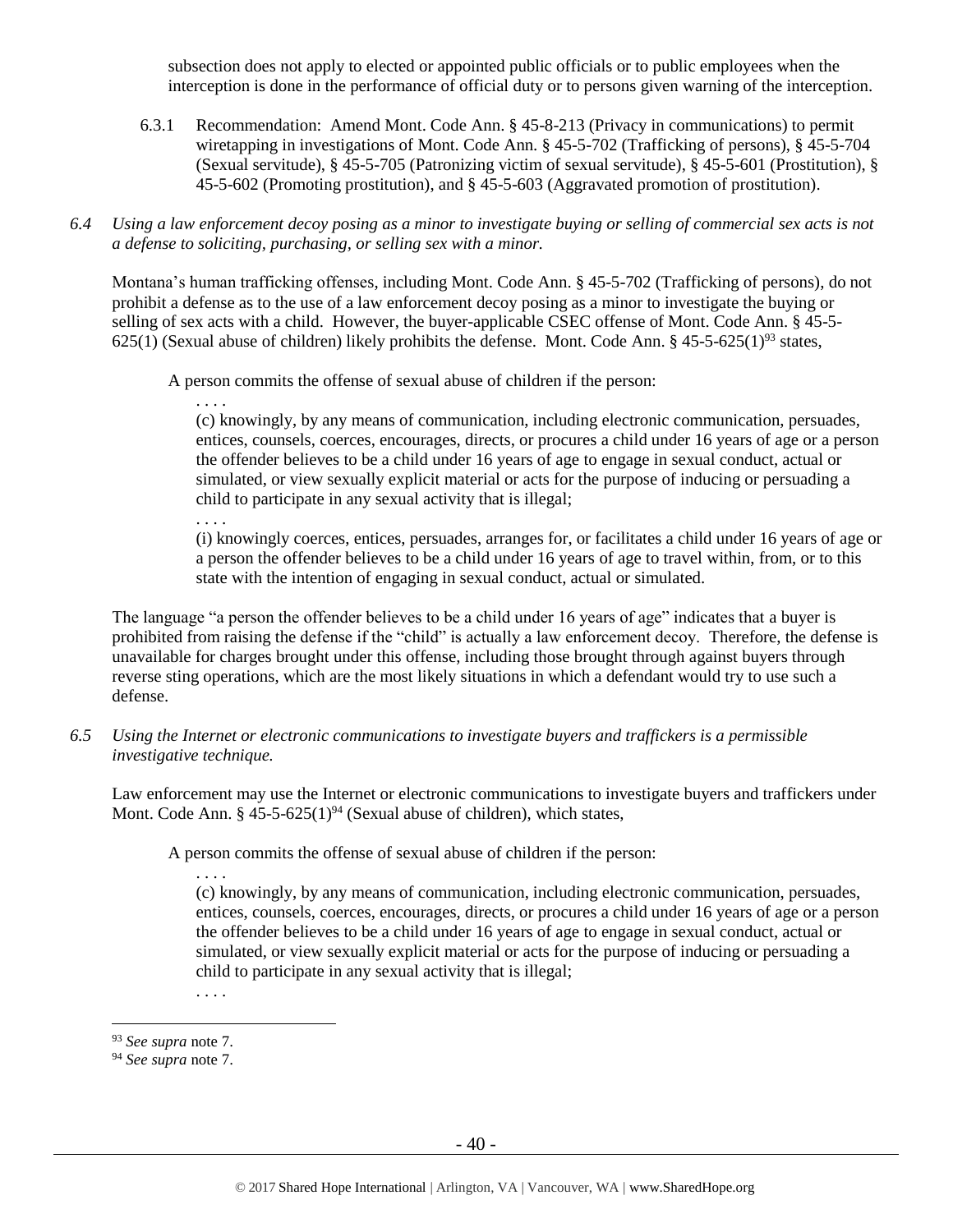subsection does not apply to elected or appointed public officials or to public employees when the interception is done in the performance of official duty or to persons given warning of the interception.

6.3.1 Recommendation: Amend Mont. Code Ann. § 45-8-213 (Privacy in communications) to permit wiretapping in investigations of Mont. Code Ann. § 45-5-702 (Trafficking of persons), § 45-5-704 (Sexual servitude), § 45-5-705 (Patronizing victim of sexual servitude), § 45-5-601 (Prostitution), § 45-5-602 (Promoting prostitution), and § 45-5-603 (Aggravated promotion of prostitution).

*6.4 Using a law enforcement decoy posing as a minor to investigate buying or selling of commercial sex acts is not a defense to soliciting, purchasing, or selling sex with a minor.*

Montana's human trafficking offenses, including Mont. Code Ann. § 45-5-702 (Trafficking of persons), do not prohibit a defense as to the use of a law enforcement decoy posing as a minor to investigate the buying or selling of sex acts with a child. However, the buyer-applicable CSEC offense of Mont. Code Ann. § 45-5-625(1) (Sexual abuse of children) likely prohibits the defense. Mont. Code Ann. § 45-5-625(1)[93] states,

> A person commits the offense of sexual abuse of children if the person:
>
> . . . .
>
> (c) knowingly, by any means of communication, including electronic communication, persuades, entices, counsels, coerces, encourages, directs, or procures a child under 16 years of age or a person the offender believes to be a child under 16 years of age to engage in sexual conduct, actual or simulated, or view sexually explicit material or acts for the purpose of inducing or persuading a child to participate in any sexual activity that is illegal;
>
> . . . .
>
> (i) knowingly coerces, entices, persuades, arranges for, or facilitates a child under 16 years of age or a person the offender believes to be a child under 16 years of age to travel within, from, or to this state with the intention of engaging in sexual conduct, actual or simulated.

The language "a person the offender believes to be a child under 16 years of age" indicates that a buyer is prohibited from raising the defense if the "child" is actually a law enforcement decoy. Therefore, the defense is unavailable for charges brought under this offense, including those brought through against buyers through reverse sting operations, which are the most likely situations in which a defendant would try to use such a defense.

*6.5 Using the Internet or electronic communications to investigate buyers and traffickers is a permissible investigative technique.*

Law enforcement may use the Internet or electronic communications to investigate buyers and traffickers under Mont. Code Ann. § 45-5-625(1)[94] (Sexual abuse of children), which states,

> A person commits the offense of sexual abuse of children if the person:
>
> . . . .
>
> (c) knowingly, by any means of communication, including electronic communication, persuades, entices, counsels, coerces, encourages, directs, or procures a child under 16 years of age or a person the offender believes to be a child under 16 years of age to engage in sexual conduct, actual or simulated, or view sexually explicit material or acts for the purpose of inducing or persuading a child to participate in any sexual activity that is illegal;
>
> . . . .

---

[93] *See supra* note 7.

[94] *See supra* note 7.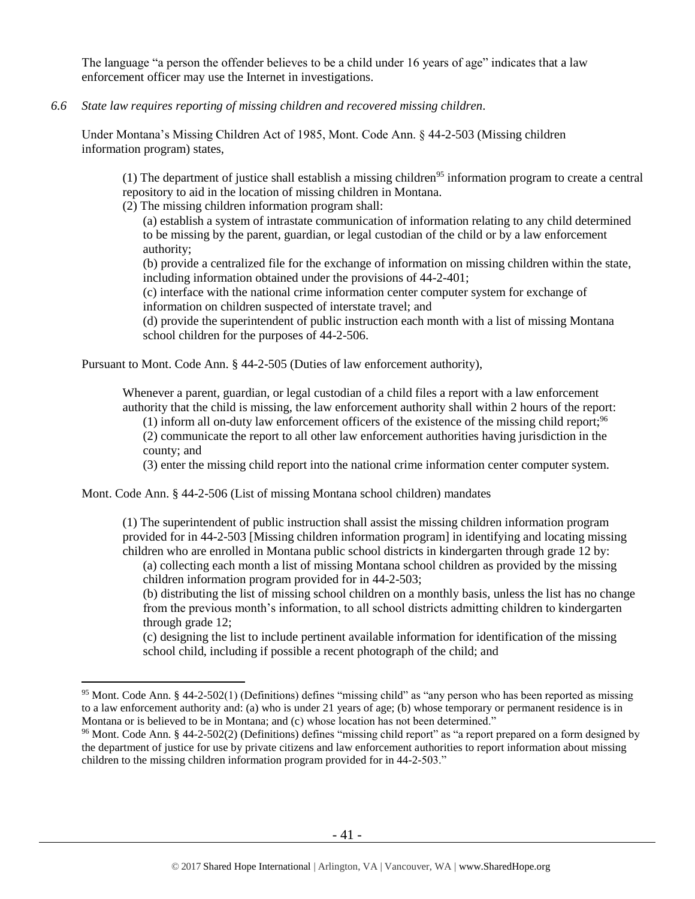The language "a person the offender believes to be a child under 16 years of age" indicates that a law enforcement officer may use the Internet in investigations.

*6.6 State law requires reporting of missing children and recovered missing children.*

Under Montana's Missing Children Act of 1985, Mont. Code Ann. § 44-2-503 (Missing children information program) states,

> (1) The department of justice shall establish a missing children[95] information program to create a central repository to aid in the location of missing children in Montana.
>
> (2) The missing children information program shall:
>
> (a) establish a system of intrastate communication of information relating to any child determined to be missing by the parent, guardian, or legal custodian of the child or by a law enforcement authority;
>
> (b) provide a centralized file for the exchange of information on missing children within the state, including information obtained under the provisions of 44-2-401;
>
> (c) interface with the national crime information center computer system for exchange of information on children suspected of interstate travel; and
>
> (d) provide the superintendent of public instruction each month with a list of missing Montana school children for the purposes of 44-2-506.

Pursuant to Mont. Code Ann. § 44-2-505 (Duties of law enforcement authority),

> Whenever a parent, guardian, or legal custodian of a child files a report with a law enforcement authority that the child is missing, the law enforcement authority shall within 2 hours of the report:
>
> (1) inform all on-duty law enforcement officers of the existence of the missing child report;[96]
>
> (2) communicate the report to all other law enforcement authorities having jurisdiction in the county; and
>
> (3) enter the missing child report into the national crime information center computer system.

Mont. Code Ann. § 44-2-506 (List of missing Montana school children) mandates

> (1) The superintendent of public instruction shall assist the missing children information program provided for in 44-2-503 [Missing children information program] in identifying and locating missing children who are enrolled in Montana public school districts in kindergarten through grade 12 by:
>
> (a) collecting each month a list of missing Montana school children as provided by the missing children information program provided for in 44-2-503;
>
> (b) distributing the list of missing school children on a monthly basis, unless the list has no change from the previous month's information, to all school districts admitting children to kindergarten through grade 12;
>
> (c) designing the list to include pertinent available information for identification of the missing school child, including if possible a recent photograph of the child; and

---

[95] Mont. Code Ann. § 44-2-502(1) (Definitions) defines "missing child" as "any person who has been reported as missing to a law enforcement authority and: (a) who is under 21 years of age; (b) whose temporary or permanent residence is in Montana or is believed to be in Montana; and (c) whose location has not been determined."

[96] Mont. Code Ann. § 44-2-502(2) (Definitions) defines "missing child report" as "a report prepared on a form designed by the department of justice for use by private citizens and law enforcement authorities to report information about missing children to the missing children information program provided for in 44-2-503."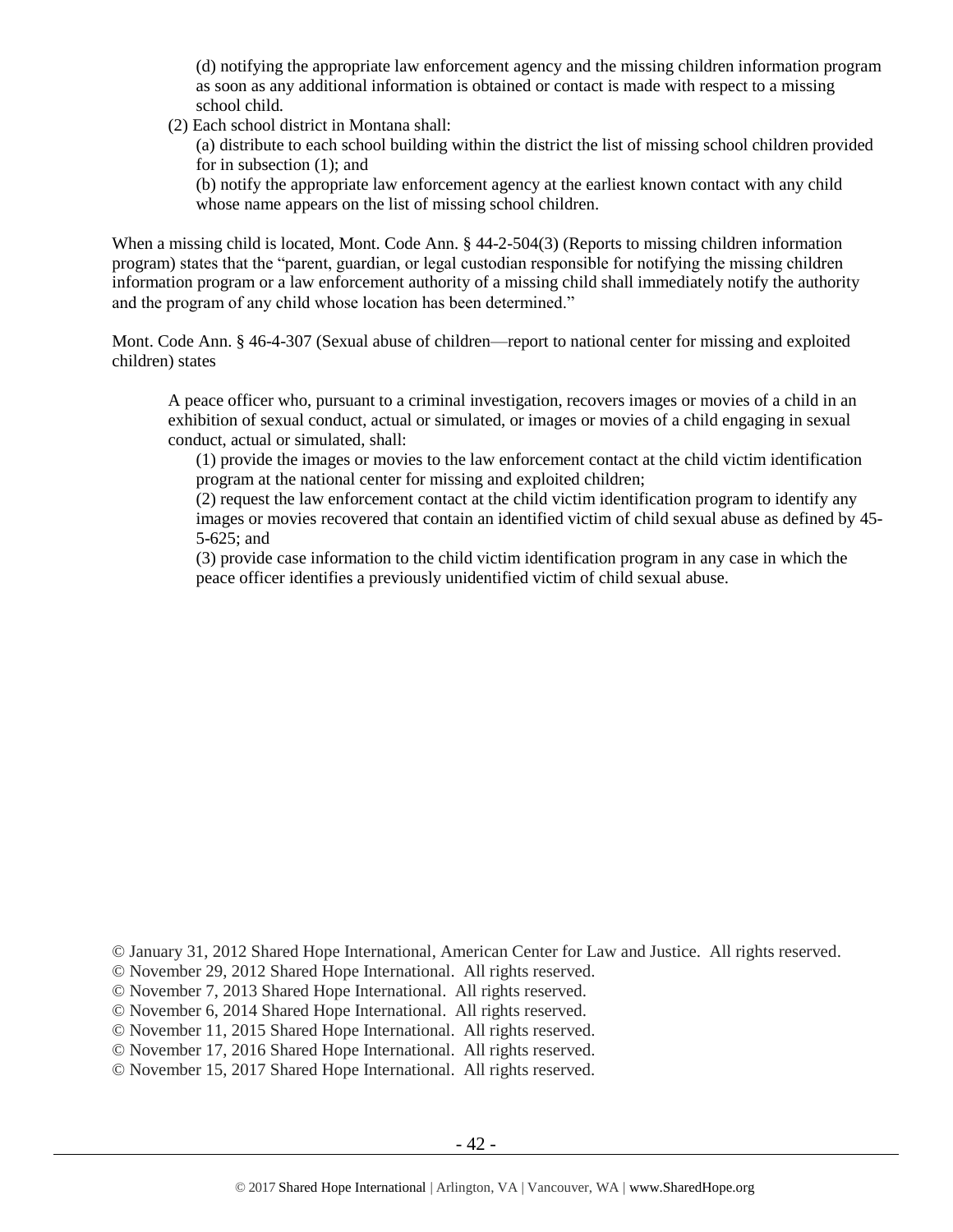(d) notifying the appropriate law enforcement agency and the missing children information program as soon as any additional information is obtained or contact is made with respect to a missing school child.

(2) Each school district in Montana shall:

(a) distribute to each school building within the district the list of missing school children provided for in subsection (1); and

(b) notify the appropriate law enforcement agency at the earliest known contact with any child whose name appears on the list of missing school children.

When a missing child is located, Mont. Code Ann. § 44-2-504(3) (Reports to missing children information program) states that the "parent, guardian, or legal custodian responsible for notifying the missing children information program or a law enforcement authority of a missing child shall immediately notify the authority and the program of any child whose location has been determined."

Mont. Code Ann. § 46-4-307 (Sexual abuse of children—report to national center for missing and exploited children) states

> A peace officer who, pursuant to a criminal investigation, recovers images or movies of a child in an exhibition of sexual conduct, actual or simulated, or images or movies of a child engaging in sexual conduct, actual or simulated, shall:
>
> (1) provide the images or movies to the law enforcement contact at the child victim identification program at the national center for missing and exploited children;
>
> (2) request the law enforcement contact at the child victim identification program to identify any images or movies recovered that contain an identified victim of child sexual abuse as defined by 45-5-625; and
>
> (3) provide case information to the child victim identification program in any case in which the peace officer identifies a previously unidentified victim of child sexual abuse.

© January 31, 2012 Shared Hope International, American Center for Law and Justice. All rights reserved.
© November 29, 2012 Shared Hope International. All rights reserved.
© November 7, 2013 Shared Hope International. All rights reserved.
© November 6, 2014 Shared Hope International. All rights reserved.
© November 11, 2015 Shared Hope International. All rights reserved.
© November 17, 2016 Shared Hope International. All rights reserved.
© November 15, 2017 Shared Hope International. All rights reserved.